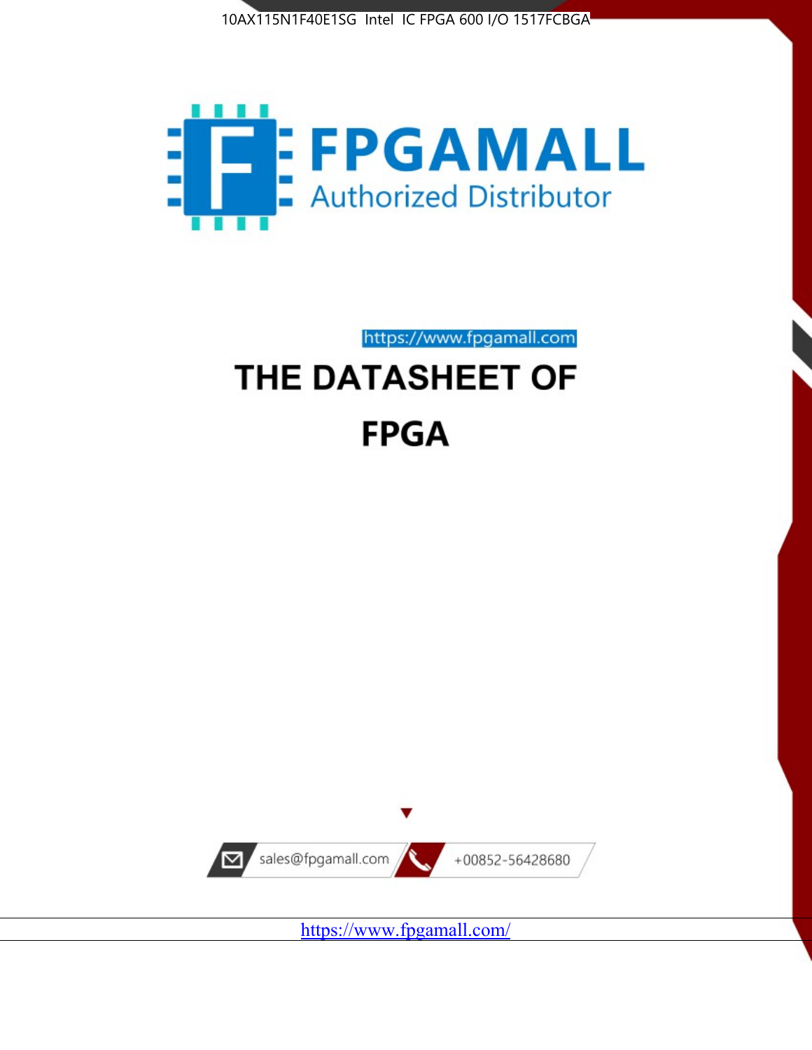10AX115N1F40E1SG Intel IC FPGA 600 I/O 1517FCBGA

FPGAMALL

Authorized Distributor

https://www.fpgamall.com

# THE DATASHEET OF

# FPGA

sales@fpgamall.com

+00852-56428680

https://www.fpgamall.com/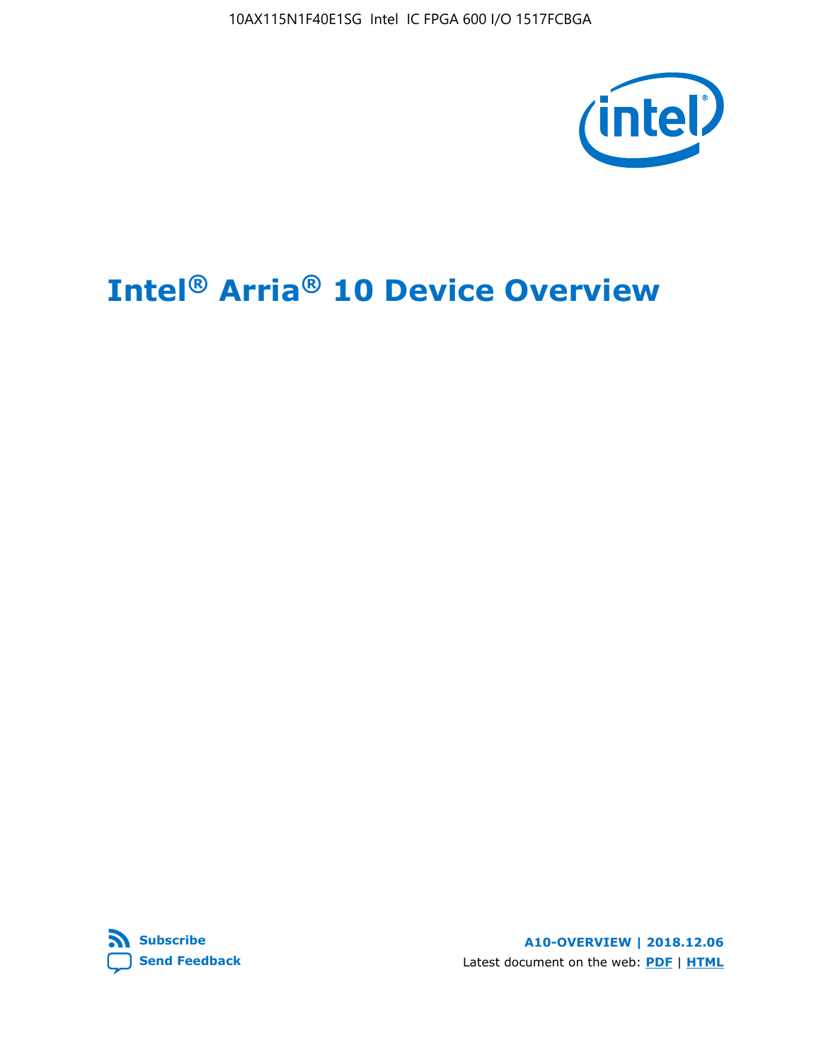10AX115N1F40E1SG Intel IC FPGA 600 I/O 1517FCBGA

# Intel® Arria® 10 Device Overview

Subscribe

Send Feedback

A10-OVERVIEW | 2018.12.06

Latest document on the web: PDF | HTML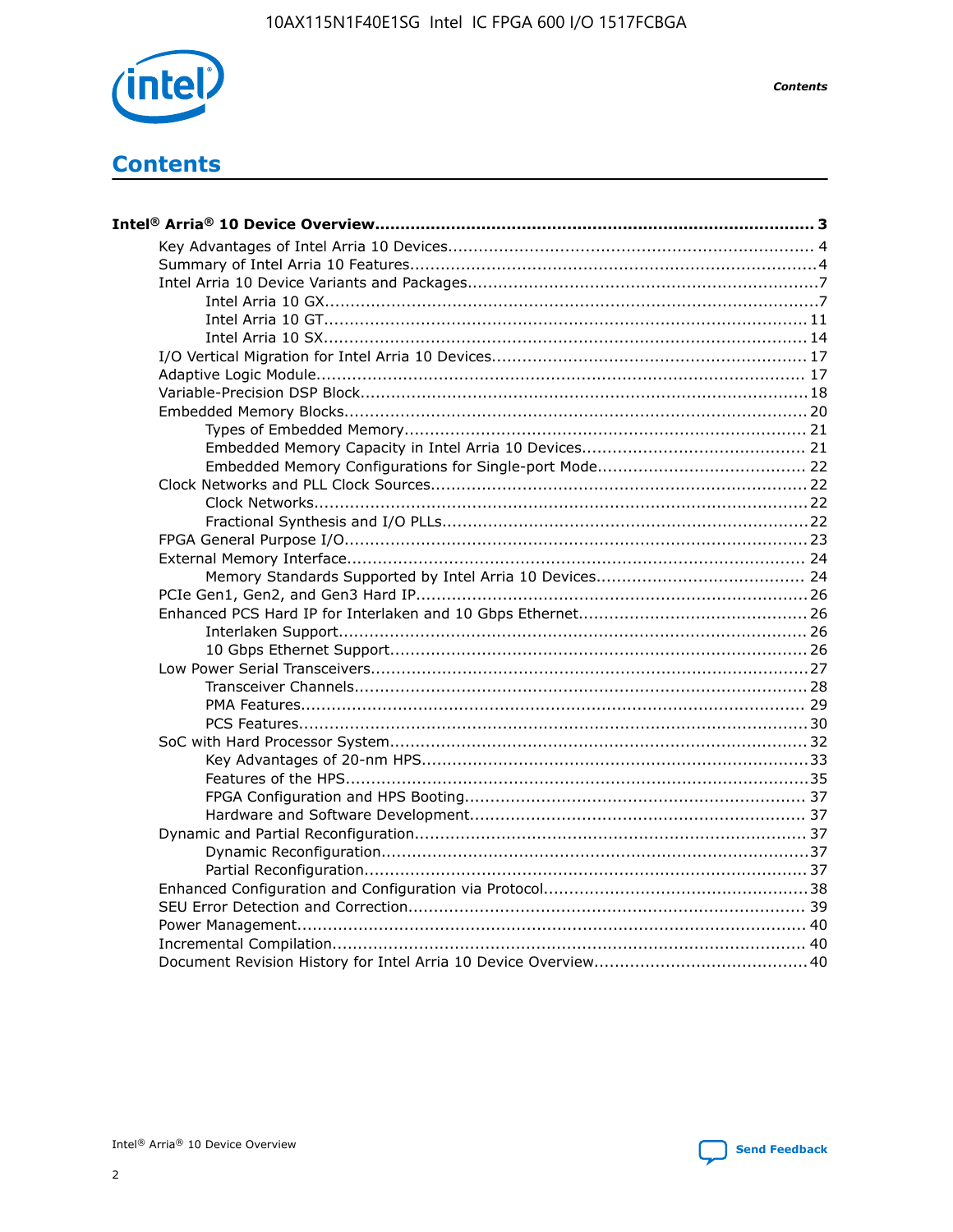# Contents

**Intel® Arria® 10 Device Overview...................................................................................... 3**

- Key Advantages of Intel Arria 10 Devices....................................................................... 4
- Summary of Intel Arria 10 Features................................................................................4
- Intel Arria 10 Device Variants and Packages....................................................................7
  - Intel Arria 10 GX.................................................................................................7
  - Intel Arria 10 GT............................................................................................... 11
  - Intel Arria 10 SX............................................................................................... 14
- I/O Vertical Migration for Intel Arria 10 Devices............................................................. 17
- Adaptive Logic Module................................................................................................ 17
- Variable-Precision DSP Block.......................................................................................18
- Embedded Memory Blocks.......................................................................................... 20
  - Types of Embedded Memory............................................................................... 21
  - Embedded Memory Capacity in Intel Arria 10 Devices............................................ 21
  - Embedded Memory Configurations for Single-port Mode......................................... 22
- Clock Networks and PLL Clock Sources.........................................................................22
  - Clock Networks.................................................................................................22
  - Fractional Synthesis and I/O PLLs........................................................................22
- FPGA General Purpose I/O.......................................................................................... 23
- External Memory Interface......................................................................................... 24
  - Memory Standards Supported by Intel Arria 10 Devices......................................... 24
- PCIe Gen1, Gen2, and Gen3 Hard IP............................................................................26
- Enhanced PCS Hard IP for Interlaken and 10 Gbps Ethernet.............................................26
  - Interlaken Support............................................................................................ 26
  - 10 Gbps Ethernet Support.................................................................................. 26
- Low Power Serial Transceivers.....................................................................................27
  - Transceiver Channels.........................................................................................28
  - PMA Features................................................................................................... 29
  - PCS Features....................................................................................................30
- SoC with Hard Processor System.................................................................................. 32
  - Key Advantages of 20-nm HPS............................................................................33
  - Features of the HPS...........................................................................................35
  - FPGA Configuration and HPS Booting................................................................... 37
  - Hardware and Software Development.................................................................. 37
- Dynamic and Partial Reconfiguration............................................................................ 37
  - Dynamic Reconfiguration....................................................................................37
  - Partial Reconfiguration.......................................................................................37
- Enhanced Configuration and Configuration via Protocol....................................................38
- SEU Error Detection and Correction.............................................................................. 39
- Power Management.................................................................................................... 40
- Incremental Compilation............................................................................................. 40
- Document Revision History for Intel Arria 10 Device Overview..........................................40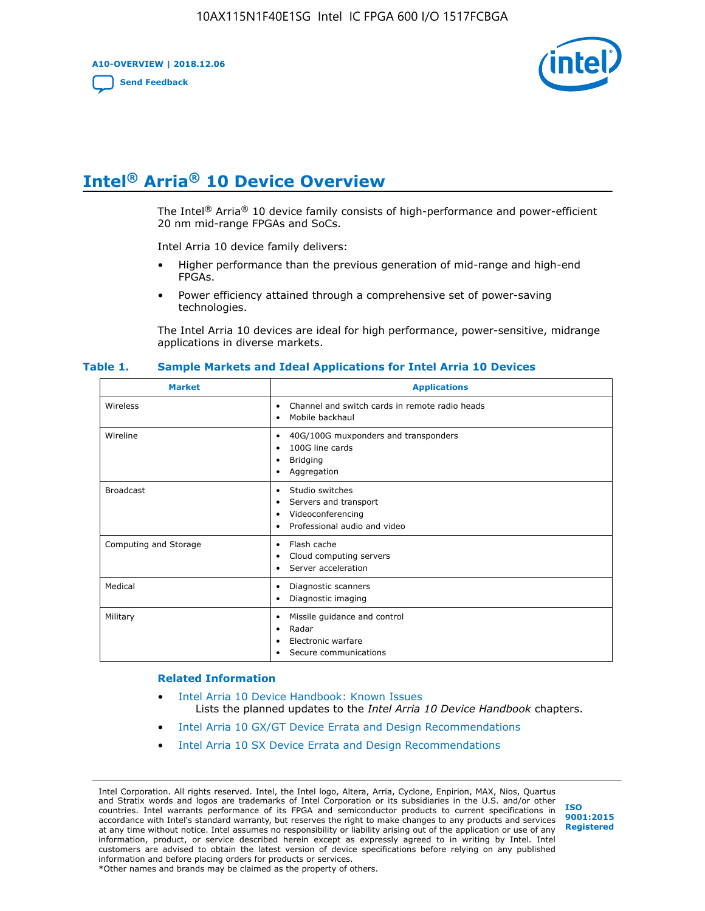# Intel® Arria® 10 Device Overview

The Intel® Arria® 10 device family consists of high-performance and power-efficient 20 nm mid-range FPGAs and SoCs.

Intel Arria 10 device family delivers:

- Higher performance than the previous generation of mid-range and high-end FPGAs.
- Power efficiency attained through a comprehensive set of power-saving technologies.

The Intel Arria 10 devices are ideal for high performance, power-sensitive, midrange applications in diverse markets.

**Table 1. Sample Markets and Ideal Applications for Intel Arria 10 Devices**

| Market | Applications |
|---|---|
| Wireless | • Channel and switch cards in remote radio heads<br>• Mobile backhaul |
| Wireline | • 40G/100G muxponders and transponders<br>• 100G line cards<br>• Bridging<br>• Aggregation |
| Broadcast | • Studio switches<br>• Servers and transport<br>• Videoconferencing<br>• Professional audio and video |
| Computing and Storage | • Flash cache<br>• Cloud computing servers<br>• Server acceleration |
| Medical | • Diagnostic scanners<br>• Diagnostic imaging |
| Military | • Missile guidance and control<br>• Radar<br>• Electronic warfare<br>• Secure communications |

**Related Information**

- Intel Arria 10 Device Handbook: Known Issues
  Lists the planned updates to the *Intel Arria 10 Device Handbook* chapters.
- Intel Arria 10 GX/GT Device Errata and Design Recommendations
- Intel Arria 10 SX Device Errata and Design Recommendations

Intel Corporation. All rights reserved. Intel, the Intel logo, Altera, Arria, Cyclone, Enpirion, MAX, Nios, Quartus and Stratix words and logos are trademarks of Intel Corporation or its subsidiaries in the U.S. and/or other countries. Intel warrants performance of its FPGA and semiconductor products to current specifications in accordance with Intel's standard warranty, but reserves the right to make changes to any products and services at any time without notice. Intel assumes no responsibility or liability arising out of the application or use of any information, product, or service described herein except as expressly agreed to in writing by Intel. Intel customers are advised to obtain the latest version of device specifications before relying on any published information and before placing orders for products or services.
*Other names and brands may be claimed as the property of others.

ISO 9001:2015 Registered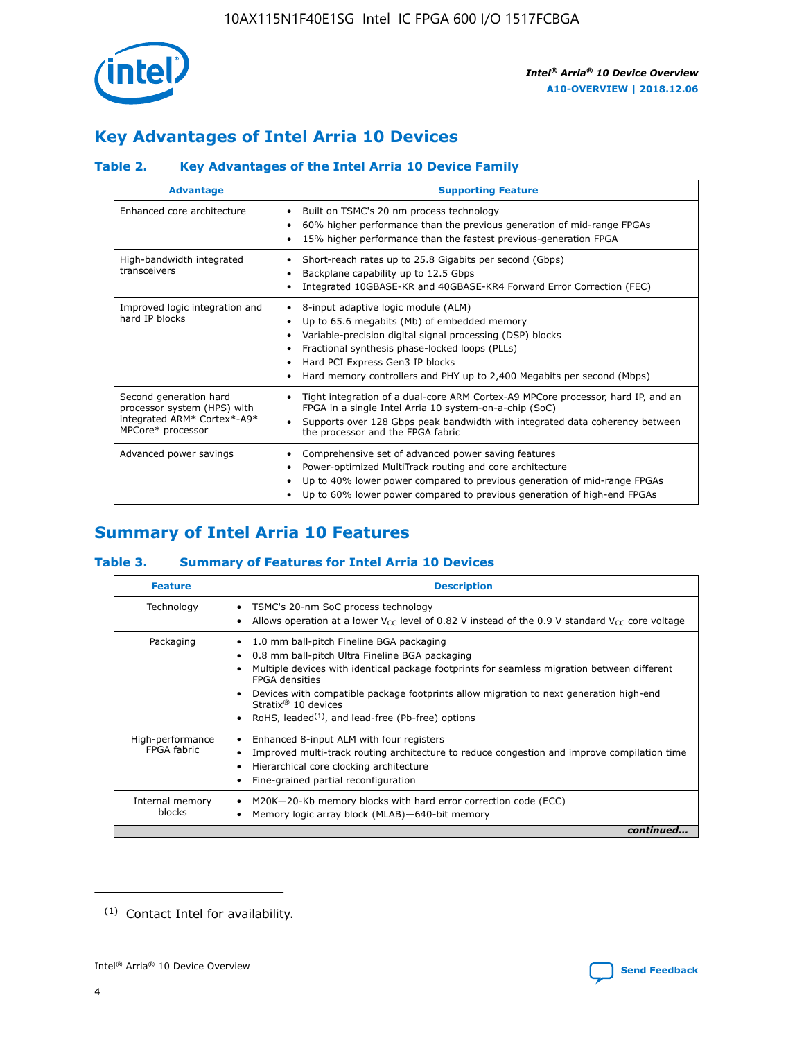## Key Advantages of Intel Arria 10 Devices

### Table 2. Key Advantages of the Intel Arria 10 Device Family

| Advantage | Supporting Feature |
|---|---|
| Enhanced core architecture | • Built on TSMC's 20 nm process technology<br>• 60% higher performance than the previous generation of mid-range FPGAs<br>• 15% higher performance than the fastest previous-generation FPGA |
| High-bandwidth integrated transceivers | • Short-reach rates up to 25.8 Gigabits per second (Gbps)<br>• Backplane capability up to 12.5 Gbps<br>• Integrated 10GBASE-KR and 40GBASE-KR4 Forward Error Correction (FEC) |
| Improved logic integration and hard IP blocks | • 8-input adaptive logic module (ALM)<br>• Up to 65.6 megabits (Mb) of embedded memory<br>• Variable-precision digital signal processing (DSP) blocks<br>• Fractional synthesis phase-locked loops (PLLs)<br>• Hard PCI Express Gen3 IP blocks<br>• Hard memory controllers and PHY up to 2,400 Megabits per second (Mbps) |
| Second generation hard processor system (HPS) with integrated ARM* Cortex*-A9* MPCore* processor | • Tight integration of a dual-core ARM Cortex-A9 MPCore processor, hard IP, and an FPGA in a single Intel Arria 10 system-on-a-chip (SoC)<br>• Supports over 128 Gbps peak bandwidth with integrated data coherency between the processor and the FPGA fabric |
| Advanced power savings | • Comprehensive set of advanced power saving features<br>• Power-optimized MultiTrack routing and core architecture<br>• Up to 40% lower power compared to previous generation of mid-range FPGAs<br>• Up to 60% lower power compared to previous generation of high-end FPGAs |

## Summary of Intel Arria 10 Features

### Table 3. Summary of Features for Intel Arria 10 Devices

| Feature | Description |
|---|---|
| Technology | • TSMC's 20-nm SoC process technology<br>• Allows operation at a lower $V_{CC}$ level of 0.82 V instead of the 0.9 V standard $V_{CC}$ core voltage |
| Packaging | • 1.0 mm ball-pitch Fineline BGA packaging<br>• 0.8 mm ball-pitch Ultra Fineline BGA packaging<br>• Multiple devices with identical package footprints for seamless migration between different FPGA densities<br>• Devices with compatible package footprints allow migration to next generation high-end Stratix® 10 devices<br>• RoHS, leaded[1], and lead-free (Pb-free) options |
| High-performance FPGA fabric | • Enhanced 8-input ALM with four registers<br>• Improved multi-track routing architecture to reduce congestion and improve compilation time<br>• Hierarchical core clocking architecture<br>• Fine-grained partial reconfiguration |
| Internal memory blocks | • M20K—20-Kb memory blocks with hard error correction code (ECC)<br>• Memory logic array block (MLAB)—640-bit memory |

*continued...*

(1) Contact Intel for availability.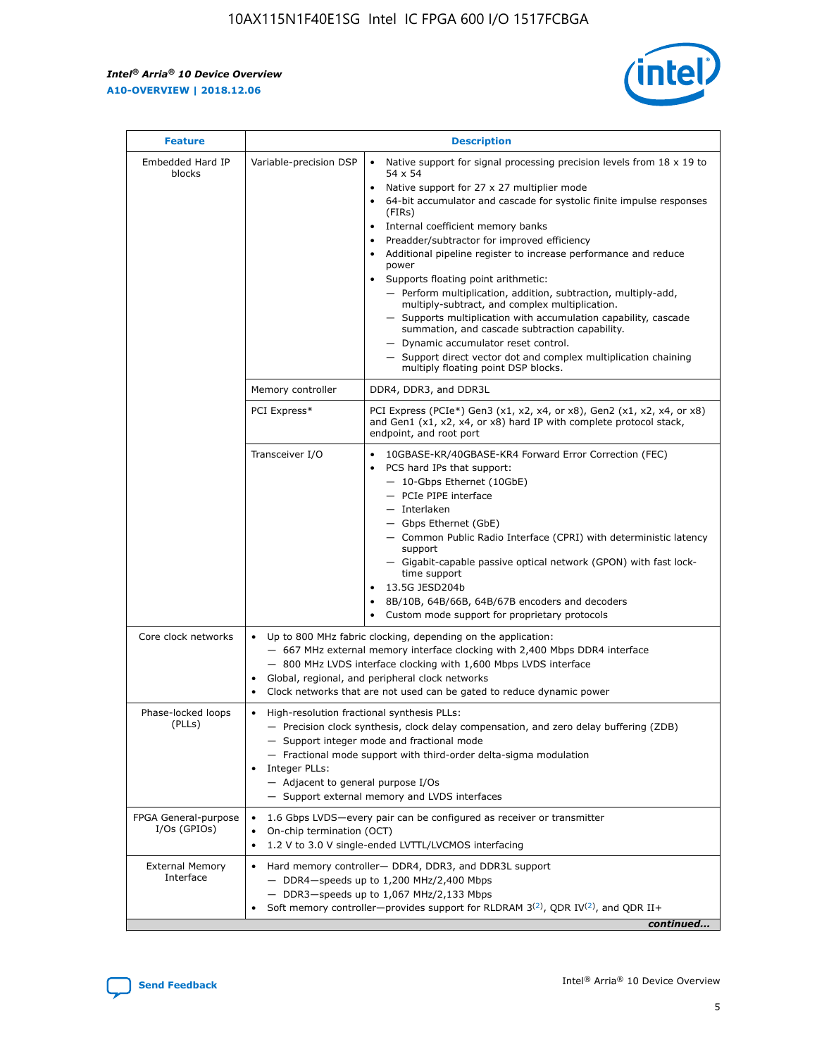| Feature | Description | |
|---|---|---|
| Embedded Hard IP blocks | Variable-precision DSP | • Native support for signal processing precision levels from 18 x 19 to 54 x 54<br>• Native support for 27 x 27 multiplier mode<br>• 64-bit accumulator and cascade for systolic finite impulse responses (FIRs)<br>• Internal coefficient memory banks<br>• Preadder/subtractor for improved efficiency<br>• Additional pipeline register to increase performance and reduce power<br>• Supports floating point arithmetic:<br>— Perform multiplication, addition, subtraction, multiply-add, multiply-subtract, and complex multiplication.<br>— Supports multiplication with accumulation capability, cascade summation, and cascade subtraction capability.<br>— Dynamic accumulator reset control.<br>— Support direct vector dot and complex multiplication chaining multiply floating point DSP blocks. |
| | Memory controller | DDR4, DDR3, and DDR3L |
| | PCI Express* | PCI Express (PCIe*) Gen3 (x1, x2, x4, or x8), Gen2 (x1, x2, x4, or x8) and Gen1 (x1, x2, x4, or x8) hard IP with complete protocol stack, endpoint, and root port |
| | Transceiver I/O | • 10GBASE-KR/40GBASE-KR4 Forward Error Correction (FEC)<br>• PCS hard IPs that support:<br>— 10-Gbps Ethernet (10GbE)<br>— PCIe PIPE interface<br>— Interlaken<br>— Gbps Ethernet (GbE)<br>— Common Public Radio Interface (CPRI) with deterministic latency support<br>— Gigabit-capable passive optical network (GPON) with fast lock-time support<br>• 13.5G JESD204b<br>• 8B/10B, 64B/66B, 64B/67B encoders and decoders<br>• Custom mode support for proprietary protocols |
| Core clock networks | • Up to 800 MHz fabric clocking, depending on the application:<br>— 667 MHz external memory interface clocking with 2,400 Mbps DDR4 interface<br>— 800 MHz LVDS interface clocking with 1,600 Mbps LVDS interface<br>• Global, regional, and peripheral clock networks<br>• Clock networks that are not used can be gated to reduce dynamic power | |
| Phase-locked loops (PLLs) | • High-resolution fractional synthesis PLLs:<br>— Precision clock synthesis, clock delay compensation, and zero delay buffering (ZDB)<br>— Support integer mode and fractional mode<br>— Fractional mode support with third-order delta-sigma modulation<br>• Integer PLLs:<br>— Adjacent to general purpose I/Os<br>— Support external memory and LVDS interfaces | |
| FPGA General-purpose I/Os (GPIOs) | • 1.6 Gbps LVDS—every pair can be configured as receiver or transmitter<br>• On-chip termination (OCT)<br>• 1.2 V to 3.0 V single-ended LVTTL/LVCMOS interfacing | |
| External Memory Interface | • Hard memory controller— DDR4, DDR3, and DDR3L support<br>— DDR4—speeds up to 1,200 MHz/2,400 Mbps<br>— DDR3—speeds up to 1,067 MHz/2,133 Mbps<br>• Soft memory controller—provides support for RLDRAM 3[(2)], QDR IV[(2)], and QDR II+ | |

*continued...*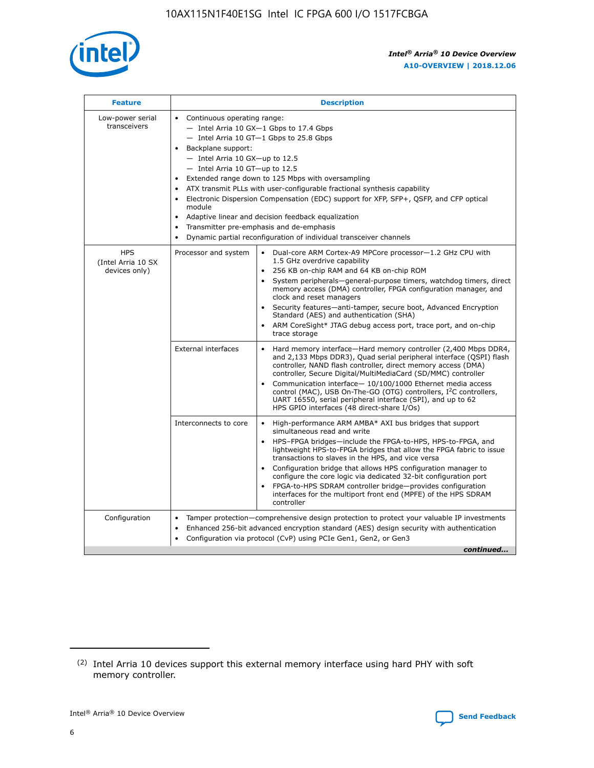| Feature | Description | |
|---|---|---|
| Low-power serial transceivers | • Continuous operating range:<br>— Intel Arria 10 GX—1 Gbps to 17.4 Gbps<br>— Intel Arria 10 GT—1 Gbps to 25.8 Gbps<br>• Backplane support:<br>— Intel Arria 10 GX—up to 12.5<br>— Intel Arria 10 GT—up to 12.5<br>• Extended range down to 125 Mbps with oversampling<br>• ATX transmit PLLs with user-configurable fractional synthesis capability<br>• Electronic Dispersion Compensation (EDC) support for XFP, SFP+, QSFP, and CFP optical module<br>• Adaptive linear and decision feedback equalization<br>• Transmitter pre-emphasis and de-emphasis<br>• Dynamic partial reconfiguration of individual transceiver channels | |
| HPS (Intel Arria 10 SX devices only) | Processor and system | • Dual-core ARM Cortex-A9 MPCore processor—1.2 GHz CPU with 1.5 GHz overdrive capability<br>• 256 KB on-chip RAM and 64 KB on-chip ROM<br>• System peripherals—general-purpose timers, watchdog timers, direct memory access (DMA) controller, FPGA configuration manager, and clock and reset managers<br>• Security features—anti-tamper, secure boot, Advanced Encryption Standard (AES) and authentication (SHA)<br>• ARM CoreSight* JTAG debug access port, trace port, and on-chip trace storage |
| | External interfaces | • Hard memory interface—Hard memory controller (2,400 Mbps DDR4, and 2,133 Mbps DDR3), Quad serial peripheral interface (QSPI) flash controller, NAND flash controller, direct memory access (DMA) controller, Secure Digital/MultiMediaCard (SD/MMC) controller<br>• Communication interface— 10/100/1000 Ethernet media access control (MAC), USB On-The-GO (OTG) controllers, I²C controllers, UART 16550, serial peripheral interface (SPI), and up to 62 HPS GPIO interfaces (48 direct-share I/Os) |
| | Interconnects to core | • High-performance ARM AMBA* AXI bus bridges that support simultaneous read and write<br>• HPS–FPGA bridges—include the FPGA-to-HPS, HPS-to-FPGA, and lightweight HPS-to-FPGA bridges that allow the FPGA fabric to issue transactions to slaves in the HPS, and vice versa<br>• Configuration bridge that allows HPS configuration manager to configure the core logic via dedicated 32-bit configuration port<br>• FPGA-to-HPS SDRAM controller bridge—provides configuration interfaces for the multiport front end (MPFE) of the HPS SDRAM controller |
| Configuration | • Tamper protection—comprehensive design protection to protect your valuable IP investments<br>• Enhanced 256-bit advanced encryption standard (AES) design security with authentication<br>• Configuration via protocol (CvP) using PCIe Gen1, Gen2, or Gen3 | |

*continued...*

(2) Intel Arria 10 devices support this external memory interface using hard PHY with soft memory controller.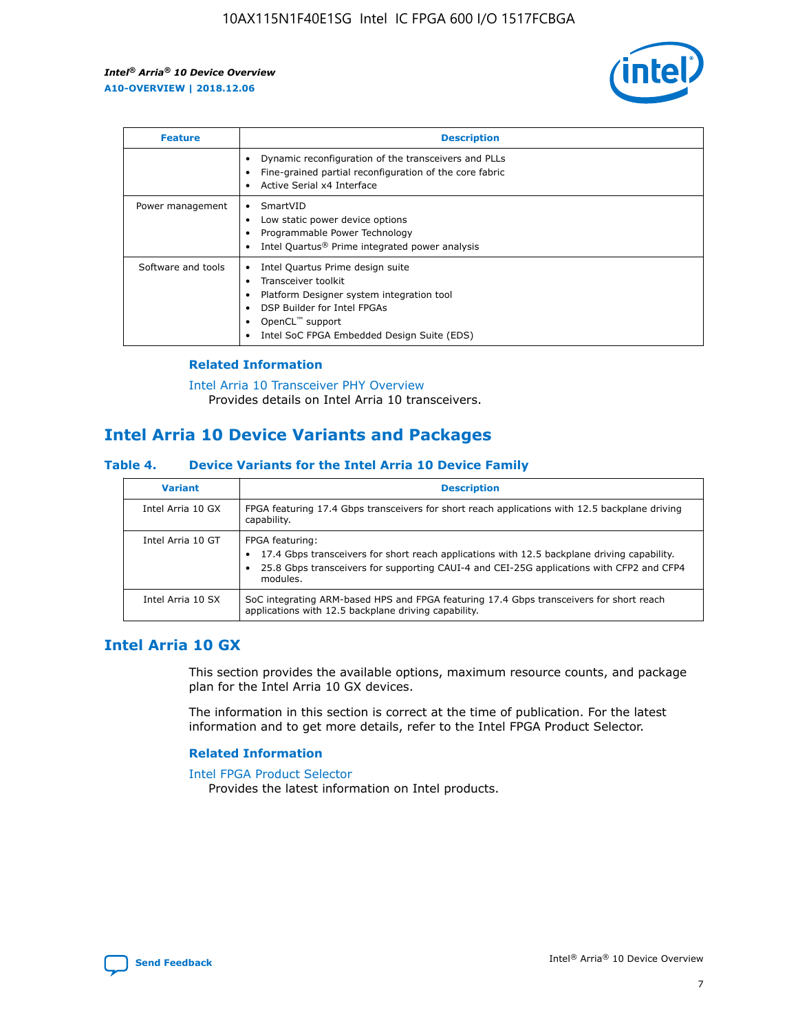| Feature | Description |
| --- | --- |
| | • Dynamic reconfiguration of the transceivers and PLLs<br>• Fine-grained partial reconfiguration of the core fabric<br>• Active Serial x4 Interface |
| Power management | • SmartVID<br>• Low static power device options<br>• Programmable Power Technology<br>• Intel Quartus® Prime integrated power analysis |
| Software and tools | • Intel Quartus Prime design suite<br>• Transceiver toolkit<br>• Platform Designer system integration tool<br>• DSP Builder for Intel FPGAs<br>• OpenCL™ support<br>• Intel SoC FPGA Embedded Design Suite (EDS) |

### Related Information

Intel Arria 10 Transceiver PHY Overview
Provides details on Intel Arria 10 transceivers.

## Intel Arria 10 Device Variants and Packages

#### Table 4. Device Variants for the Intel Arria 10 Device Family

| Variant | Description |
| --- | --- |
| Intel Arria 10 GX | FPGA featuring 17.4 Gbps transceivers for short reach applications with 12.5 backplane driving capability. |
| Intel Arria 10 GT | FPGA featuring:<br>• 17.4 Gbps transceivers for short reach applications with 12.5 backplane driving capability.<br>• 25.8 Gbps transceivers for supporting CAUI-4 and CEI-25G applications with CFP2 and CFP4 modules. |
| Intel Arria 10 SX | SoC integrating ARM-based HPS and FPGA featuring 17.4 Gbps transceivers for short reach applications with 12.5 backplane driving capability. |

## Intel Arria 10 GX

This section provides the available options, maximum resource counts, and package plan for the Intel Arria 10 GX devices.

The information in this section is correct at the time of publication. For the latest information and to get more details, refer to the Intel FPGA Product Selector.

### Related Information

Intel FPGA Product Selector
Provides the latest information on Intel products.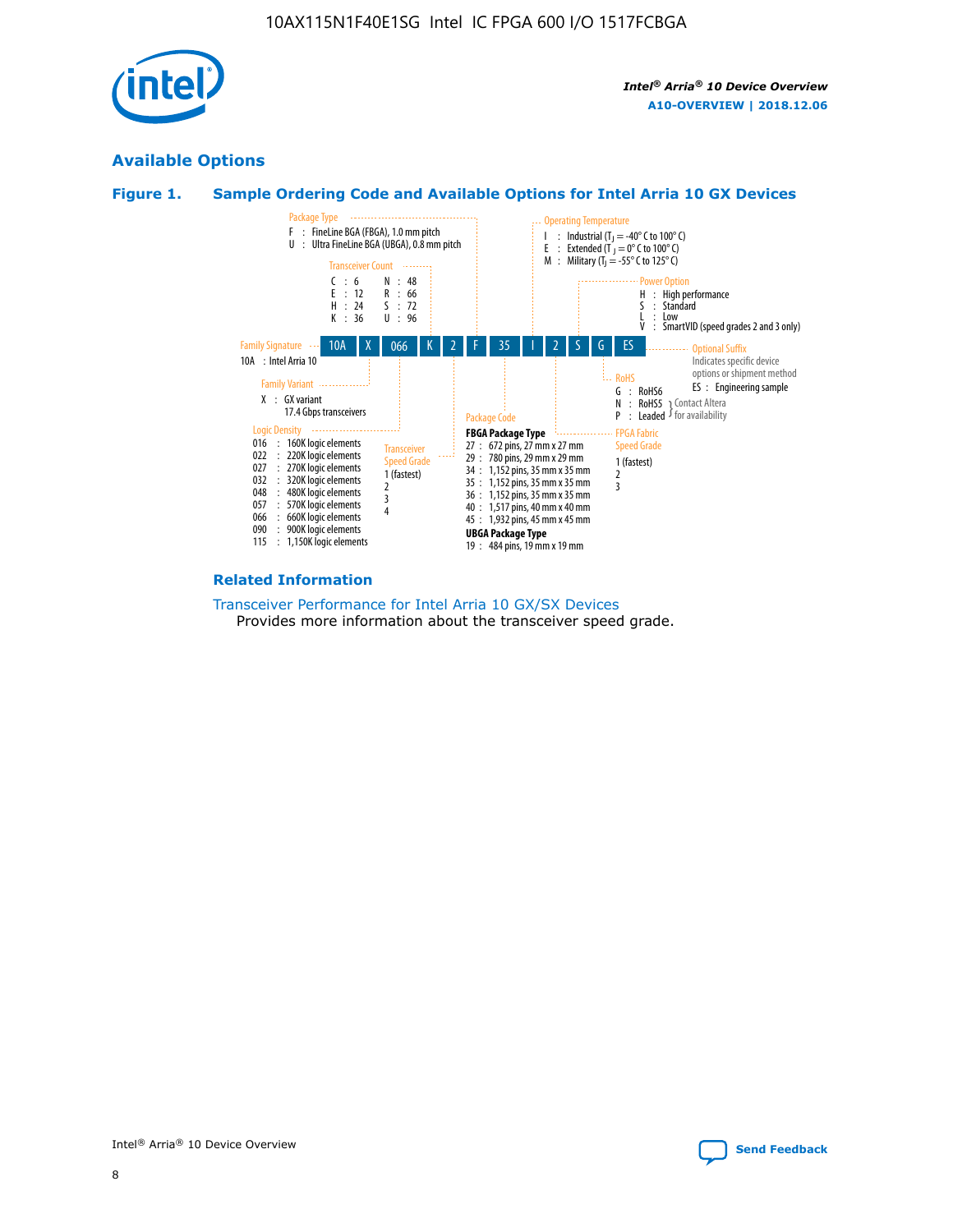## Available Options

### Figure 1. Sample Ordering Code and Available Options for Intel Arria 10 GX Devices

Sample ordering code: 10A X 066 K 2 F 35 I 2 S G ES

**Family Signature**
10A : Intel Arria 10

**Family Variant**
X : GX variant
17.4 Gbps transceivers

**Logic Density**
- 016 : 160K logic elements
- 022 : 220K logic elements
- 027 : 270K logic elements
- 032 : 320K logic elements
- 048 : 480K logic elements
- 057 : 570K logic elements
- 066 : 660K logic elements
- 090 : 900K logic elements
- 115 : 1,150K logic elements

**Transceiver Count**
- C : 6
- E : 12
- H : 24
- K : 36
- N : 48
- R : 66
- S : 72
- U : 96

**Transceiver Speed Grade**
- 1 (fastest)
- 2
- 3
- 4

**Package Type**
- F : FineLine BGA (FBGA), 1.0 mm pitch
- U : Ultra FineLine BGA (UBGA), 0.8 mm pitch

**Package Code**

FBGA Package Type
- 27 : 672 pins, 27 mm x 27 mm
- 29 : 780 pins, 29 mm x 29 mm
- 34 : 1,152 pins, 35 mm x 35 mm
- 35 : 1,152 pins, 35 mm x 35 mm
- 36 : 1,152 pins, 35 mm x 35 mm
- 40 : 1,517 pins, 40 mm x 40 mm
- 45 : 1,932 pins, 45 mm x 45 mm

UBGA Package Type
- 19 : 484 pins, 19 mm x 19 mm

**Operating Temperature**
- I : Industrial ($T_J$ = -40° C to 100° C)
- E : Extended ($T_J$ = 0° C to 100° C)
- M : Military ($T_J$ = -55° C to 125° C)

**FPGA Fabric Speed Grade**
- 1 (fastest)
- 2
- 3

**Power Option**
- H : High performance
- S : Standard
- L : Low
- V : SmartVID (speed grades 2 and 3 only)

**RoHS**
- G : RoHS6
- N : RoHS5 (Contact Altera for availability)
- P : Leaded (Contact Altera for availability)

**Optional Suffix**
Indicates specific device options or shipment method
- ES : Engineering sample

### Related Information

Transceiver Performance for Intel Arria 10 GX/SX Devices
Provides more information about the transceiver speed grade.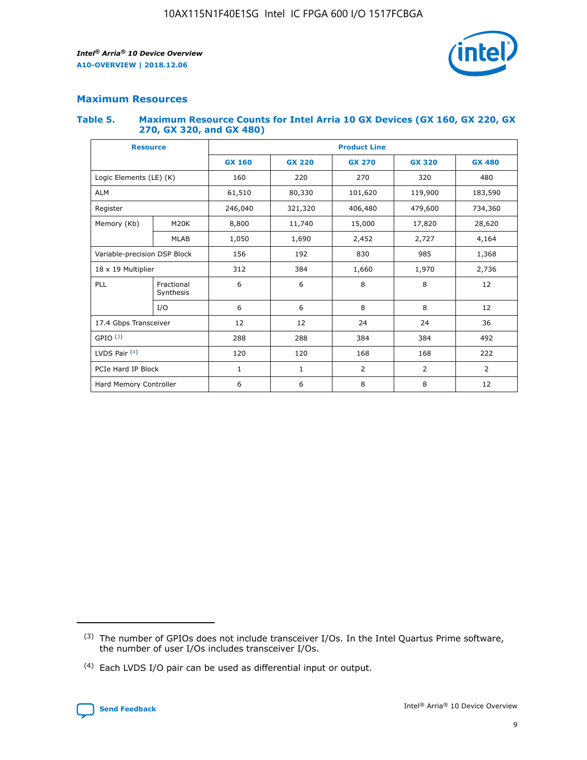## Maximum Resources

### Table 5. Maximum Resource Counts for Intel Arria 10 GX Devices (GX 160, GX 220, GX 270, GX 320, and GX 480)

| Resource | | Product Line | | | | |
|---|---|---|---|---|---|---|
| | | GX 160 | GX 220 | GX 270 | GX 320 | GX 480 |
| Logic Elements (LE) (K) | | 160 | 220 | 270 | 320 | 480 |
| ALM | | 61,510 | 80,330 | 101,620 | 119,900 | 183,590 |
| Register | | 246,040 | 321,320 | 406,480 | 479,600 | 734,360 |
| Memory (Kb) | M20K | 8,800 | 11,740 | 15,000 | 17,820 | 28,620 |
| | MLAB | 1,050 | 1,690 | 2,452 | 2,727 | 4,164 |
| Variable-precision DSP Block | | 156 | 192 | 830 | 985 | 1,368 |
| 18 x 19 Multiplier | | 312 | 384 | 1,660 | 1,970 | 2,736 |
| PLL | Fractional Synthesis | 6 | 6 | 8 | 8 | 12 |
| | I/O | 6 | 6 | 8 | 8 | 12 |
| 17.4 Gbps Transceiver | | 12 | 12 | 24 | 24 | 36 |
| GPIO [(3)] | | 288 | 288 | 384 | 384 | 492 |
| LVDS Pair [(4)] | | 120 | 120 | 168 | 168 | 222 |
| PCIe Hard IP Block | | 1 | 1 | 2 | 2 | 2 |
| Hard Memory Controller | | 6 | 6 | 8 | 8 | 12 |

(3) The number of GPIOs does not include transceiver I/Os. In the Intel Quartus Prime software, the number of user I/Os includes transceiver I/Os.

(4) Each LVDS I/O pair can be used as differential input or output.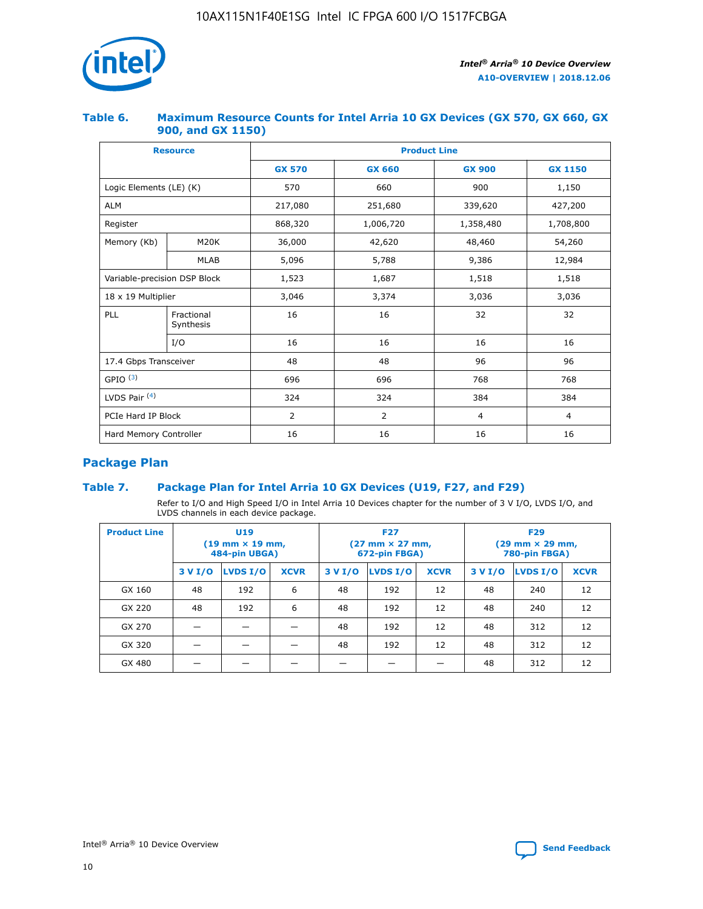## Table 6. Maximum Resource Counts for Intel Arria 10 GX Devices (GX 570, GX 660, GX 900, and GX 1150)

| Resource | | Product Line | | | |
|---|---|---|---|---|---|
| | | GX 570 | GX 660 | GX 900 | GX 1150 |
| Logic Elements (LE) (K) | | 570 | 660 | 900 | 1,150 |
| ALM | | 217,080 | 251,680 | 339,620 | 427,200 |
| Register | | 868,320 | 1,006,720 | 1,358,480 | 1,708,800 |
| Memory (Kb) | M20K | 36,000 | 42,620 | 48,460 | 54,260 |
| | MLAB | 5,096 | 5,788 | 9,386 | 12,984 |
| Variable-precision DSP Block | | 1,523 | 1,687 | 1,518 | 1,518 |
| 18 x 19 Multiplier | | 3,046 | 3,374 | 3,036 | 3,036 |
| PLL | Fractional Synthesis | 16 | 16 | 32 | 32 |
| | I/O | 16 | 16 | 16 | 16 |
| 17.4 Gbps Transceiver | | 48 | 48 | 96 | 96 |
| GPIO [(3)] | | 696 | 696 | 768 | 768 |
| LVDS Pair [(4)] | | 324 | 324 | 384 | 384 |
| PCIe Hard IP Block | | 2 | 2 | 4 | 4 |
| Hard Memory Controller | | 16 | 16 | 16 | 16 |

## Package Plan

## Table 7. Package Plan for Intel Arria 10 GX Devices (U19, F27, and F29)

Refer to I/O and High Speed I/O in Intel Arria 10 Devices chapter for the number of 3 V I/O, LVDS I/O, and LVDS channels in each device package.

| Product Line | U19 (19 mm × 19 mm, 484-pin UBGA) | | | F27 (27 mm × 27 mm, 672-pin FBGA) | | | F29 (29 mm × 29 mm, 780-pin FBGA) | | |
|---|---|---|---|---|---|---|---|---|---|
| | 3 V I/O | LVDS I/O | XCVR | 3 V I/O | LVDS I/O | XCVR | 3 V I/O | LVDS I/O | XCVR |
| GX 160 | 48 | 192 | 6 | 48 | 192 | 12 | 48 | 240 | 12 |
| GX 220 | 48 | 192 | 6 | 48 | 192 | 12 | 48 | 240 | 12 |
| GX 270 | — | — | — | 48 | 192 | 12 | 48 | 312 | 12 |
| GX 320 | — | — | — | 48 | 192 | 12 | 48 | 312 | 12 |
| GX 480 | — | — | — | — | — | — | 48 | 312 | 12 |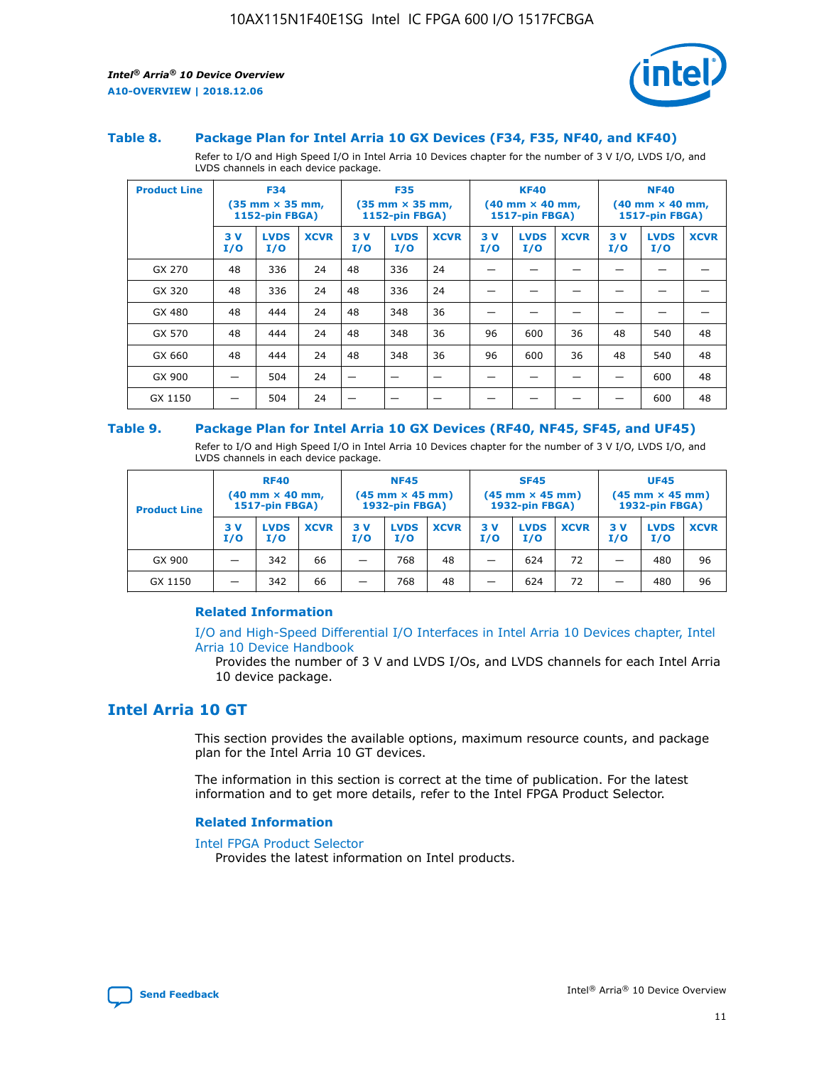### Table 8. Package Plan for Intel Arria 10 GX Devices (F34, F35, NF40, and KF40)

Refer to I/O and High Speed I/O in Intel Arria 10 Devices chapter for the number of 3 V I/O, LVDS I/O, and LVDS channels in each device package.

| Product Line | F34 (35 mm × 35 mm, 1152-pin FBGA) | | | F35 (35 mm × 35 mm, 1152-pin FBGA) | | | KF40 (40 mm × 40 mm, 1517-pin FBGA) | | | NF40 (40 mm × 40 mm, 1517-pin FBGA) | | |
|---|---|---|---|---|---|---|---|---|---|---|---|---|
| | 3 V I/O | LVDS I/O | XCVR | 3 V I/O | LVDS I/O | XCVR | 3 V I/O | LVDS I/O | XCVR | 3 V I/O | LVDS I/O | XCVR |
| GX 270 | 48 | 336 | 24 | 48 | 336 | 24 | — | — | — | — | — | — |
| GX 320 | 48 | 336 | 24 | 48 | 336 | 24 | — | — | — | — | — | — |
| GX 480 | 48 | 444 | 24 | 48 | 348 | 36 | — | — | — | — | — | — |
| GX 570 | 48 | 444 | 24 | 48 | 348 | 36 | 96 | 600 | 36 | 48 | 540 | 48 |
| GX 660 | 48 | 444 | 24 | 48 | 348 | 36 | 96 | 600 | 36 | 48 | 540 | 48 |
| GX 900 | — | 504 | 24 | — | — | — | — | — | — | — | 600 | 48 |
| GX 1150 | — | 504 | 24 | — | — | — | — | — | — | — | 600 | 48 |

### Table 9. Package Plan for Intel Arria 10 GX Devices (RF40, NF45, SF45, and UF45)

Refer to I/O and High Speed I/O in Intel Arria 10 Devices chapter for the number of 3 V I/O, LVDS I/O, and LVDS channels in each device package.

| Product Line | RF40 (40 mm × 40 mm, 1517-pin FBGA) | | | NF45 (45 mm × 45 mm) 1932-pin FBGA) | | | SF45 (45 mm × 45 mm) 1932-pin FBGA) | | | UF45 (45 mm × 45 mm) 1932-pin FBGA) | | |
|---|---|---|---|---|---|---|---|---|---|---|---|---|
| | 3 V I/O | LVDS I/O | XCVR | 3 V I/O | LVDS I/O | XCVR | 3 V I/O | LVDS I/O | XCVR | 3 V I/O | LVDS I/O | XCVR |
| GX 900 | — | 342 | 66 | — | 768 | 48 | — | 624 | 72 | — | 480 | 96 |
| GX 1150 | — | 342 | 66 | — | 768 | 48 | — | 624 | 72 | — | 480 | 96 |

#### Related Information

I/O and High-Speed Differential I/O Interfaces in Intel Arria 10 Devices chapter, Intel Arria 10 Device Handbook

Provides the number of 3 V and LVDS I/Os, and LVDS channels for each Intel Arria 10 device package.

## Intel Arria 10 GT

This section provides the available options, maximum resource counts, and package plan for the Intel Arria 10 GT devices.

The information in this section is correct at the time of publication. For the latest information and to get more details, refer to the Intel FPGA Product Selector.

#### Related Information

Intel FPGA Product Selector

Provides the latest information on Intel products.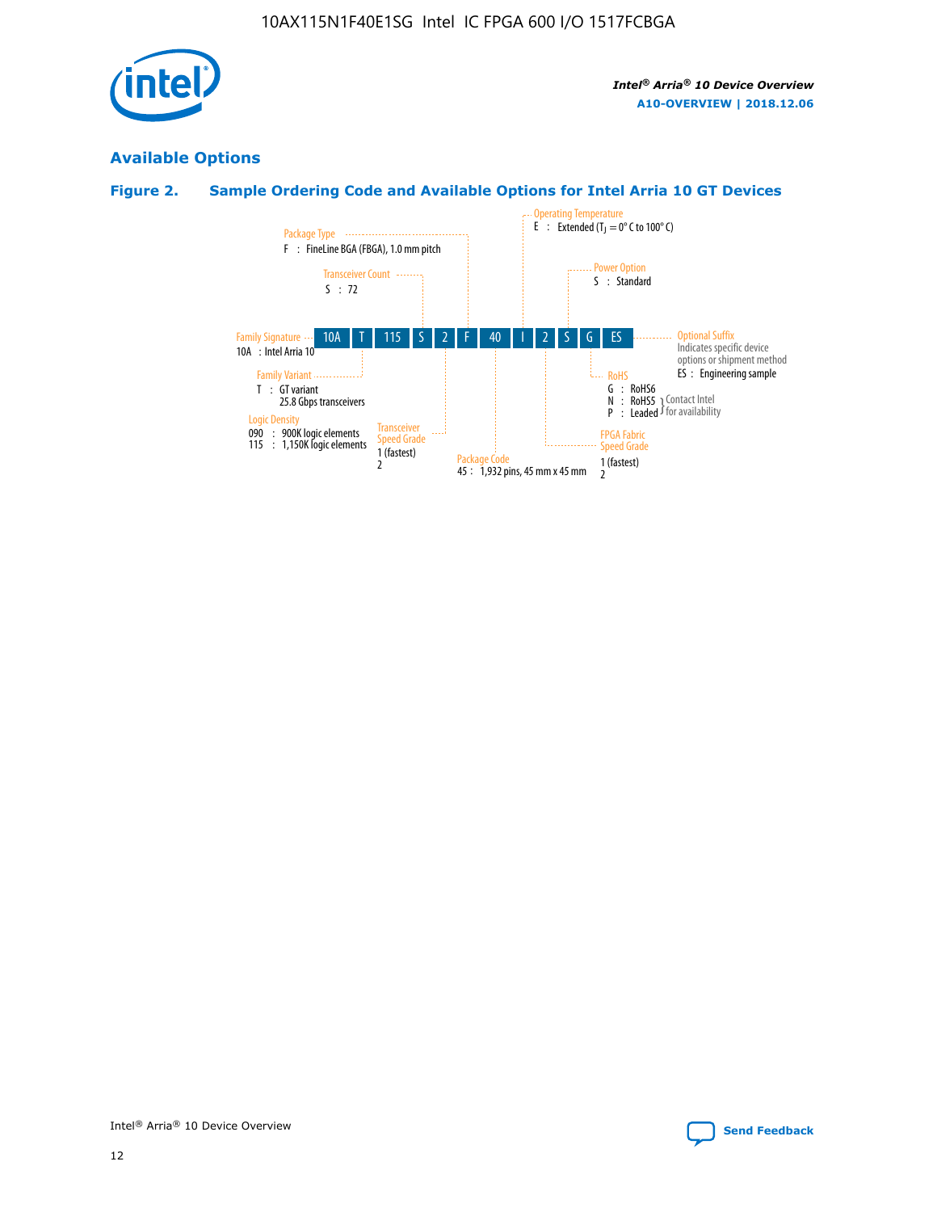## Available Options

### Figure 2. Sample Ordering Code and Available Options for Intel Arria 10 GT Devices

| 10A | T | 115 | S | 2 | F | 40 | I | 2 | S | G | ES |
|---|---|---|---|---|---|---|---|---|---|---|---|

**Family Signature**
10A : Intel Arria 10

**Family Variant**
T : GT variant
25.8 Gbps transceivers

**Logic Density**
090 : 900K logic elements
115 : 1,150K logic elements

**Transceiver Count**
S : 72

**Transceiver Speed Grade**
1 (fastest)
2

**Package Type**
F : FineLine BGA (FBGA), 1.0 mm pitch

**Package Code**
45 : 1,932 pins, 45 mm x 45 mm

**Operating Temperature**
E : Extended ($T_J$ = 0° C to 100° C)

**FPGA Fabric Speed Grade**
1 (fastest)
2

**Power Option**
S : Standard

**RoHS**
G : RoHS6
N : RoHS5 } Contact Intel for availability
P : Leaded } Contact Intel for availability

**Optional Suffix**
Indicates specific device options or shipment method
ES : Engineering sample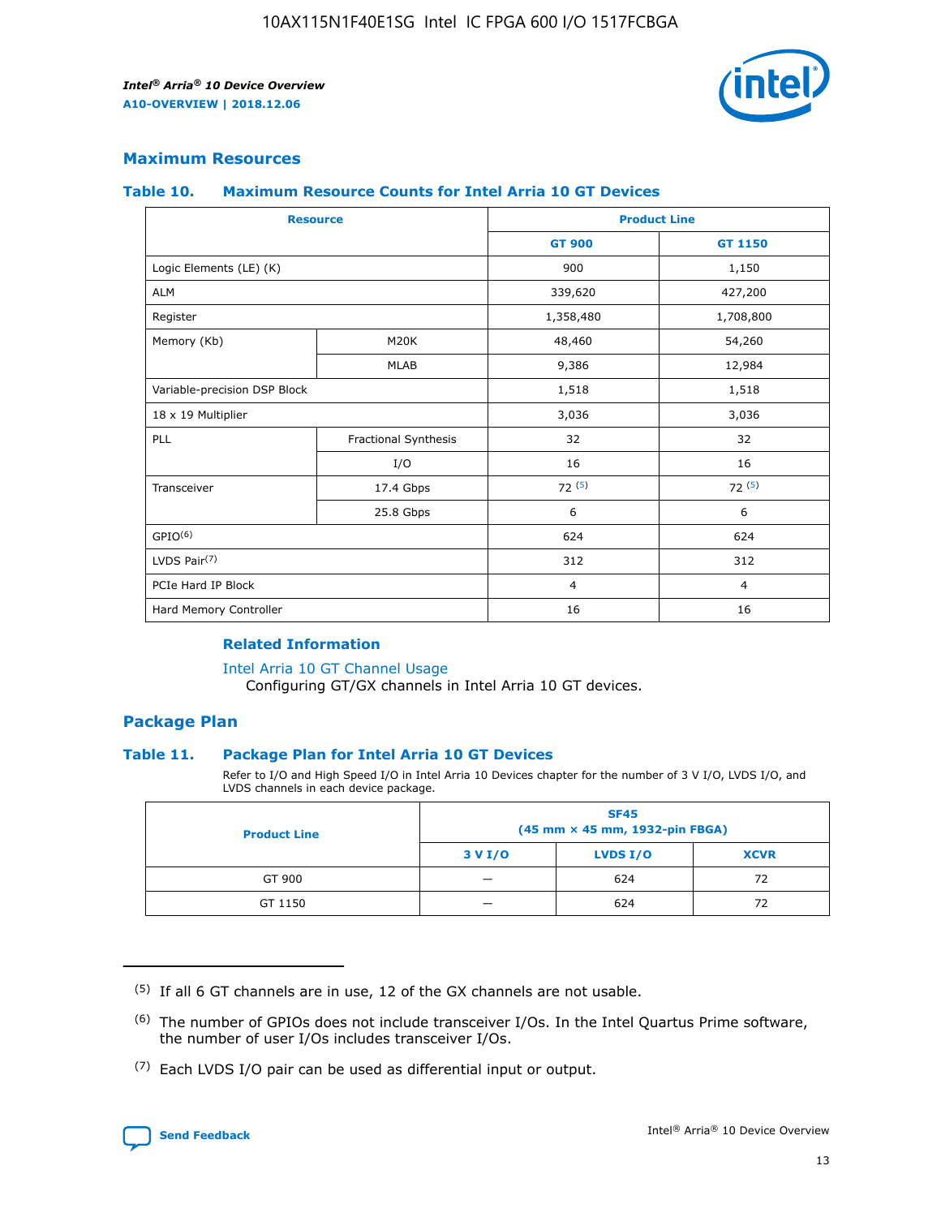## Maximum Resources

### Table 10. Maximum Resource Counts for Intel Arria 10 GT Devices

| Resource | | Product Line | |
|---|---|---|---|
| | | GT 900 | GT 1150 |
| Logic Elements (LE) (K) | | 900 | 1,150 |
| ALM | | 339,620 | 427,200 |
| Register | | 1,358,480 | 1,708,800 |
| Memory (Kb) | M20K | 48,460 | 54,260 |
| | MLAB | 9,386 | 12,984 |
| Variable-precision DSP Block | | 1,518 | 1,518 |
| 18 x 19 Multiplier | | 3,036 | 3,036 |
| PLL | Fractional Synthesis | 32 | 32 |
| | I/O | 16 | 16 |
| Transceiver | 17.4 Gbps | 72 [(5)] | 72 [(5)] |
| | 25.8 Gbps | 6 | 6 |
| GPIO[(6)] | | 624 | 624 |
| LVDS Pair[(7)] | | 312 | 312 |
| PCIe Hard IP Block | | 4 | 4 |
| Hard Memory Controller | | 16 | 16 |

#### Related Information

Intel Arria 10 GT Channel Usage
Configuring GT/GX channels in Intel Arria 10 GT devices.

## Package Plan

### Table 11. Package Plan for Intel Arria 10 GT Devices

Refer to I/O and High Speed I/O in Intel Arria 10 Devices chapter for the number of 3 V I/O, LVDS I/O, and LVDS channels in each device package.

| Product Line | SF45 (45 mm × 45 mm, 1932-pin FBGA) | | |
|---|---|---|---|
| | 3 V I/O | LVDS I/O | XCVR |
| GT 900 | — | 624 | 72 |
| GT 1150 | — | 624 | 72 |

(5) If all 6 GT channels are in use, 12 of the GX channels are not usable.

(6) The number of GPIOs does not include transceiver I/Os. In the Intel Quartus Prime software, the number of user I/Os includes transceiver I/Os.

(7) Each LVDS I/O pair can be used as differential input or output.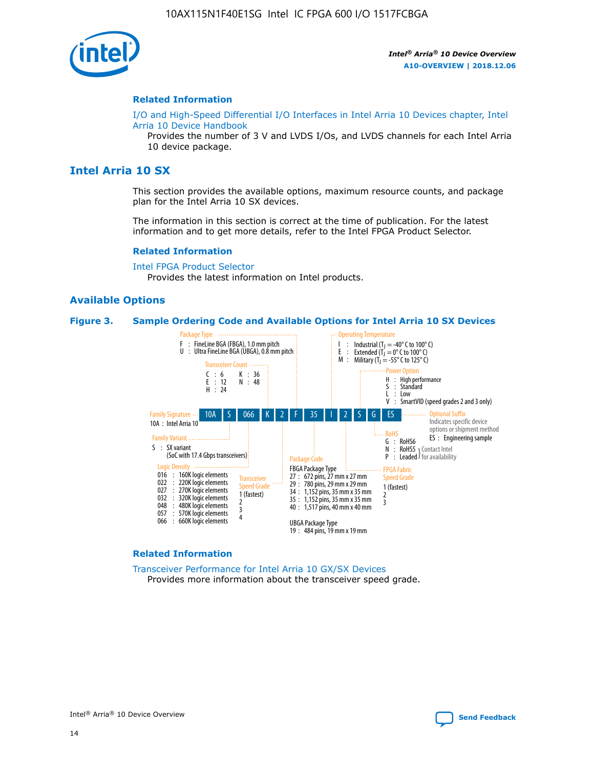## Related Information

I/O and High-Speed Differential I/O Interfaces in Intel Arria 10 Devices chapter, Intel Arria 10 Device Handbook

Provides the number of 3 V and LVDS I/Os, and LVDS channels for each Intel Arria 10 device package.

# Intel Arria 10 SX

This section provides the available options, maximum resource counts, and package plan for the Intel Arria 10 SX devices.

The information in this section is correct at the time of publication. For the latest information and to get more details, refer to the Intel FPGA Product Selector.

## Related Information

Intel FPGA Product Selector

Provides the latest information on Intel products.

## Available Options

### Figure 3. Sample Ordering Code and Available Options for Intel Arria 10 SX Devices

Sample ordering code: 10A S 066 K 2 F 35 I 2 S G ES

**Family Signature**
- 10A : Intel Arria 10

**Family Variant**
- S : SX variant (SoC with 17.4 Gbps transceivers)

**Logic Density**
- 016 : 160K logic elements
- 022 : 220K logic elements
- 027 : 270K logic elements
- 032 : 320K logic elements
- 048 : 480K logic elements
- 057 : 570K logic elements
- 066 : 660K logic elements

**Transceiver Count**
- C : 6
- E : 12
- H : 24
- K : 36
- N : 48

**Transceiver Speed Grade**
- 1 (fastest)
- 2
- 3
- 4

**Package Type**
- F : FineLine BGA (FBGA), 1.0 mm pitch
- U : Ultra FineLine BGA (UBGA), 0.8 mm pitch

**Package Code**

FBGA Package Type
- 27 : 672 pins, 27 mm x 27 mm
- 29 : 780 pins, 29 mm x 29 mm
- 34 : 1,152 pins, 35 mm x 35 mm
- 35 : 1,152 pins, 35 mm x 35 mm
- 40 : 1,517 pins, 40 mm x 40 mm

UBGA Package Type
- 19 : 484 pins, 19 mm x 19 mm

**Operating Temperature**
- I : Industrial ($T_J$ = -40° C to 100° C)
- E : Extended ($T_J$ = 0° C to 100° C)
- M : Military ($T_J$ = -55° C to 125° C)

**FPGA Fabric Speed Grade**
- 1 (fastest)
- 2
- 3

**Power Option**
- H : High performance
- S : Standard
- L : Low
- V : SmartVID (speed grades 2 and 3 only)

**RoHS**
- G : RoHS6
- N : RoHS5 (Contact Intel for availability)
- P : Leaded (Contact Intel for availability)

**Optional Suffix**

Indicates specific device options or shipment method
- ES : Engineering sample

## Related Information

Transceiver Performance for Intel Arria 10 GX/SX Devices

Provides more information about the transceiver speed grade.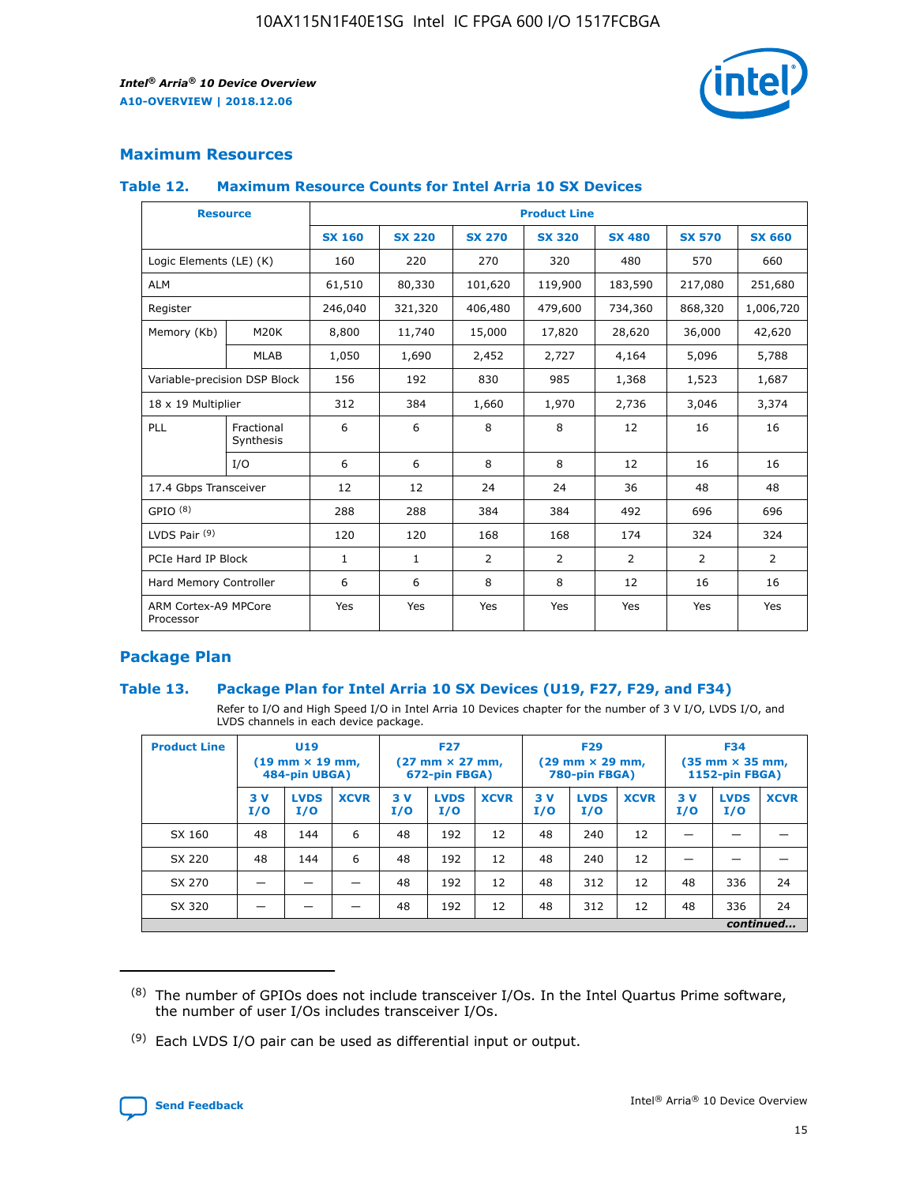## Maximum Resources

### Table 12. Maximum Resource Counts for Intel Arria 10 SX Devices

| Resource | | Product Line | | | | | | |
|---|---|---|---|---|---|---|---|---|
| | | SX 160 | SX 220 | SX 270 | SX 320 | SX 480 | SX 570 | SX 660 |
| Logic Elements (LE) (K) | | 160 | 220 | 270 | 320 | 480 | 570 | 660 |
| ALM | | 61,510 | 80,330 | 101,620 | 119,900 | 183,590 | 217,080 | 251,680 |
| Register | | 246,040 | 321,320 | 406,480 | 479,600 | 734,360 | 868,320 | 1,006,720 |
| Memory (Kb) | M20K | 8,800 | 11,740 | 15,000 | 17,820 | 28,620 | 36,000 | 42,620 |
| | MLAB | 1,050 | 1,690 | 2,452 | 2,727 | 4,164 | 5,096 | 5,788 |
| Variable-precision DSP Block | | 156 | 192 | 830 | 985 | 1,368 | 1,523 | 1,687 |
| 18 x 19 Multiplier | | 312 | 384 | 1,660 | 1,970 | 2,736 | 3,046 | 3,374 |
| PLL | Fractional Synthesis | 6 | 6 | 8 | 8 | 12 | 16 | 16 |
| | I/O | 6 | 6 | 8 | 8 | 12 | 16 | 16 |
| 17.4 Gbps Transceiver | | 12 | 12 | 24 | 24 | 36 | 48 | 48 |
| GPIO [(8)] | | 288 | 288 | 384 | 384 | 492 | 696 | 696 |
| LVDS Pair [(9)] | | 120 | 120 | 168 | 168 | 174 | 324 | 324 |
| PCIe Hard IP Block | | 1 | 1 | 2 | 2 | 2 | 2 | 2 |
| Hard Memory Controller | | 6 | 6 | 8 | 8 | 12 | 16 | 16 |
| ARM Cortex-A9 MPCore Processor | | Yes | Yes | Yes | Yes | Yes | Yes | Yes |

## Package Plan

### Table 13. Package Plan for Intel Arria 10 SX Devices (U19, F27, F29, and F34)

Refer to I/O and High Speed I/O in Intel Arria 10 Devices chapter for the number of 3 V I/O, LVDS I/O, and LVDS channels in each device package.

| Product Line | U19 (19 mm × 19 mm, 484-pin UBGA) | | | F27 (27 mm × 27 mm, 672-pin FBGA) | | | F29 (29 mm × 29 mm, 780-pin FBGA) | | | F34 (35 mm × 35 mm, 1152-pin FBGA) | | |
|---|---|---|---|---|---|---|---|---|---|---|---|---|
| | 3 V I/O | LVDS I/O | XCVR | 3 V I/O | LVDS I/O | XCVR | 3 V I/O | LVDS I/O | XCVR | 3 V I/O | LVDS I/O | XCVR |
| SX 160 | 48 | 144 | 6 | 48 | 192 | 12 | 48 | 240 | 12 | — | — | — |
| SX 220 | 48 | 144 | 6 | 48 | 192 | 12 | 48 | 240 | 12 | — | — | — |
| SX 270 | — | — | — | 48 | 192 | 12 | 48 | 312 | 12 | 48 | 336 | 24 |
| SX 320 | — | — | — | 48 | 192 | 12 | 48 | 312 | 12 | 48 | 336 | 24 |

*continued...*

(8) The number of GPIOs does not include transceiver I/Os. In the Intel Quartus Prime software, the number of user I/Os includes transceiver I/Os.

(9) Each LVDS I/O pair can be used as differential input or output.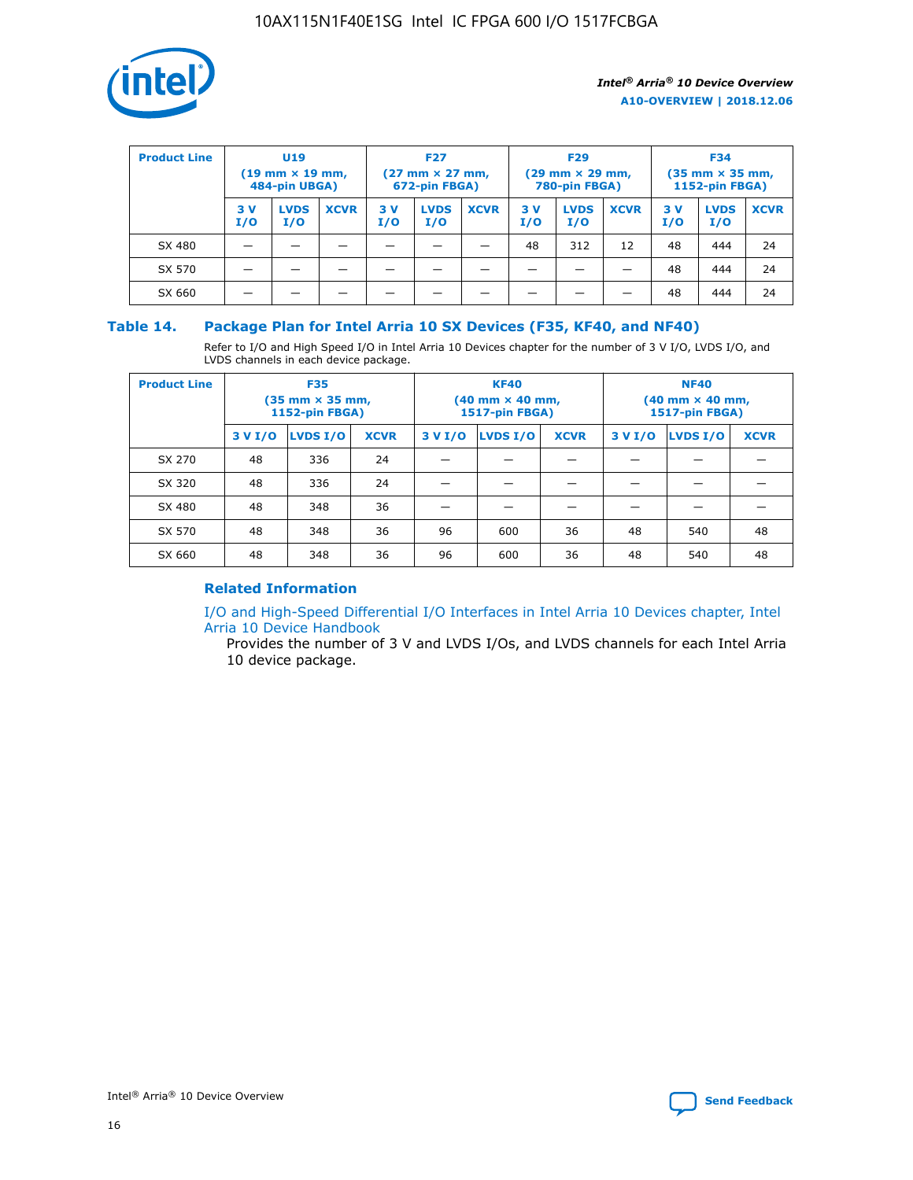| Product Line | U19 (19 mm × 19 mm, 484-pin UBGA) | | | F27 (27 mm × 27 mm, 672-pin FBGA) | | | F29 (29 mm × 29 mm, 780-pin FBGA) | | | F34 (35 mm × 35 mm, 1152-pin FBGA) | | |
|---|---|---|---|---|---|---|---|---|---|---|---|---|
| | 3 V I/O | LVDS I/O | XCVR | 3 V I/O | LVDS I/O | XCVR | 3 V I/O | LVDS I/O | XCVR | 3 V I/O | LVDS I/O | XCVR |
| SX 480 | — | — | — | — | — | — | 48 | 312 | 12 | 48 | 444 | 24 |
| SX 570 | — | — | — | — | — | — | — | — | — | 48 | 444 | 24 |
| SX 660 | — | — | — | — | — | — | — | — | — | 48 | 444 | 24 |

### Table 14. Package Plan for Intel Arria 10 SX Devices (F35, KF40, and NF40)

Refer to I/O and High Speed I/O in Intel Arria 10 Devices chapter for the number of 3 V I/O, LVDS I/O, and LVDS channels in each device package.

| Product Line | F35 (35 mm × 35 mm, 1152-pin FBGA) | | | KF40 (40 mm × 40 mm, 1517-pin FBGA) | | | NF40 (40 mm × 40 mm, 1517-pin FBGA) | | |
|---|---|---|---|---|---|---|---|---|---|
| | 3 V I/O | LVDS I/O | XCVR | 3 V I/O | LVDS I/O | XCVR | 3 V I/O | LVDS I/O | XCVR |
| SX 270 | 48 | 336 | 24 | — | — | — | — | — | — |
| SX 320 | 48 | 336 | 24 | — | — | — | — | — | — |
| SX 480 | 48 | 348 | 36 | — | — | — | — | — | — |
| SX 570 | 48 | 348 | 36 | 96 | 600 | 36 | 48 | 540 | 48 |
| SX 660 | 48 | 348 | 36 | 96 | 600 | 36 | 48 | 540 | 48 |

#### Related Information

I/O and High-Speed Differential I/O Interfaces in Intel Arria 10 Devices chapter, Intel Arria 10 Device Handbook

Provides the number of 3 V and LVDS I/Os, and LVDS channels for each Intel Arria 10 device package.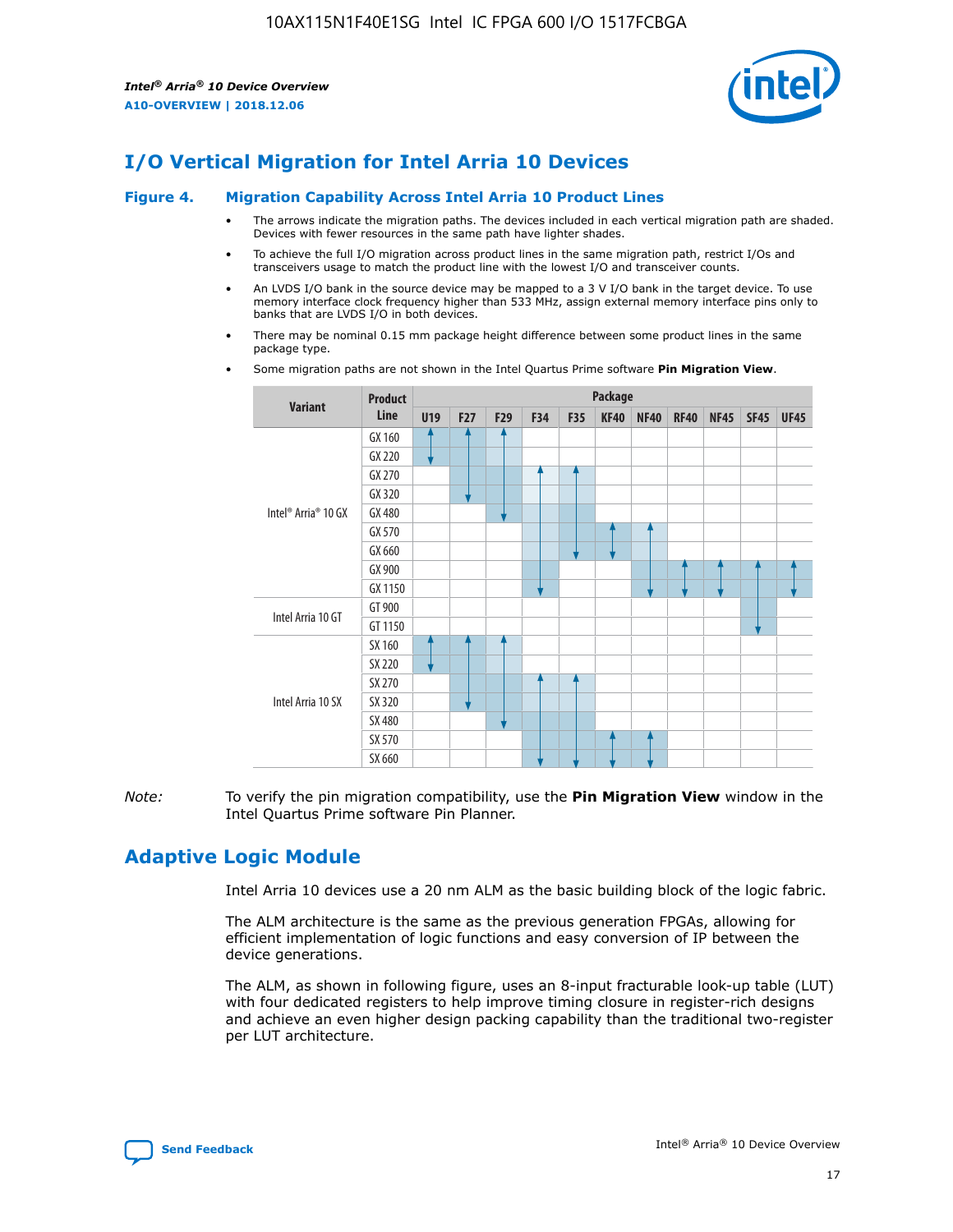# I/O Vertical Migration for Intel Arria 10 Devices

**Figure 4. Migration Capability Across Intel Arria 10 Product Lines**

- The arrows indicate the migration paths. The devices included in each vertical migration path are shaded. Devices with fewer resources in the same path have lighter shades.
- To achieve the full I/O migration across product lines in the same migration path, restrict I/Os and transceivers usage to match the product line with the lowest I/O and transceiver counts.
- An LVDS I/O bank in the source device may be mapped to a 3 V I/O bank in the target device. To use memory interface clock frequency higher than 533 MHz, assign external memory interface pins only to banks that are LVDS I/O in both devices.
- There may be nominal 0.15 mm package height difference between some product lines in the same package type.
- Some migration paths are not shown in the Intel Quartus Prime software **Pin Migration View**.

| Variant | Product Line | Package | | | | | | | | | | |
|---|---|---|---|---|---|---|---|---|---|---|---|---|
| | | U19 | F27 | F29 | F34 | F35 | KF40 | NF40 | RF40 | NF45 | SF45 | UF45 |
| Intel® Arria® 10 GX | GX 160 | | | | | | | | | | | |
| | GX 220 | | | | | | | | | | | |
| | GX 270 | | | | | | | | | | | |
| | GX 320 | | | | | | | | | | | |
| | GX 480 | | | | | | | | | | | |
| | GX 570 | | | | | | | | | | | |
| | GX 660 | | | | | | | | | | | |
| | GX 900 | | | | | | | | | | | |
| | GX 1150 | | | | | | | | | | | |
| Intel Arria 10 GT | GT 900 | | | | | | | | | | | |
| | GT 1150 | | | | | | | | | | | |
| Intel Arria 10 SX | SX 160 | | | | | | | | | | | |
| | SX 220 | | | | | | | | | | | |
| | SX 270 | | | | | | | | | | | |
| | SX 320 | | | | | | | | | | | |
| | SX 480 | | | | | | | | | | | |
| | SX 570 | | | | | | | | | | | |
| | SX 660 | | | | | | | | | | | |

*Note:* To verify the pin migration compatibility, use the **Pin Migration View** window in the Intel Quartus Prime software Pin Planner.

# Adaptive Logic Module

Intel Arria 10 devices use a 20 nm ALM as the basic building block of the logic fabric.

The ALM architecture is the same as the previous generation FPGAs, allowing for efficient implementation of logic functions and easy conversion of IP between the device generations.

The ALM, as shown in following figure, uses an 8-input fracturable look-up table (LUT) with four dedicated registers to help improve timing closure in register-rich designs and achieve an even higher design packing capability than the traditional two-register per LUT architecture.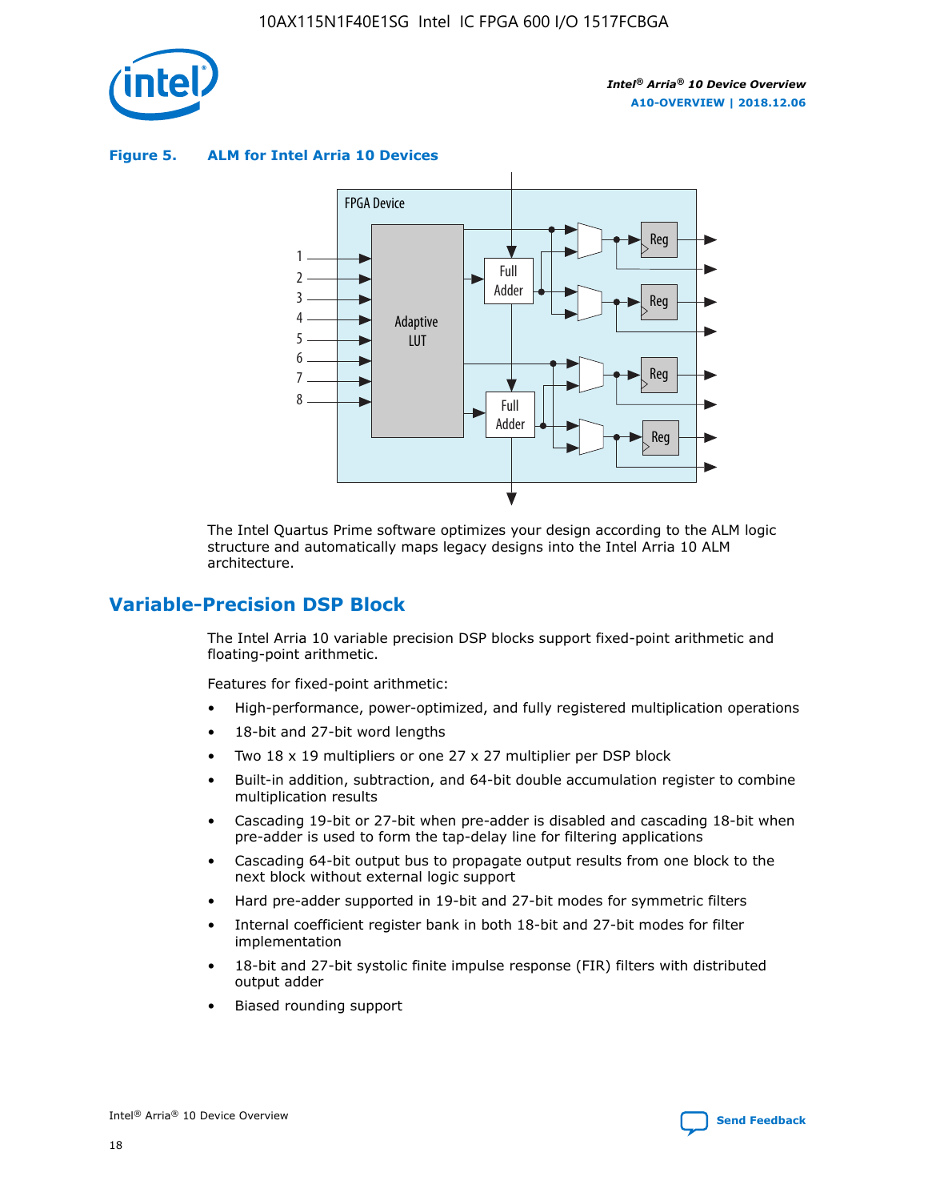**Figure 5. ALM for Intel Arria 10 Devices**

The Intel Quartus Prime software optimizes your design according to the ALM logic structure and automatically maps legacy designs into the Intel Arria 10 ALM architecture.

## Variable-Precision DSP Block

The Intel Arria 10 variable precision DSP blocks support fixed-point arithmetic and floating-point arithmetic.

Features for fixed-point arithmetic:

- High-performance, power-optimized, and fully registered multiplication operations
- 18-bit and 27-bit word lengths
- Two 18 x 19 multipliers or one 27 x 27 multiplier per DSP block
- Built-in addition, subtraction, and 64-bit double accumulation register to combine multiplication results
- Cascading 19-bit or 27-bit when pre-adder is disabled and cascading 18-bit when pre-adder is used to form the tap-delay line for filtering applications
- Cascading 64-bit output bus to propagate output results from one block to the next block without external logic support
- Hard pre-adder supported in 19-bit and 27-bit modes for symmetric filters
- Internal coefficient register bank in both 18-bit and 27-bit modes for filter implementation
- 18-bit and 27-bit systolic finite impulse response (FIR) filters with distributed output adder
- Biased rounding support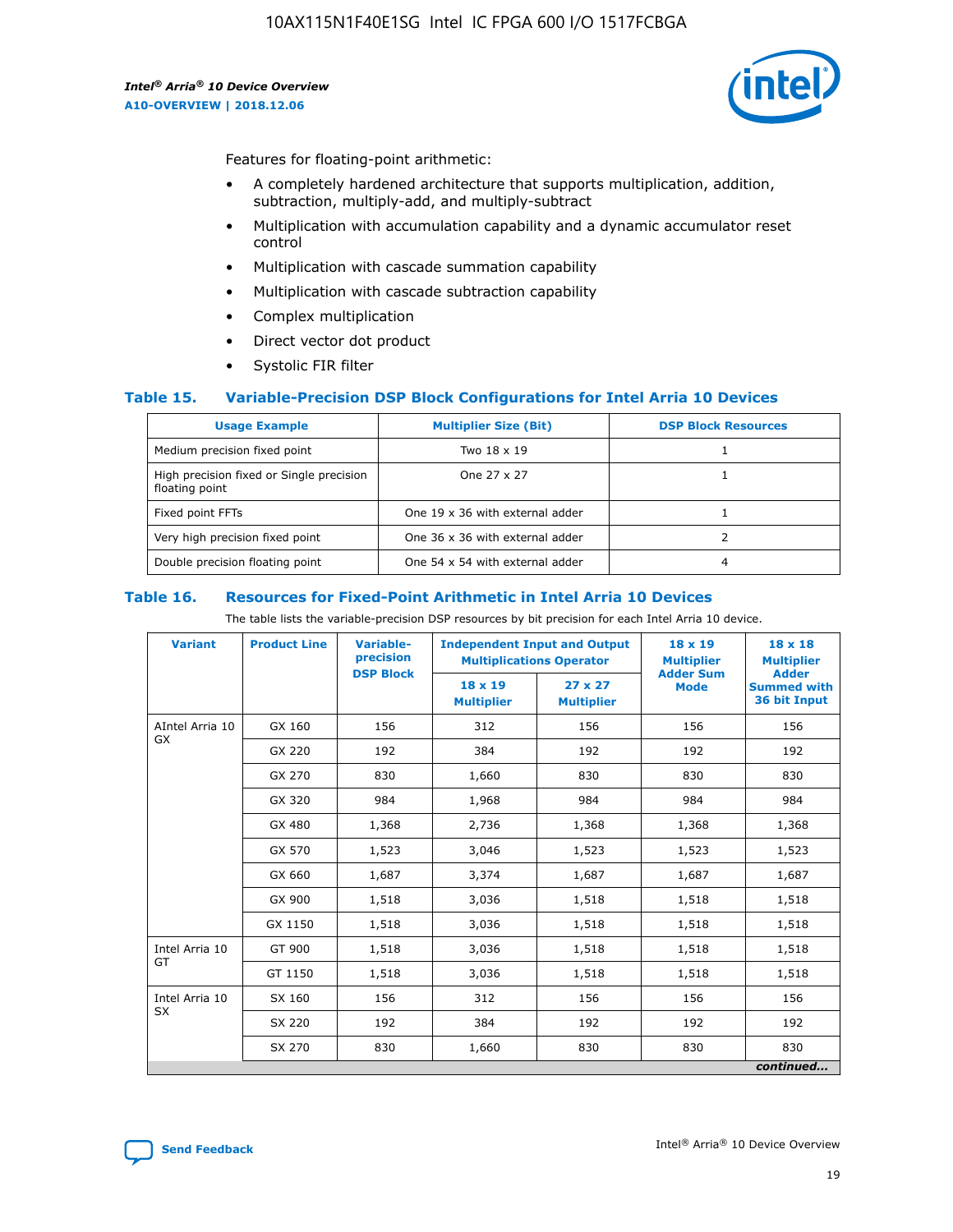Features for floating-point arithmetic:

- A completely hardened architecture that supports multiplication, addition, subtraction, multiply-add, and multiply-subtract
- Multiplication with accumulation capability and a dynamic accumulator reset control
- Multiplication with cascade summation capability
- Multiplication with cascade subtraction capability
- Complex multiplication
- Direct vector dot product
- Systolic FIR filter

### Table 15. Variable-Precision DSP Block Configurations for Intel Arria 10 Devices

| Usage Example | Multiplier Size (Bit) | DSP Block Resources |
|---|---|---|
| Medium precision fixed point | Two 18 x 19 | 1 |
| High precision fixed or Single precision floating point | One 27 x 27 | 1 |
| Fixed point FFTs | One 19 x 36 with external adder | 1 |
| Very high precision fixed point | One 36 x 36 with external adder | 2 |
| Double precision floating point | One 54 x 54 with external adder | 4 |

### Table 16. Resources for Fixed-Point Arithmetic in Intel Arria 10 Devices

The table lists the variable-precision DSP resources by bit precision for each Intel Arria 10 device.

| Variant | Product Line | Variable-precision DSP Block | Independent Input and Output Multiplications Operator | | 18 x 19 Multiplier Adder Sum Mode | 18 x 18 Multiplier Adder Summed with 36 bit Input |
|---|---|---|---|---|---|---|
| | | | 18 x 19 Multiplier | 27 x 27 Multiplier | | |
| AIntel Arria 10 GX | GX 160 | 156 | 312 | 156 | 156 | 156 |
| | GX 220 | 192 | 384 | 192 | 192 | 192 |
| | GX 270 | 830 | 1,660 | 830 | 830 | 830 |
| | GX 320 | 984 | 1,968 | 984 | 984 | 984 |
| | GX 480 | 1,368 | 2,736 | 1,368 | 1,368 | 1,368 |
| | GX 570 | 1,523 | 3,046 | 1,523 | 1,523 | 1,523 |
| | GX 660 | 1,687 | 3,374 | 1,687 | 1,687 | 1,687 |
| | GX 900 | 1,518 | 3,036 | 1,518 | 1,518 | 1,518 |
| | GX 1150 | 1,518 | 3,036 | 1,518 | 1,518 | 1,518 |
| Intel Arria 10 GT | GT 900 | 1,518 | 3,036 | 1,518 | 1,518 | 1,518 |
| | GT 1150 | 1,518 | 3,036 | 1,518 | 1,518 | 1,518 |
| Intel Arria 10 SX | SX 160 | 156 | 312 | 156 | 156 | 156 |
| | SX 220 | 192 | 384 | 192 | 192 | 192 |
| | SX 270 | 830 | 1,660 | 830 | 830 | 830 |

*continued...*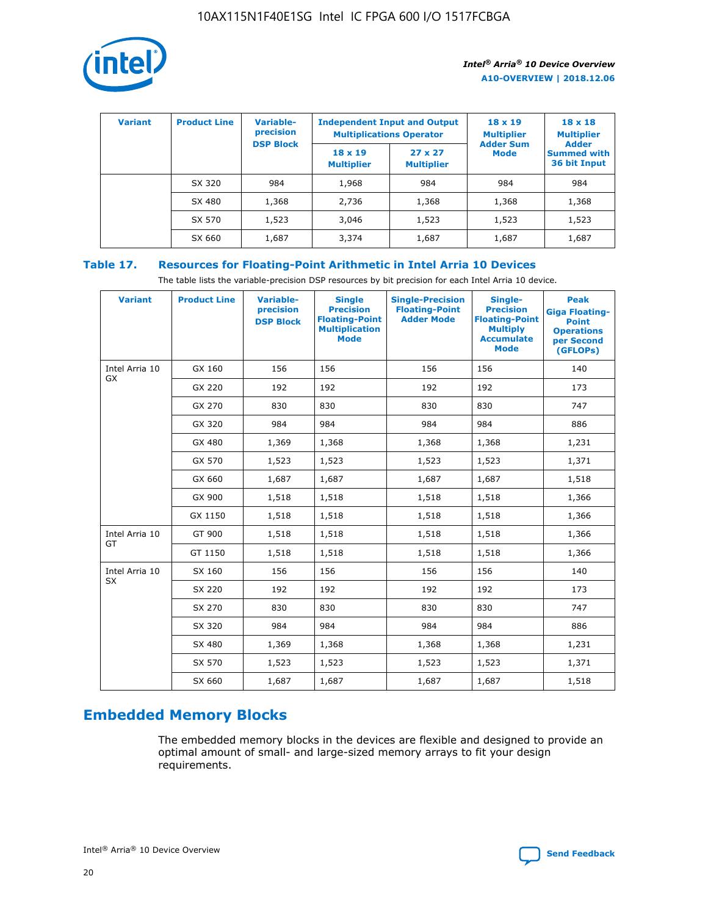| Variant | Product Line | Variable-precision DSP Block | Independent Input and Output Multiplications Operator | | 18 x 19 Multiplier Adder Sum Mode | 18 x 18 Multiplier Adder Summed with 36 bit Input |
|---|---|---|---|---|---|---|
| | | | 18 x 19 Multiplier | 27 x 27 Multiplier | | |
| | SX 320 | 984 | 1,968 | 984 | 984 | 984 |
| | SX 480 | 1,368 | 2,736 | 1,368 | 1,368 | 1,368 |
| | SX 570 | 1,523 | 3,046 | 1,523 | 1,523 | 1,523 |
| | SX 660 | 1,687 | 3,374 | 1,687 | 1,687 | 1,687 |

## Table 17. Resources for Floating-Point Arithmetic in Intel Arria 10 Devices

The table lists the variable-precision DSP resources by bit precision for each Intel Arria 10 device.

| Variant | Product Line | Variable-precision DSP Block | Single Precision Floating-Point Multiplication Mode | Single-Precision Floating-Point Adder Mode | Single-Precision Floating-Point Multiply Accumulate Mode | Peak Giga Floating-Point Operations per Second (GFLOPs) |
|---|---|---|---|---|---|---|
| Intel Arria 10 GX | GX 160 | 156 | 156 | 156 | 156 | 140 |
| | GX 220 | 192 | 192 | 192 | 192 | 173 |
| | GX 270 | 830 | 830 | 830 | 830 | 747 |
| | GX 320 | 984 | 984 | 984 | 984 | 886 |
| | GX 480 | 1,369 | 1,368 | 1,368 | 1,368 | 1,231 |
| | GX 570 | 1,523 | 1,523 | 1,523 | 1,523 | 1,371 |
| | GX 660 | 1,687 | 1,687 | 1,687 | 1,687 | 1,518 |
| | GX 900 | 1,518 | 1,518 | 1,518 | 1,518 | 1,366 |
| | GX 1150 | 1,518 | 1,518 | 1,518 | 1,518 | 1,366 |
| Intel Arria 10 GT | GT 900 | 1,518 | 1,518 | 1,518 | 1,518 | 1,366 |
| | GT 1150 | 1,518 | 1,518 | 1,518 | 1,518 | 1,366 |
| Intel Arria 10 SX | SX 160 | 156 | 156 | 156 | 156 | 140 |
| | SX 220 | 192 | 192 | 192 | 192 | 173 |
| | SX 270 | 830 | 830 | 830 | 830 | 747 |
| | SX 320 | 984 | 984 | 984 | 984 | 886 |
| | SX 480 | 1,369 | 1,368 | 1,368 | 1,368 | 1,231 |
| | SX 570 | 1,523 | 1,523 | 1,523 | 1,523 | 1,371 |
| | SX 660 | 1,687 | 1,687 | 1,687 | 1,687 | 1,518 |

## Embedded Memory Blocks

The embedded memory blocks in the devices are flexible and designed to provide an optimal amount of small- and large-sized memory arrays to fit your design requirements.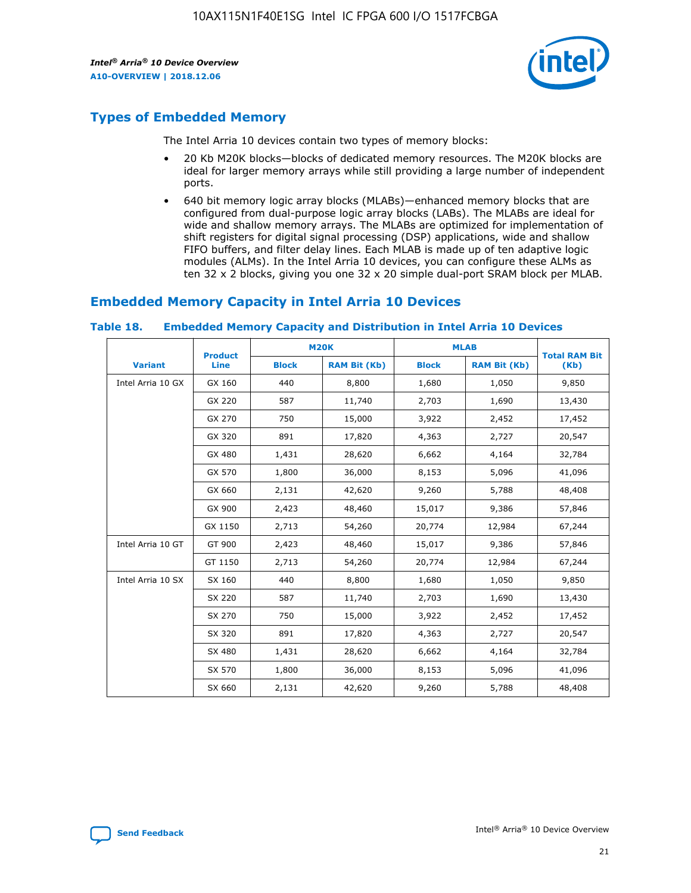## Types of Embedded Memory

The Intel Arria 10 devices contain two types of memory blocks:

- 20 Kb M20K blocks—blocks of dedicated memory resources. The M20K blocks are ideal for larger memory arrays while still providing a large number of independent ports.
- 640 bit memory logic array blocks (MLABs)—enhanced memory blocks that are configured from dual-purpose logic array blocks (LABs). The MLABs are ideal for wide and shallow memory arrays. The MLABs are optimized for implementation of shift registers for digital signal processing (DSP) applications, wide and shallow FIFO buffers, and filter delay lines. Each MLAB is made up of ten adaptive logic modules (ALMs). In the Intel Arria 10 devices, you can configure these ALMs as ten 32 x 2 blocks, giving you one 32 x 20 simple dual-port SRAM block per MLAB.

## Embedded Memory Capacity in Intel Arria 10 Devices

**Table 18. Embedded Memory Capacity and Distribution in Intel Arria 10 Devices**

| Variant | Product Line | M20K | | MLAB | | Total RAM Bit (Kb) |
|---|---|---|---|---|---|---|
| | | Block | RAM Bit (Kb) | Block | RAM Bit (Kb) | |
| Intel Arria 10 GX | GX 160 | 440 | 8,800 | 1,680 | 1,050 | 9,850 |
| | GX 220 | 587 | 11,740 | 2,703 | 1,690 | 13,430 |
| | GX 270 | 750 | 15,000 | 3,922 | 2,452 | 17,452 |
| | GX 320 | 891 | 17,820 | 4,363 | 2,727 | 20,547 |
| | GX 480 | 1,431 | 28,620 | 6,662 | 4,164 | 32,784 |
| | GX 570 | 1,800 | 36,000 | 8,153 | 5,096 | 41,096 |
| | GX 660 | 2,131 | 42,620 | 9,260 | 5,788 | 48,408 |
| | GX 900 | 2,423 | 48,460 | 15,017 | 9,386 | 57,846 |
| | GX 1150 | 2,713 | 54,260 | 20,774 | 12,984 | 67,244 |
| Intel Arria 10 GT | GT 900 | 2,423 | 48,460 | 15,017 | 9,386 | 57,846 |
| | GT 1150 | 2,713 | 54,260 | 20,774 | 12,984 | 67,244 |
| Intel Arria 10 SX | SX 160 | 440 | 8,800 | 1,680 | 1,050 | 9,850 |
| | SX 220 | 587 | 11,740 | 2,703 | 1,690 | 13,430 |
| | SX 270 | 750 | 15,000 | 3,922 | 2,452 | 17,452 |
| | SX 320 | 891 | 17,820 | 4,363 | 2,727 | 20,547 |
| | SX 480 | 1,431 | 28,620 | 6,662 | 4,164 | 32,784 |
| | SX 570 | 1,800 | 36,000 | 8,153 | 5,096 | 41,096 |
| | SX 660 | 2,131 | 42,620 | 9,260 | 5,788 | 48,408 |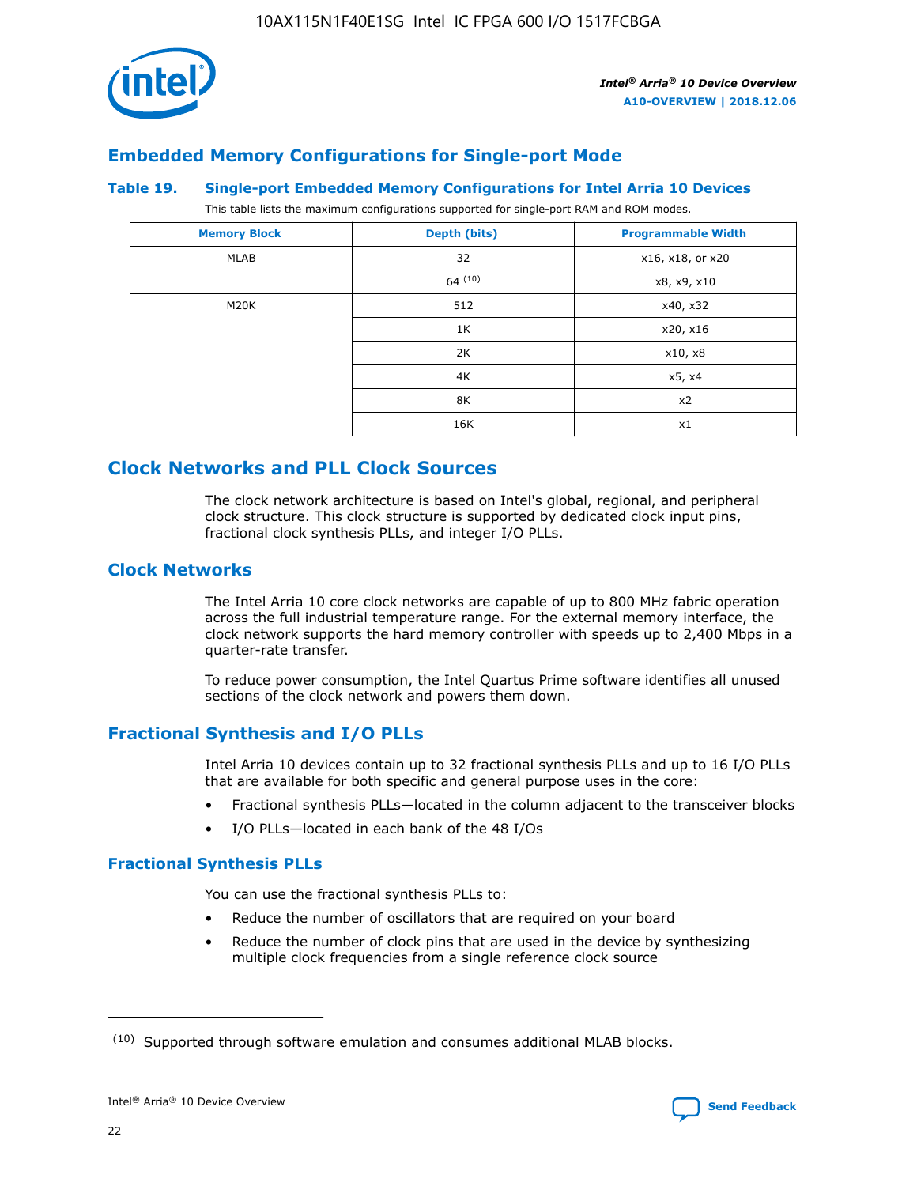## Embedded Memory Configurations for Single-port Mode

### Table 19. Single-port Embedded Memory Configurations for Intel Arria 10 Devices

This table lists the maximum configurations supported for single-port RAM and ROM modes.

| Memory Block | Depth (bits) | Programmable Width |
| --- | --- | --- |
| MLAB | 32 | x16, x18, or x20 |
| | 64 [(10)] | x8, x9, x10 |
| M20K | 512 | x40, x32 |
| | 1K | x20, x16 |
| | 2K | x10, x8 |
| | 4K | x5, x4 |
| | 8K | x2 |
| | 16K | x1 |

# Clock Networks and PLL Clock Sources

The clock network architecture is based on Intel's global, regional, and peripheral clock structure. This clock structure is supported by dedicated clock input pins, fractional clock synthesis PLLs, and integer I/O PLLs.

## Clock Networks

The Intel Arria 10 core clock networks are capable of up to 800 MHz fabric operation across the full industrial temperature range. For the external memory interface, the clock network supports the hard memory controller with speeds up to 2,400 Mbps in a quarter-rate transfer.

To reduce power consumption, the Intel Quartus Prime software identifies all unused sections of the clock network and powers them down.

## Fractional Synthesis and I/O PLLs

Intel Arria 10 devices contain up to 32 fractional synthesis PLLs and up to 16 I/O PLLs that are available for both specific and general purpose uses in the core:

- Fractional synthesis PLLs—located in the column adjacent to the transceiver blocks
- I/O PLLs—located in each bank of the 48 I/Os

### Fractional Synthesis PLLs

You can use the fractional synthesis PLLs to:

- Reduce the number of oscillators that are required on your board
- Reduce the number of clock pins that are used in the device by synthesizing multiple clock frequencies from a single reference clock source

(10) Supported through software emulation and consumes additional MLAB blocks.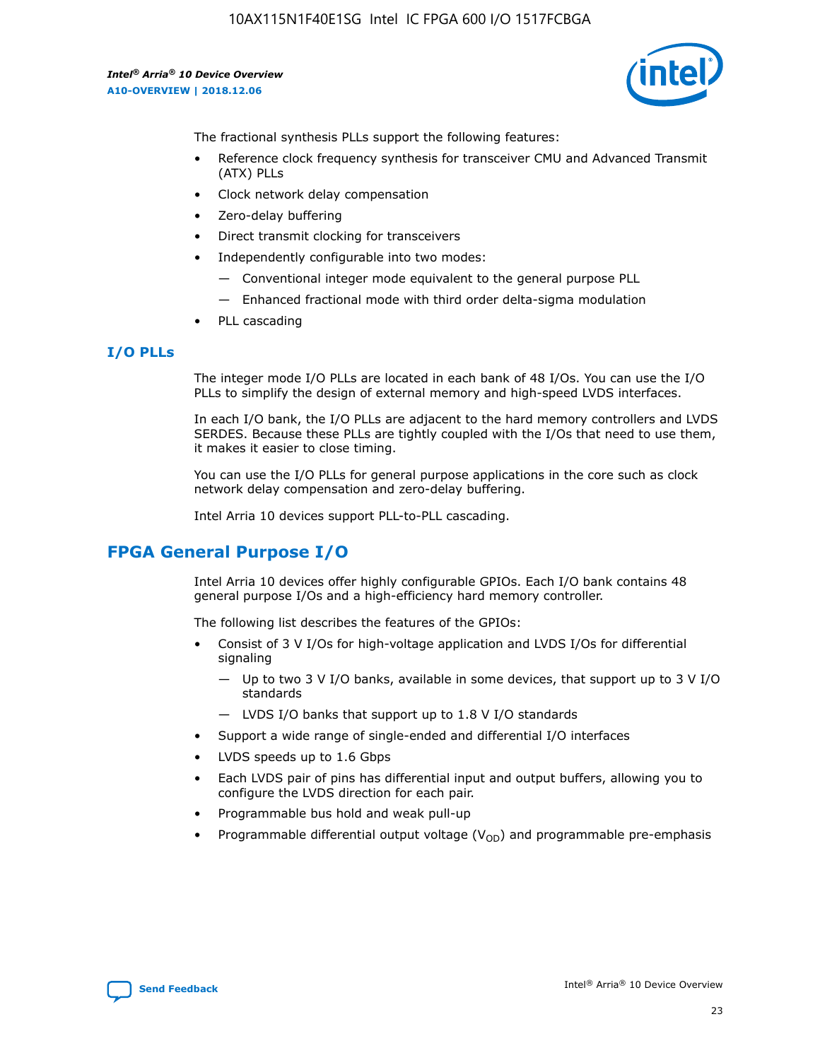The fractional synthesis PLLs support the following features:

- Reference clock frequency synthesis for transceiver CMU and Advanced Transmit (ATX) PLLs
- Clock network delay compensation
- Zero-delay buffering
- Direct transmit clocking for transceivers
- Independently configurable into two modes:
  - — Conventional integer mode equivalent to the general purpose PLL
  - — Enhanced fractional mode with third order delta-sigma modulation
- PLL cascading

### I/O PLLs

The integer mode I/O PLLs are located in each bank of 48 I/Os. You can use the I/O PLLs to simplify the design of external memory and high-speed LVDS interfaces.

In each I/O bank, the I/O PLLs are adjacent to the hard memory controllers and LVDS SERDES. Because these PLLs are tightly coupled with the I/Os that need to use them, it makes it easier to close timing.

You can use the I/O PLLs for general purpose applications in the core such as clock network delay compensation and zero-delay buffering.

Intel Arria 10 devices support PLL-to-PLL cascading.

## FPGA General Purpose I/O

Intel Arria 10 devices offer highly configurable GPIOs. Each I/O bank contains 48 general purpose I/Os and a high-efficiency hard memory controller.

The following list describes the features of the GPIOs:

- Consist of 3 V I/Os for high-voltage application and LVDS I/Os for differential signaling
  - — Up to two 3 V I/O banks, available in some devices, that support up to 3 V I/O standards
  - — LVDS I/O banks that support up to 1.8 V I/O standards
- Support a wide range of single-ended and differential I/O interfaces
- LVDS speeds up to 1.6 Gbps
- Each LVDS pair of pins has differential input and output buffers, allowing you to configure the LVDS direction for each pair.
- Programmable bus hold and weak pull-up
- Programmable differential output voltage ($V_{OD}$) and programmable pre-emphasis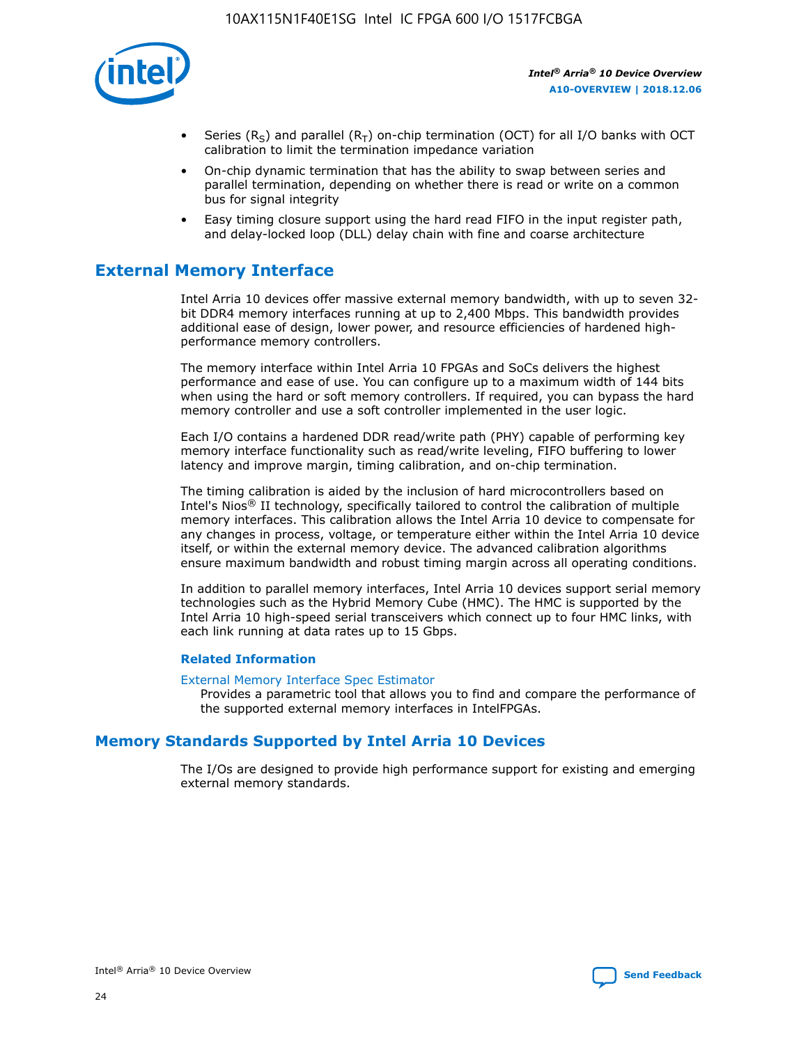- Series ($R_S$) and parallel ($R_T$) on-chip termination (OCT) for all I/O banks with OCT calibration to limit the termination impedance variation
- On-chip dynamic termination that has the ability to swap between series and parallel termination, depending on whether there is read or write on a common bus for signal integrity
- Easy timing closure support using the hard read FIFO in the input register path, and delay-locked loop (DLL) delay chain with fine and coarse architecture

## External Memory Interface

Intel Arria 10 devices offer massive external memory bandwidth, with up to seven 32-bit DDR4 memory interfaces running at up to 2,400 Mbps. This bandwidth provides additional ease of design, lower power, and resource efficiencies of hardened high-performance memory controllers.

The memory interface within Intel Arria 10 FPGAs and SoCs delivers the highest performance and ease of use. You can configure up to a maximum width of 144 bits when using the hard or soft memory controllers. If required, you can bypass the hard memory controller and use a soft controller implemented in the user logic.

Each I/O contains a hardened DDR read/write path (PHY) capable of performing key memory interface functionality such as read/write leveling, FIFO buffering to lower latency and improve margin, timing calibration, and on-chip termination.

The timing calibration is aided by the inclusion of hard microcontrollers based on Intel's Nios® II technology, specifically tailored to control the calibration of multiple memory interfaces. This calibration allows the Intel Arria 10 device to compensate for any changes in process, voltage, or temperature either within the Intel Arria 10 device itself, or within the external memory device. The advanced calibration algorithms ensure maximum bandwidth and robust timing margin across all operating conditions.

In addition to parallel memory interfaces, Intel Arria 10 devices support serial memory technologies such as the Hybrid Memory Cube (HMC). The HMC is supported by the Intel Arria 10 high-speed serial transceivers which connect up to four HMC links, with each link running at data rates up to 15 Gbps.

### Related Information

External Memory Interface Spec Estimator
Provides a parametric tool that allows you to find and compare the performance of the supported external memory interfaces in IntelFPGAs.

## Memory Standards Supported by Intel Arria 10 Devices

The I/Os are designed to provide high performance support for existing and emerging external memory standards.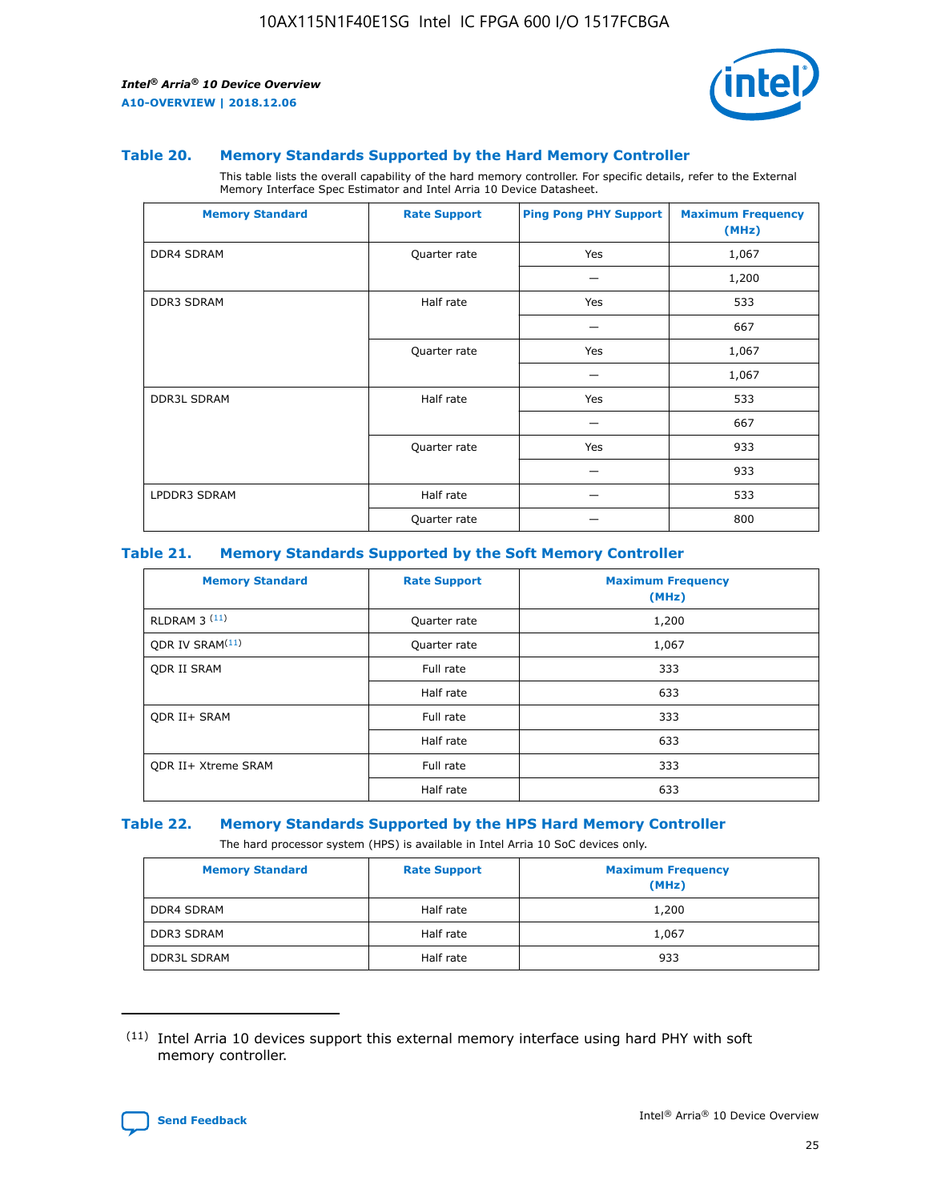### Table 20. Memory Standards Supported by the Hard Memory Controller

This table lists the overall capability of the hard memory controller. For specific details, refer to the External Memory Interface Spec Estimator and Intel Arria 10 Device Datasheet.

| Memory Standard | Rate Support | Ping Pong PHY Support | Maximum Frequency (MHz) |
|---|---|---|---|
| DDR4 SDRAM | Quarter rate | Yes | 1,067 |
| | | — | 1,200 |
| DDR3 SDRAM | Half rate | Yes | 533 |
| | | — | 667 |
| | Quarter rate | Yes | 1,067 |
| | | — | 1,067 |
| DDR3L SDRAM | Half rate | Yes | 533 |
| | | — | 667 |
| | Quarter rate | Yes | 933 |
| | | — | 933 |
| LPDDR3 SDRAM | Half rate | — | 533 |
| | Quarter rate | — | 800 |

### Table 21. Memory Standards Supported by the Soft Memory Controller

| Memory Standard | Rate Support | Maximum Frequency (MHz) |
|---|---|---|
| RLDRAM 3 (11) | Quarter rate | 1,200 |
| QDR IV SRAM(11) | Quarter rate | 1,067 |
| QDR II SRAM | Full rate | 333 |
| | Half rate | 633 |
| QDR II+ SRAM | Full rate | 333 |
| | Half rate | 633 |
| QDR II+ Xtreme SRAM | Full rate | 333 |
| | Half rate | 633 |

### Table 22. Memory Standards Supported by the HPS Hard Memory Controller

The hard processor system (HPS) is available in Intel Arria 10 SoC devices only.

| Memory Standard | Rate Support | Maximum Frequency (MHz) |
|---|---|---|
| DDR4 SDRAM | Half rate | 1,200 |
| DDR3 SDRAM | Half rate | 1,067 |
| DDR3L SDRAM | Half rate | 933 |

(11) Intel Arria 10 devices support this external memory interface using hard PHY with soft memory controller.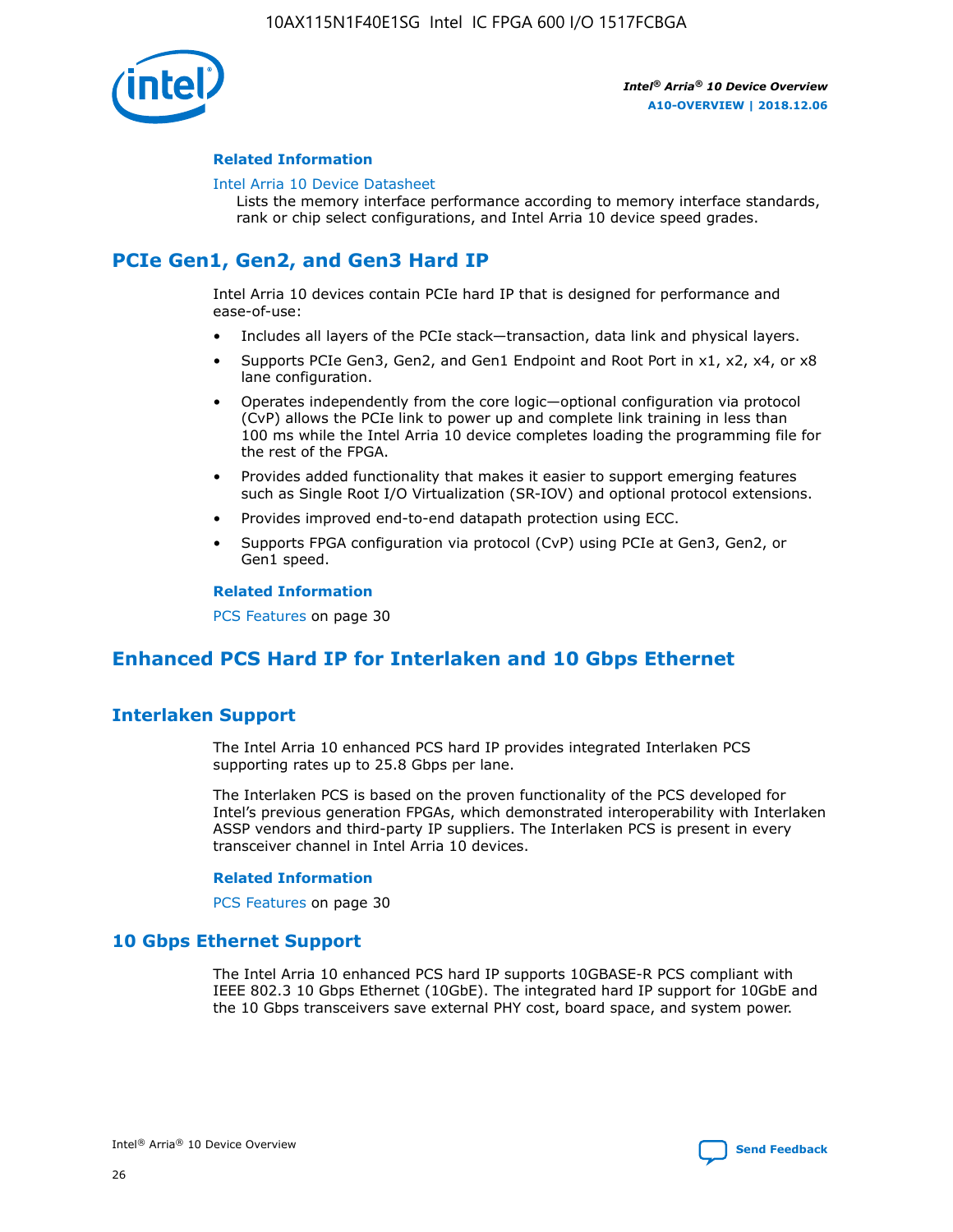#### Related Information

Intel Arria 10 Device Datasheet
Lists the memory interface performance according to memory interface standards, rank or chip select configurations, and Intel Arria 10 device speed grades.

## PCIe Gen1, Gen2, and Gen3 Hard IP

Intel Arria 10 devices contain PCIe hard IP that is designed for performance and ease-of-use:

- Includes all layers of the PCIe stack—transaction, data link and physical layers.
- Supports PCIe Gen3, Gen2, and Gen1 Endpoint and Root Port in x1, x2, x4, or x8 lane configuration.
- Operates independently from the core logic—optional configuration via protocol (CvP) allows the PCIe link to power up and complete link training in less than 100 ms while the Intel Arria 10 device completes loading the programming file for the rest of the FPGA.
- Provides added functionality that makes it easier to support emerging features such as Single Root I/O Virtualization (SR-IOV) and optional protocol extensions.
- Provides improved end-to-end datapath protection using ECC.
- Supports FPGA configuration via protocol (CvP) using PCIe at Gen3, Gen2, or Gen1 speed.

#### Related Information

PCS Features on page 30

## Enhanced PCS Hard IP for Interlaken and 10 Gbps Ethernet

### Interlaken Support

The Intel Arria 10 enhanced PCS hard IP provides integrated Interlaken PCS supporting rates up to 25.8 Gbps per lane.

The Interlaken PCS is based on the proven functionality of the PCS developed for Intel's previous generation FPGAs, which demonstrated interoperability with Interlaken ASSP vendors and third-party IP suppliers. The Interlaken PCS is present in every transceiver channel in Intel Arria 10 devices.

#### Related Information

PCS Features on page 30

### 10 Gbps Ethernet Support

The Intel Arria 10 enhanced PCS hard IP supports 10GBASE-R PCS compliant with IEEE 802.3 10 Gbps Ethernet (10GbE). The integrated hard IP support for 10GbE and the 10 Gbps transceivers save external PHY cost, board space, and system power.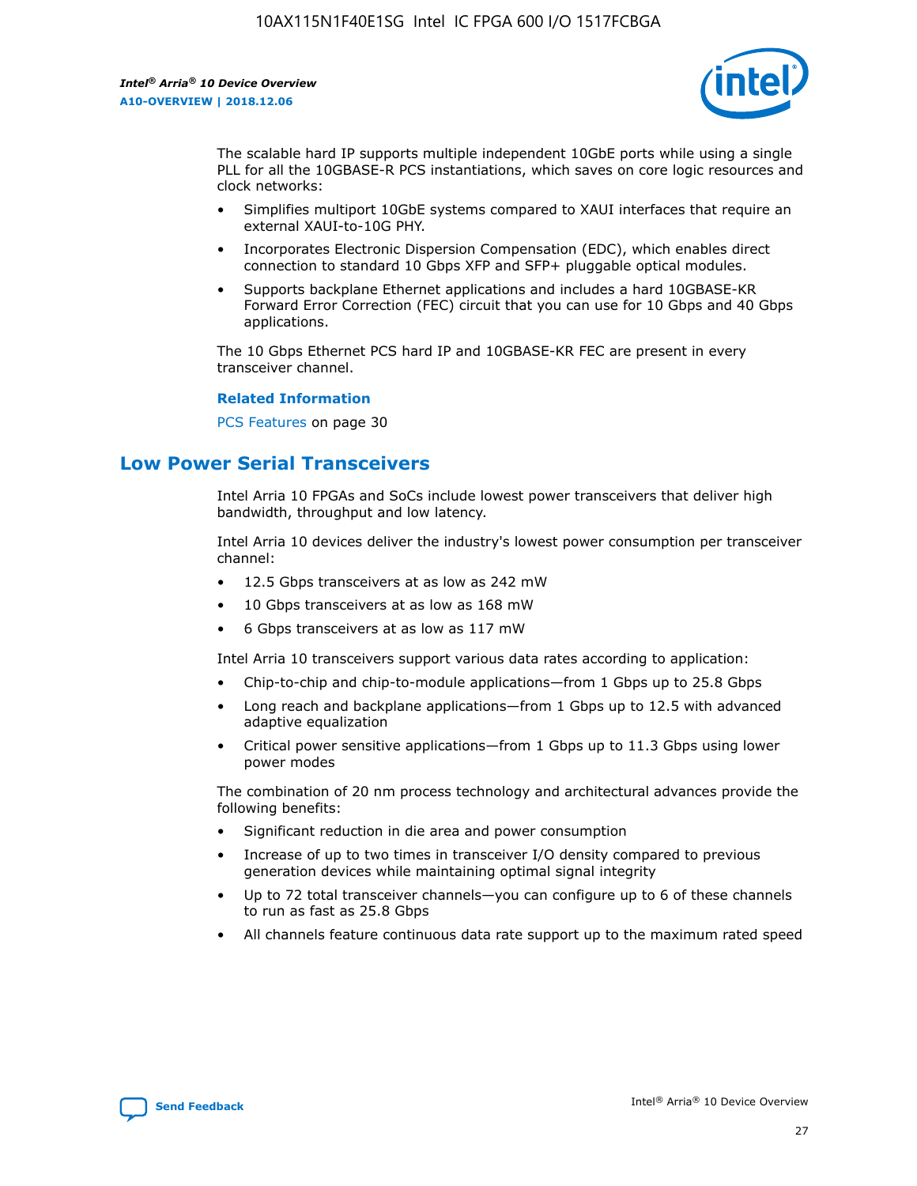The scalable hard IP supports multiple independent 10GbE ports while using a single PLL for all the 10GBASE-R PCS instantiations, which saves on core logic resources and clock networks:

- Simplifies multiport 10GbE systems compared to XAUI interfaces that require an external XAUI-to-10G PHY.
- Incorporates Electronic Dispersion Compensation (EDC), which enables direct connection to standard 10 Gbps XFP and SFP+ pluggable optical modules.
- Supports backplane Ethernet applications and includes a hard 10GBASE-KR Forward Error Correction (FEC) circuit that you can use for 10 Gbps and 40 Gbps applications.

The 10 Gbps Ethernet PCS hard IP and 10GBASE-KR FEC are present in every transceiver channel.

**Related Information**

PCS Features on page 30

## Low Power Serial Transceivers

Intel Arria 10 FPGAs and SoCs include lowest power transceivers that deliver high bandwidth, throughput and low latency.

Intel Arria 10 devices deliver the industry's lowest power consumption per transceiver channel:

- 12.5 Gbps transceivers at as low as 242 mW
- 10 Gbps transceivers at as low as 168 mW
- 6 Gbps transceivers at as low as 117 mW

Intel Arria 10 transceivers support various data rates according to application:

- Chip-to-chip and chip-to-module applications—from 1 Gbps up to 25.8 Gbps
- Long reach and backplane applications—from 1 Gbps up to 12.5 with advanced adaptive equalization
- Critical power sensitive applications—from 1 Gbps up to 11.3 Gbps using lower power modes

The combination of 20 nm process technology and architectural advances provide the following benefits:

- Significant reduction in die area and power consumption
- Increase of up to two times in transceiver I/O density compared to previous generation devices while maintaining optimal signal integrity
- Up to 72 total transceiver channels—you can configure up to 6 of these channels to run as fast as 25.8 Gbps
- All channels feature continuous data rate support up to the maximum rated speed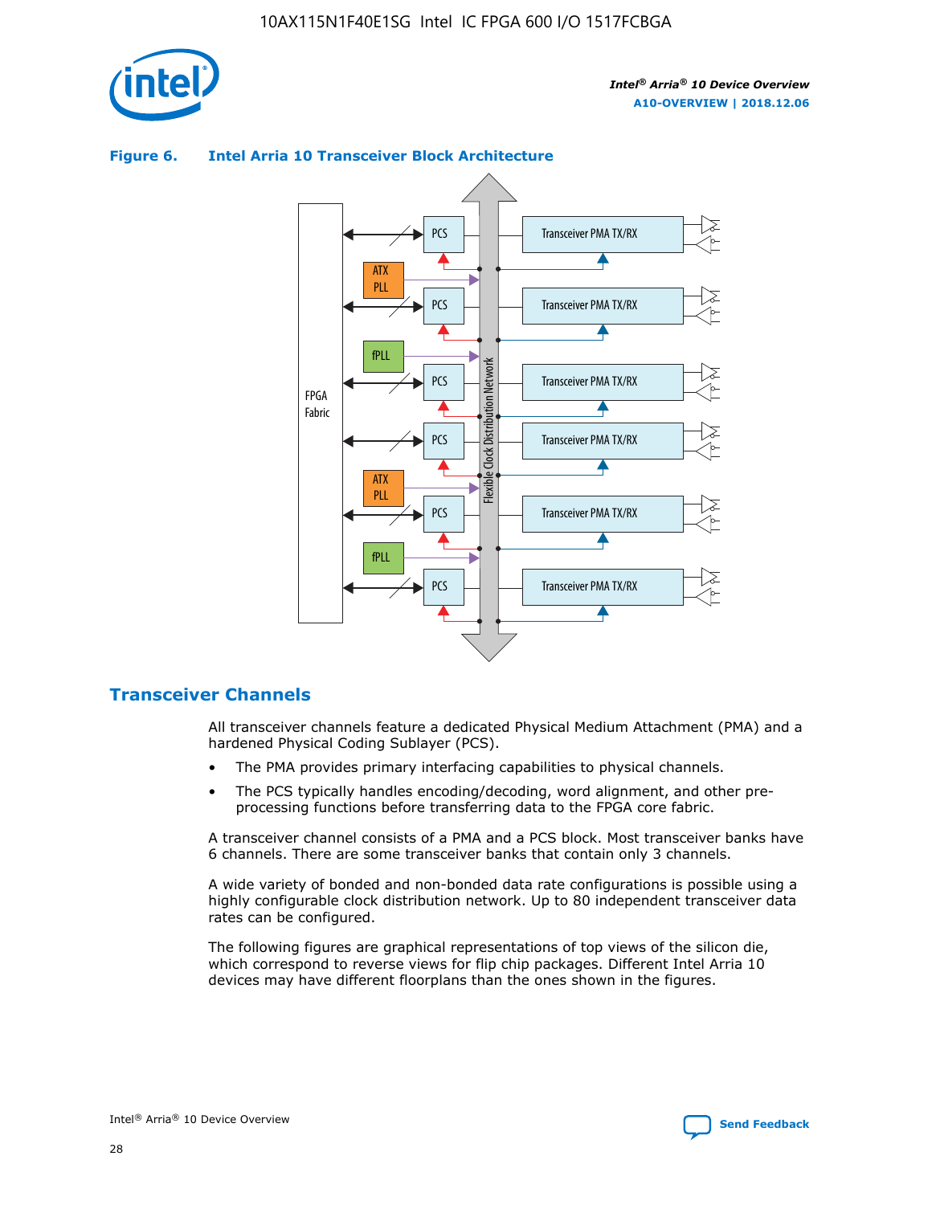**Figure 6. Intel Arria 10 Transceiver Block Architecture**

## Transceiver Channels

All transceiver channels feature a dedicated Physical Medium Attachment (PMA) and a hardened Physical Coding Sublayer (PCS).

- The PMA provides primary interfacing capabilities to physical channels.
- The PCS typically handles encoding/decoding, word alignment, and other pre-processing functions before transferring data to the FPGA core fabric.

A transceiver channel consists of a PMA and a PCS block. Most transceiver banks have 6 channels. There are some transceiver banks that contain only 3 channels.

A wide variety of bonded and non-bonded data rate configurations is possible using a highly configurable clock distribution network. Up to 80 independent transceiver data rates can be configured.

The following figures are graphical representations of top views of the silicon die, which correspond to reverse views for flip chip packages. Different Intel Arria 10 devices may have different floorplans than the ones shown in the figures.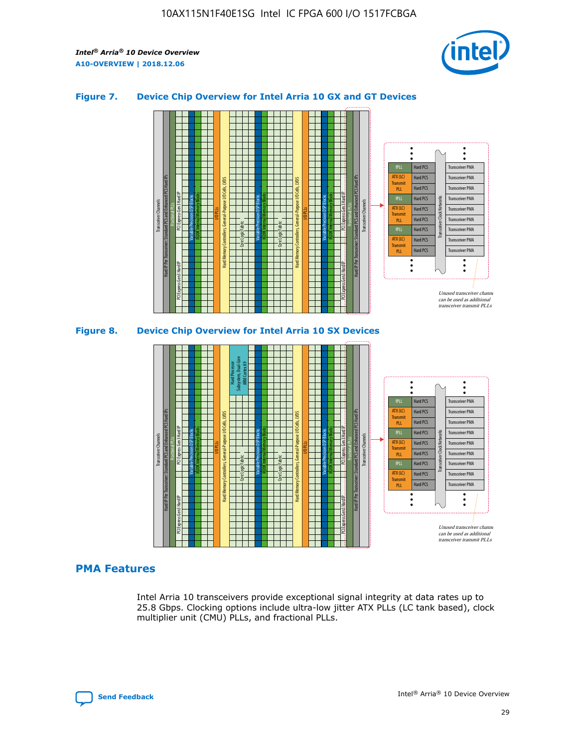### Figure 7. Device Chip Overview for Intel Arria 10 GX and GT Devices

### Figure 8. Device Chip Overview for Intel Arria 10 SX Devices

## PMA Features

Intel Arria 10 transceivers provide exceptional signal integrity at data rates up to 25.8 Gbps. Clocking options include ultra-low jitter ATX PLLs (LC tank based), clock multiplier unit (CMU) PLLs, and fractional PLLs.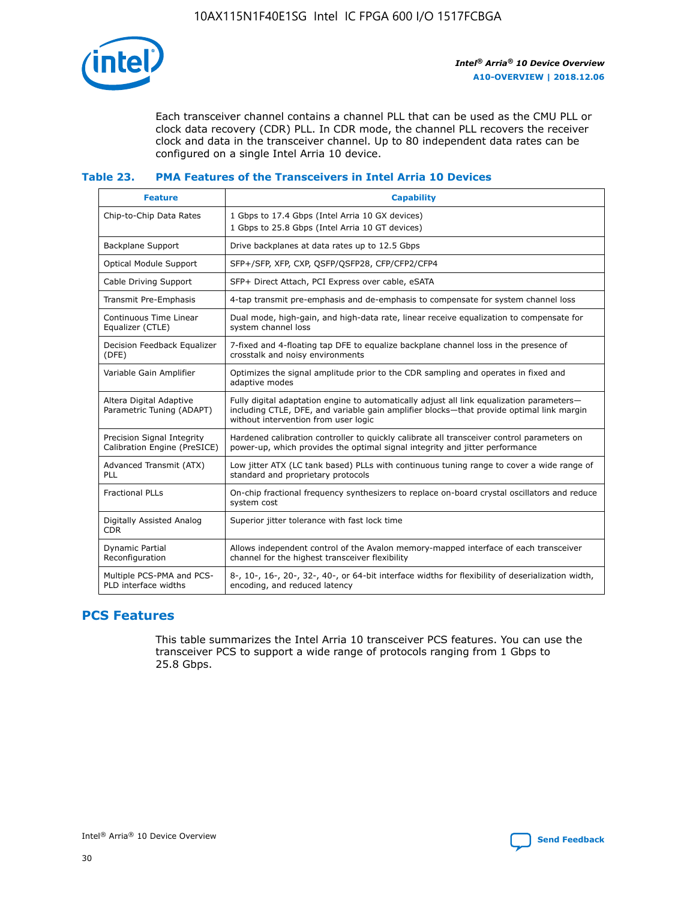Each transceiver channel contains a channel PLL that can be used as the CMU PLL or clock data recovery (CDR) PLL. In CDR mode, the channel PLL recovers the receiver clock and data in the transceiver channel. Up to 80 independent data rates can be configured on a single Intel Arria 10 device.

### Table 23. PMA Features of the Transceivers in Intel Arria 10 Devices

| Feature | Capability |
|---|---|
| Chip-to-Chip Data Rates | 1 Gbps to 17.4 Gbps (Intel Arria 10 GX devices)<br>1 Gbps to 25.8 Gbps (Intel Arria 10 GT devices) |
| Backplane Support | Drive backplanes at data rates up to 12.5 Gbps |
| Optical Module Support | SFP+/SFP, XFP, CXP, QSFP/QSFP28, CFP/CFP2/CFP4 |
| Cable Driving Support | SFP+ Direct Attach, PCI Express over cable, eSATA |
| Transmit Pre-Emphasis | 4-tap transmit pre-emphasis and de-emphasis to compensate for system channel loss |
| Continuous Time Linear Equalizer (CTLE) | Dual mode, high-gain, and high-data rate, linear receive equalization to compensate for system channel loss |
| Decision Feedback Equalizer (DFE) | 7-fixed and 4-floating tap DFE to equalize backplane channel loss in the presence of crosstalk and noisy environments |
| Variable Gain Amplifier | Optimizes the signal amplitude prior to the CDR sampling and operates in fixed and adaptive modes |
| Altera Digital Adaptive Parametric Tuning (ADAPT) | Fully digital adaptation engine to automatically adjust all link equalization parameters—including CTLE, DFE, and variable gain amplifier blocks—that provide optimal link margin without intervention from user logic |
| Precision Signal Integrity Calibration Engine (PreSICE) | Hardened calibration controller to quickly calibrate all transceiver control parameters on power-up, which provides the optimal signal integrity and jitter performance |
| Advanced Transmit (ATX) PLL | Low jitter ATX (LC tank based) PLLs with continuous tuning range to cover a wide range of standard and proprietary protocols |
| Fractional PLLs | On-chip fractional frequency synthesizers to replace on-board crystal oscillators and reduce system cost |
| Digitally Assisted Analog CDR | Superior jitter tolerance with fast lock time |
| Dynamic Partial Reconfiguration | Allows independent control of the Avalon memory-mapped interface of each transceiver channel for the highest transceiver flexibility |
| Multiple PCS-PMA and PCS-PLD interface widths | 8-, 10-, 16-, 20-, 32-, 40-, or 64-bit interface widths for flexibility of deserialization width, encoding, and reduced latency |

## PCS Features

This table summarizes the Intel Arria 10 transceiver PCS features. You can use the transceiver PCS to support a wide range of protocols ranging from 1 Gbps to 25.8 Gbps.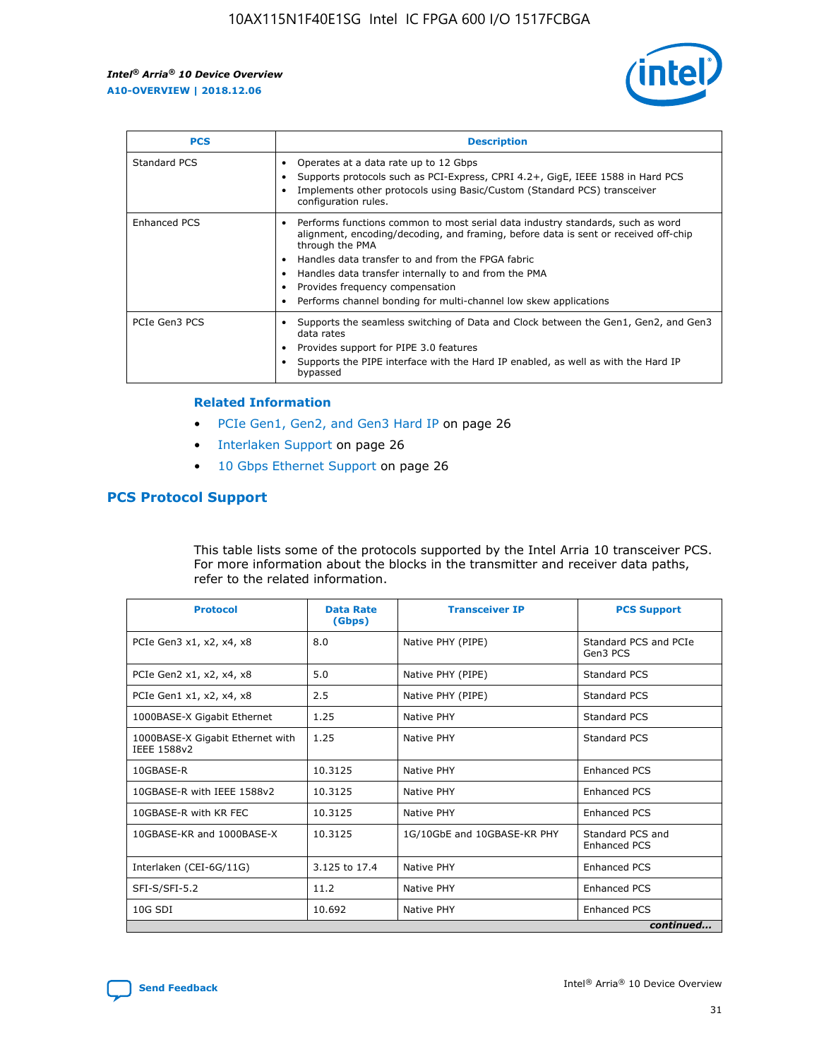| PCS | Description |
| --- | --- |
| Standard PCS | • Operates at a data rate up to 12 Gbps<br>• Supports protocols such as PCI-Express, CPRI 4.2+, GigE, IEEE 1588 in Hard PCS<br>• Implements other protocols using Basic/Custom (Standard PCS) transceiver configuration rules. |
| Enhanced PCS | • Performs functions common to most serial data industry standards, such as word alignment, encoding/decoding, and framing, before data is sent or received off-chip through the PMA<br>• Handles data transfer to and from the FPGA fabric<br>• Handles data transfer internally to and from the PMA<br>• Provides frequency compensation<br>• Performs channel bonding for multi-channel low skew applications |
| PCIe Gen3 PCS | • Supports the seamless switching of Data and Clock between the Gen1, Gen2, and Gen3 data rates<br>• Provides support for PIPE 3.0 features<br>• Supports the PIPE interface with the Hard IP enabled, as well as with the Hard IP bypassed |

**Related Information**

- PCIe Gen1, Gen2, and Gen3 Hard IP on page 26
- Interlaken Support on page 26
- 10 Gbps Ethernet Support on page 26

## PCS Protocol Support

This table lists some of the protocols supported by the Intel Arria 10 transceiver PCS. For more information about the blocks in the transmitter and receiver data paths, refer to the related information.

| Protocol | Data Rate (Gbps) | Transceiver IP | PCS Support |
| --- | --- | --- | --- |
| PCIe Gen3 x1, x2, x4, x8 | 8.0 | Native PHY (PIPE) | Standard PCS and PCIe Gen3 PCS |
| PCIe Gen2 x1, x2, x4, x8 | 5.0 | Native PHY (PIPE) | Standard PCS |
| PCIe Gen1 x1, x2, x4, x8 | 2.5 | Native PHY (PIPE) | Standard PCS |
| 1000BASE-X Gigabit Ethernet | 1.25 | Native PHY | Standard PCS |
| 1000BASE-X Gigabit Ethernet with IEEE 1588v2 | 1.25 | Native PHY | Standard PCS |
| 10GBASE-R | 10.3125 | Native PHY | Enhanced PCS |
| 10GBASE-R with IEEE 1588v2 | 10.3125 | Native PHY | Enhanced PCS |
| 10GBASE-R with KR FEC | 10.3125 | Native PHY | Enhanced PCS |
| 10GBASE-KR and 1000BASE-X | 10.3125 | 1G/10GbE and 10GBASE-KR PHY | Standard PCS and Enhanced PCS |
| Interlaken (CEI-6G/11G) | 3.125 to 17.4 | Native PHY | Enhanced PCS |
| SFI-S/SFI-5.2 | 11.2 | Native PHY | Enhanced PCS |
| 10G SDI | 10.692 | Native PHY | Enhanced PCS |

*continued...*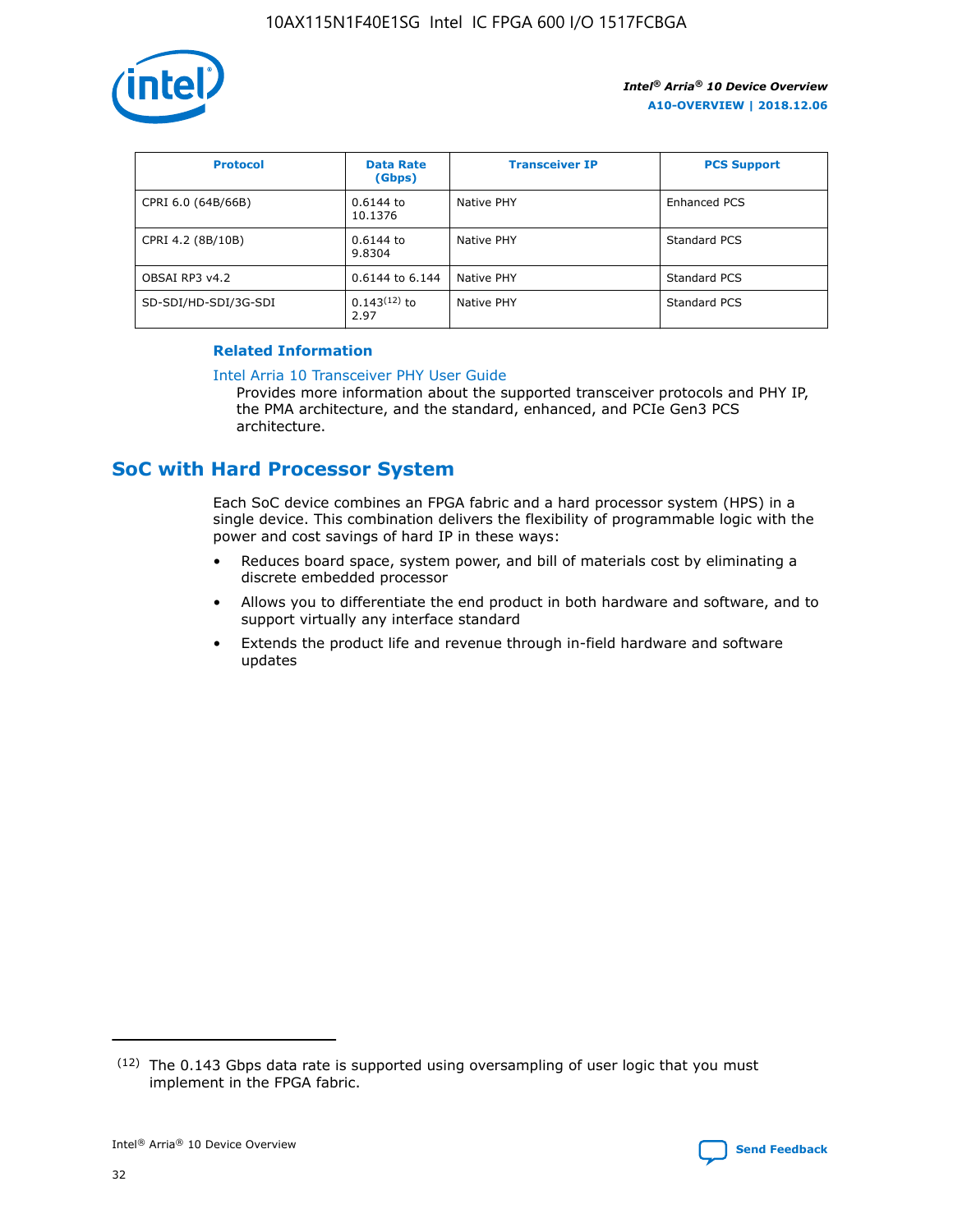| Protocol | Data Rate (Gbps) | Transceiver IP | PCS Support |
| --- | --- | --- | --- |
| CPRI 6.0 (64B/66B) | 0.6144 to 10.1376 | Native PHY | Enhanced PCS |
| CPRI 4.2 (8B/10B) | 0.6144 to 9.8304 | Native PHY | Standard PCS |
| OBSAI RP3 v4.2 | 0.6144 to 6.144 | Native PHY | Standard PCS |
| SD-SDI/HD-SDI/3G-SDI | 0.143[12] to 2.97 | Native PHY | Standard PCS |

#### Related Information

Intel Arria 10 Transceiver PHY User Guide
Provides more information about the supported transceiver protocols and PHY IP, the PMA architecture, and the standard, enhanced, and PCIe Gen3 PCS architecture.

## SoC with Hard Processor System

Each SoC device combines an FPGA fabric and a hard processor system (HPS) in a single device. This combination delivers the flexibility of programmable logic with the power and cost savings of hard IP in these ways:

- Reduces board space, system power, and bill of materials cost by eliminating a discrete embedded processor
- Allows you to differentiate the end product in both hardware and software, and to support virtually any interface standard
- Extends the product life and revenue through in-field hardware and software updates

[12] The 0.143 Gbps data rate is supported using oversampling of user logic that you must implement in the FPGA fabric.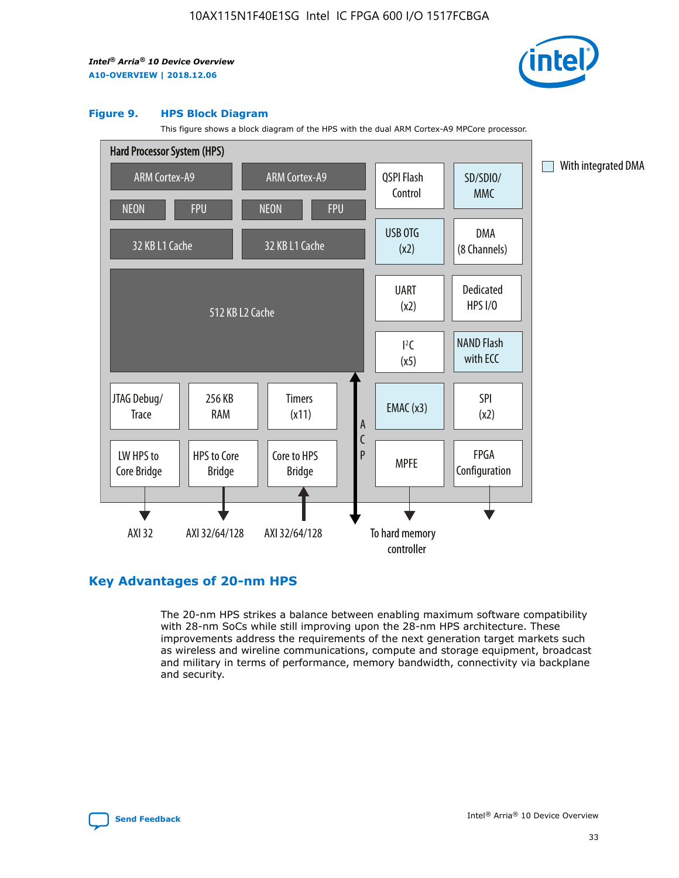**Figure 9. HPS Block Diagram**

This figure shows a block diagram of the HPS with the dual ARM Cortex-A9 MPCore processor.

Hard Processor System (HPS)

- ARM Cortex-A9 / NEON / FPU / 32 KB L1 Cache
- ARM Cortex-A9 / NEON / FPU / 32 KB L1 Cache
- 512 KB L2 Cache
- QSPI Flash Control
- SD/SDIO/MMC
- USB OTG (x2)
- DMA (8 Channels)
- UART (x2)
- Dedicated HPS I/O
- I²C (x5)
- NAND Flash with ECC
- JTAG Debug/Trace
- 256 KB RAM
- Timers (x11)
- EMAC (x3)
- SPI (x2)
- LW HPS to Core Bridge → AXI 32
- HPS to Core Bridge → AXI 32/64/128
- Core to HPS Bridge ← AXI 32/64/128
- ACP
- MPFE → To hard memory controller
- FPGA Configuration

With integrated DMA

## Key Advantages of 20-nm HPS

The 20-nm HPS strikes a balance between enabling maximum software compatibility with 28-nm SoCs while still improving upon the 28-nm HPS architecture. These improvements address the requirements of the next generation target markets such as wireless and wireline communications, compute and storage equipment, broadcast and military in terms of performance, memory bandwidth, connectivity via backplane and security.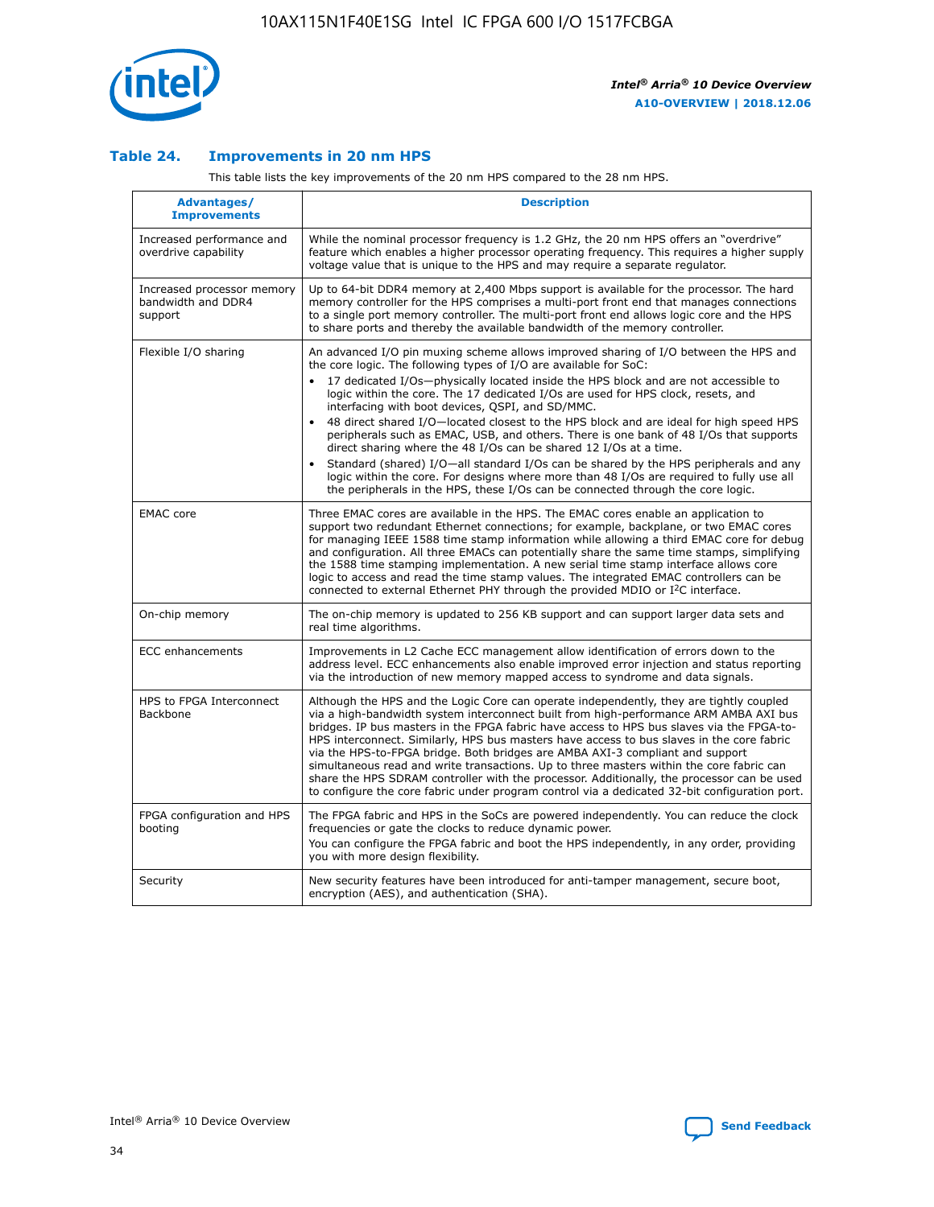### Table 24. Improvements in 20 nm HPS

This table lists the key improvements of the 20 nm HPS compared to the 28 nm HPS.

| Advantages/ Improvements | Description |
|---|---|
| Increased performance and overdrive capability | While the nominal processor frequency is 1.2 GHz, the 20 nm HPS offers an "overdrive" feature which enables a higher processor operating frequency. This requires a higher supply voltage value that is unique to the HPS and may require a separate regulator. |
| Increased processor memory bandwidth and DDR4 support | Up to 64-bit DDR4 memory at 2,400 Mbps support is available for the processor. The hard memory controller for the HPS comprises a multi-port front end that manages connections to a single port memory controller. The multi-port front end allows logic core and the HPS to share ports and thereby the available bandwidth of the memory controller. |
| Flexible I/O sharing | An advanced I/O pin muxing scheme allows improved sharing of I/O between the HPS and the core logic. The following types of I/O are available for SoC:<br>• 17 dedicated I/Os—physically located inside the HPS block and are not accessible to logic within the core. The 17 dedicated I/Os are used for HPS clock, resets, and interfacing with boot devices, QSPI, and SD/MMC.<br>• 48 direct shared I/O—located closest to the HPS block and are ideal for high speed HPS peripherals such as EMAC, USB, and others. There is one bank of 48 I/Os that supports direct sharing where the 48 I/Os can be shared 12 I/Os at a time.<br>• Standard (shared) I/O—all standard I/Os can be shared by the HPS peripherals and any logic within the core. For designs where more than 48 I/Os are required to fully use all the peripherals in the HPS, these I/Os can be connected through the core logic. |
| EMAC core | Three EMAC cores are available in the HPS. The EMAC cores enable an application to support two redundant Ethernet connections; for example, backplane, or two EMAC cores for managing IEEE 1588 time stamp information while allowing a third EMAC core for debug and configuration. All three EMACs can potentially share the same time stamps, simplifying the 1588 time stamping implementation. A new serial time stamp interface allows core logic to access and read the time stamp values. The integrated EMAC controllers can be connected to external Ethernet PHY through the provided MDIO or I$^2$C interface. |
| On-chip memory | The on-chip memory is updated to 256 KB support and can support larger data sets and real time algorithms. |
| ECC enhancements | Improvements in L2 Cache ECC management allow identification of errors down to the address level. ECC enhancements also enable improved error injection and status reporting via the introduction of new memory mapped access to syndrome and data signals. |
| HPS to FPGA Interconnect Backbone | Although the HPS and the Logic Core can operate independently, they are tightly coupled via a high-bandwidth system interconnect built from high-performance ARM AMBA AXI bus bridges. IP bus masters in the FPGA fabric have access to HPS bus slaves via the FPGA-to-HPS interconnect. Similarly, HPS bus masters have access to bus slaves in the core fabric via the HPS-to-FPGA bridge. Both bridges are AMBA AXI-3 compliant and support simultaneous read and write transactions. Up to three masters within the core fabric can share the HPS SDRAM controller with the processor. Additionally, the processor can be used to configure the core fabric under program control via a dedicated 32-bit configuration port. |
| FPGA configuration and HPS booting | The FPGA fabric and HPS in the SoCs are powered independently. You can reduce the clock frequencies or gate the clocks to reduce dynamic power.<br>You can configure the FPGA fabric and boot the HPS independently, in any order, providing you with more design flexibility. |
| Security | New security features have been introduced for anti-tamper management, secure boot, encryption (AES), and authentication (SHA). |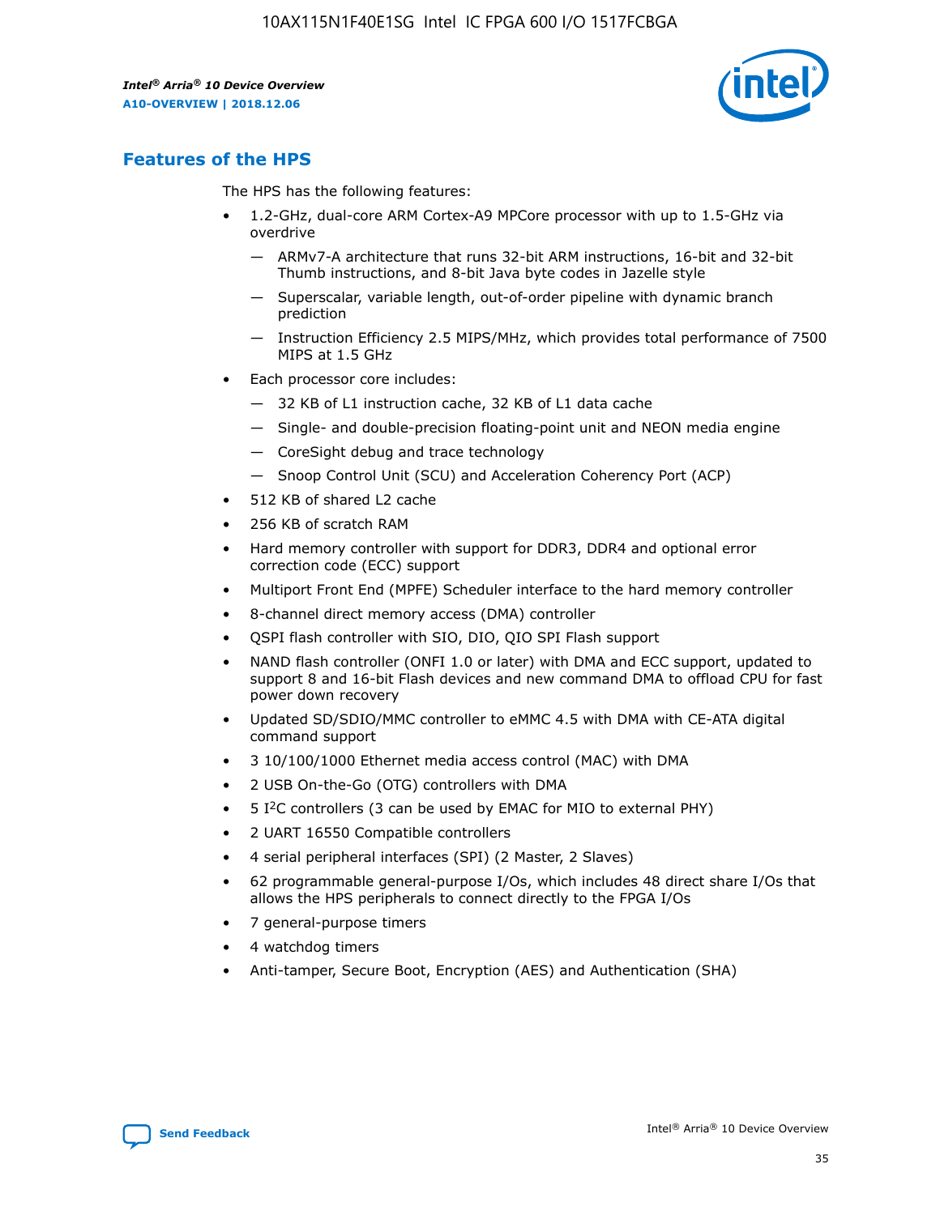## Features of the HPS

The HPS has the following features:

- 1.2-GHz, dual-core ARM Cortex-A9 MPCore processor with up to 1.5-GHz via overdrive
  - — ARMv7-A architecture that runs 32-bit ARM instructions, 16-bit and 32-bit Thumb instructions, and 8-bit Java byte codes in Jazelle style
  - — Superscalar, variable length, out-of-order pipeline with dynamic branch prediction
  - — Instruction Efficiency 2.5 MIPS/MHz, which provides total performance of 7500 MIPS at 1.5 GHz
- Each processor core includes:
  - — 32 KB of L1 instruction cache, 32 KB of L1 data cache
  - — Single- and double-precision floating-point unit and NEON media engine
  - — CoreSight debug and trace technology
  - — Snoop Control Unit (SCU) and Acceleration Coherency Port (ACP)
- 512 KB of shared L2 cache
- 256 KB of scratch RAM
- Hard memory controller with support for DDR3, DDR4 and optional error correction code (ECC) support
- Multiport Front End (MPFE) Scheduler interface to the hard memory controller
- 8-channel direct memory access (DMA) controller
- QSPI flash controller with SIO, DIO, QIO SPI Flash support
- NAND flash controller (ONFI 1.0 or later) with DMA and ECC support, updated to support 8 and 16-bit Flash devices and new command DMA to offload CPU for fast power down recovery
- Updated SD/SDIO/MMC controller to eMMC 4.5 with DMA with CE-ATA digital command support
- 3 10/100/1000 Ethernet media access control (MAC) with DMA
- 2 USB On-the-Go (OTG) controllers with DMA
- 5 I²C controllers (3 can be used by EMAC for MIO to external PHY)
- 2 UART 16550 Compatible controllers
- 4 serial peripheral interfaces (SPI) (2 Master, 2 Slaves)
- 62 programmable general-purpose I/Os, which includes 48 direct share I/Os that allows the HPS peripherals to connect directly to the FPGA I/Os
- 7 general-purpose timers
- 4 watchdog timers
- Anti-tamper, Secure Boot, Encryption (AES) and Authentication (SHA)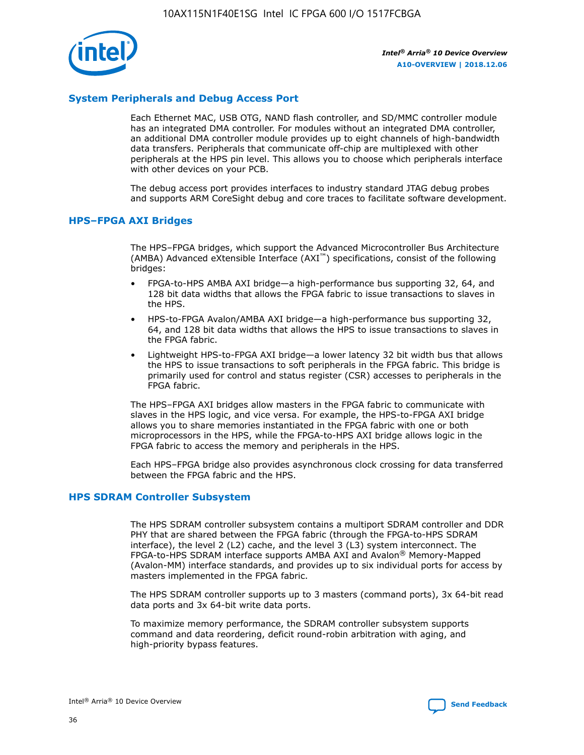## System Peripherals and Debug Access Port

Each Ethernet MAC, USB OTG, NAND flash controller, and SD/MMC controller module has an integrated DMA controller. For modules without an integrated DMA controller, an additional DMA controller module provides up to eight channels of high-bandwidth data transfers. Peripherals that communicate off-chip are multiplexed with other peripherals at the HPS pin level. This allows you to choose which peripherals interface with other devices on your PCB.

The debug access port provides interfaces to industry standard JTAG debug probes and supports ARM CoreSight debug and core traces to facilitate software development.

## HPS–FPGA AXI Bridges

The HPS–FPGA bridges, which support the Advanced Microcontroller Bus Architecture (AMBA) Advanced eXtensible Interface (AXI™) specifications, consist of the following bridges:

- FPGA-to-HPS AMBA AXI bridge—a high-performance bus supporting 32, 64, and 128 bit data widths that allows the FPGA fabric to issue transactions to slaves in the HPS.
- HPS-to-FPGA Avalon/AMBA AXI bridge—a high-performance bus supporting 32, 64, and 128 bit data widths that allows the HPS to issue transactions to slaves in the FPGA fabric.
- Lightweight HPS-to-FPGA AXI bridge—a lower latency 32 bit width bus that allows the HPS to issue transactions to soft peripherals in the FPGA fabric. This bridge is primarily used for control and status register (CSR) accesses to peripherals in the FPGA fabric.

The HPS–FPGA AXI bridges allow masters in the FPGA fabric to communicate with slaves in the HPS logic, and vice versa. For example, the HPS-to-FPGA AXI bridge allows you to share memories instantiated in the FPGA fabric with one or both microprocessors in the HPS, while the FPGA-to-HPS AXI bridge allows logic in the FPGA fabric to access the memory and peripherals in the HPS.

Each HPS–FPGA bridge also provides asynchronous clock crossing for data transferred between the FPGA fabric and the HPS.

## HPS SDRAM Controller Subsystem

The HPS SDRAM controller subsystem contains a multiport SDRAM controller and DDR PHY that are shared between the FPGA fabric (through the FPGA-to-HPS SDRAM interface), the level 2 (L2) cache, and the level 3 (L3) system interconnect. The FPGA-to-HPS SDRAM interface supports AMBA AXI and Avalon® Memory-Mapped (Avalon-MM) interface standards, and provides up to six individual ports for access by masters implemented in the FPGA fabric.

The HPS SDRAM controller supports up to 3 masters (command ports), 3x 64-bit read data ports and 3x 64-bit write data ports.

To maximize memory performance, the SDRAM controller subsystem supports command and data reordering, deficit round-robin arbitration with aging, and high-priority bypass features.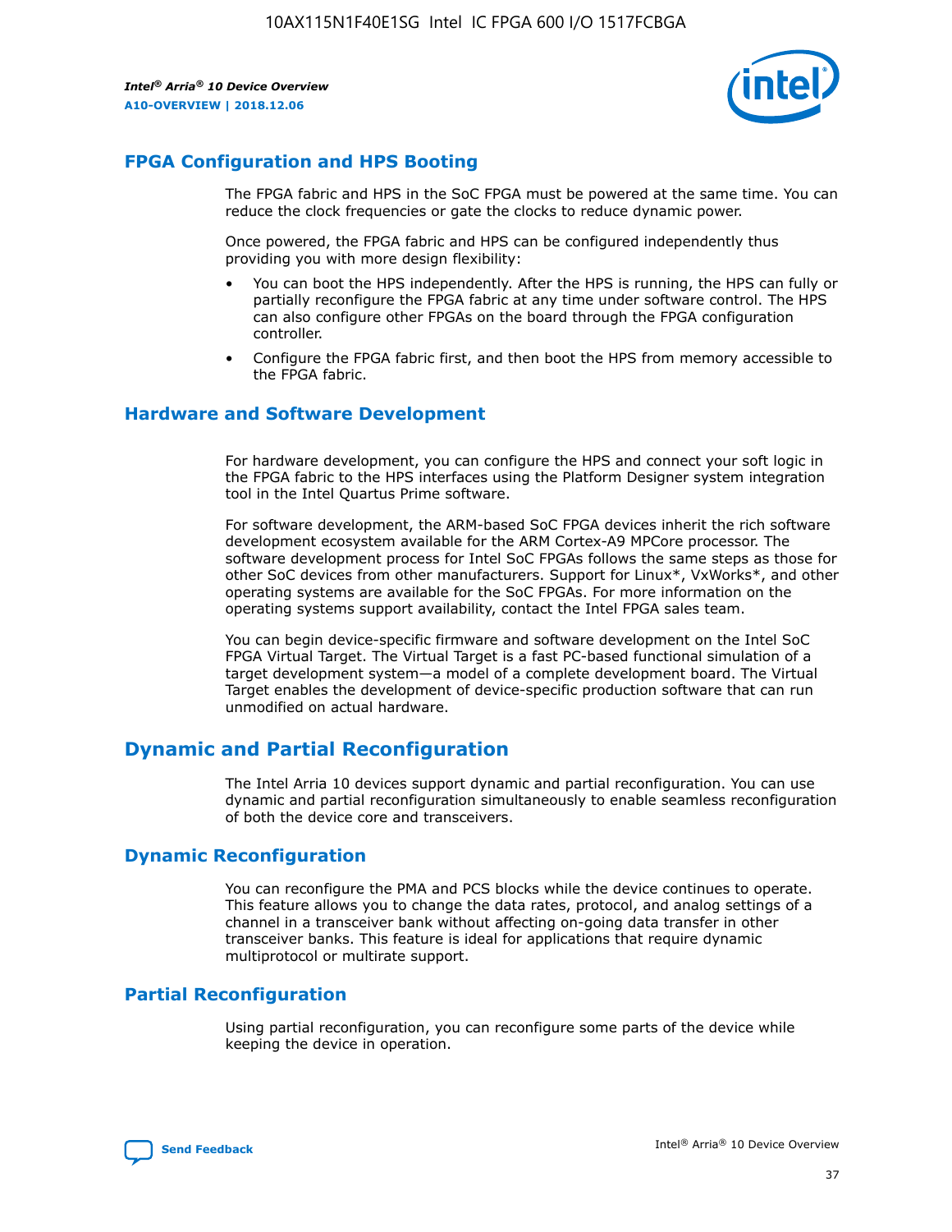## FPGA Configuration and HPS Booting

The FPGA fabric and HPS in the SoC FPGA must be powered at the same time. You can reduce the clock frequencies or gate the clocks to reduce dynamic power.

Once powered, the FPGA fabric and HPS can be configured independently thus providing you with more design flexibility:

- You can boot the HPS independently. After the HPS is running, the HPS can fully or partially reconfigure the FPGA fabric at any time under software control. The HPS can also configure other FPGAs on the board through the FPGA configuration controller.
- Configure the FPGA fabric first, and then boot the HPS from memory accessible to the FPGA fabric.

## Hardware and Software Development

For hardware development, you can configure the HPS and connect your soft logic in the FPGA fabric to the HPS interfaces using the Platform Designer system integration tool in the Intel Quartus Prime software.

For software development, the ARM-based SoC FPGA devices inherit the rich software development ecosystem available for the ARM Cortex-A9 MPCore processor. The software development process for Intel SoC FPGAs follows the same steps as those for other SoC devices from other manufacturers. Support for Linux*, VxWorks*, and other operating systems are available for the SoC FPGAs. For more information on the operating systems support availability, contact the Intel FPGA sales team.

You can begin device-specific firmware and software development on the Intel SoC FPGA Virtual Target. The Virtual Target is a fast PC-based functional simulation of a target development system—a model of a complete development board. The Virtual Target enables the development of device-specific production software that can run unmodified on actual hardware.

# Dynamic and Partial Reconfiguration

The Intel Arria 10 devices support dynamic and partial reconfiguration. You can use dynamic and partial reconfiguration simultaneously to enable seamless reconfiguration of both the device core and transceivers.

## Dynamic Reconfiguration

You can reconfigure the PMA and PCS blocks while the device continues to operate. This feature allows you to change the data rates, protocol, and analog settings of a channel in a transceiver bank without affecting on-going data transfer in other transceiver banks. This feature is ideal for applications that require dynamic multiprotocol or multirate support.

## Partial Reconfiguration

Using partial reconfiguration, you can reconfigure some parts of the device while keeping the device in operation.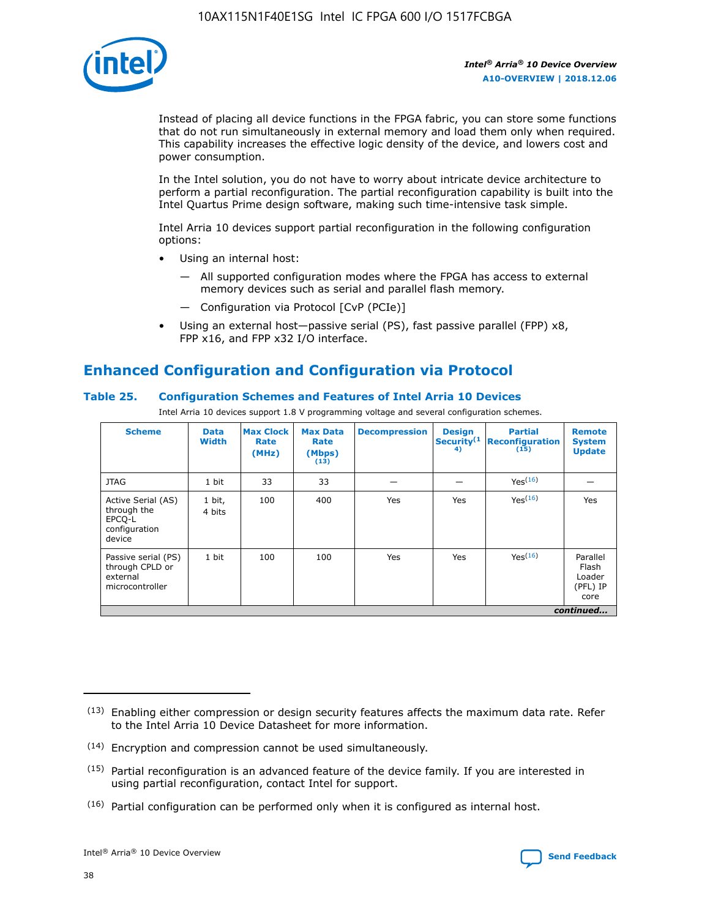Instead of placing all device functions in the FPGA fabric, you can store some functions that do not run simultaneously in external memory and load them only when required. This capability increases the effective logic density of the device, and lowers cost and power consumption.

In the Intel solution, you do not have to worry about intricate device architecture to perform a partial reconfiguration. The partial reconfiguration capability is built into the Intel Quartus Prime design software, making such time-intensive task simple.

Intel Arria 10 devices support partial reconfiguration in the following configuration options:

- Using an internal host:
  - All supported configuration modes where the FPGA has access to external memory devices such as serial and parallel flash memory.
  - Configuration via Protocol [CvP (PCIe)]
- Using an external host—passive serial (PS), fast passive parallel (FPP) x8, FPP x16, and FPP x32 I/O interface.

## Enhanced Configuration and Configuration via Protocol

### Table 25. Configuration Schemes and Features of Intel Arria 10 Devices

Intel Arria 10 devices support 1.8 V programming voltage and several configuration schemes.

| Scheme | Data Width | Max Clock Rate (MHz) | Max Data Rate (Mbps) (13) | Decompression | Design Security(14) | Partial Reconfiguration (15) | Remote System Update |
|---|---|---|---|---|---|---|---|
| JTAG | 1 bit | 33 | 33 | — | — | Yes(16) | — |
| Active Serial (AS) through the EPCQ-L configuration device | 1 bit, 4 bits | 100 | 400 | Yes | Yes | Yes(16) | Yes |
| Passive serial (PS) through CPLD or external microcontroller | 1 bit | 100 | 100 | Yes | Yes | Yes(16) | Parallel Flash Loader (PFL) IP core |
| | | | | | | | *continued...* |

(13) Enabling either compression or design security features affects the maximum data rate. Refer to the Intel Arria 10 Device Datasheet for more information.

(14) Encryption and compression cannot be used simultaneously.

(15) Partial reconfiguration is an advanced feature of the device family. If you are interested in using partial reconfiguration, contact Intel for support.

(16) Partial configuration can be performed only when it is configured as internal host.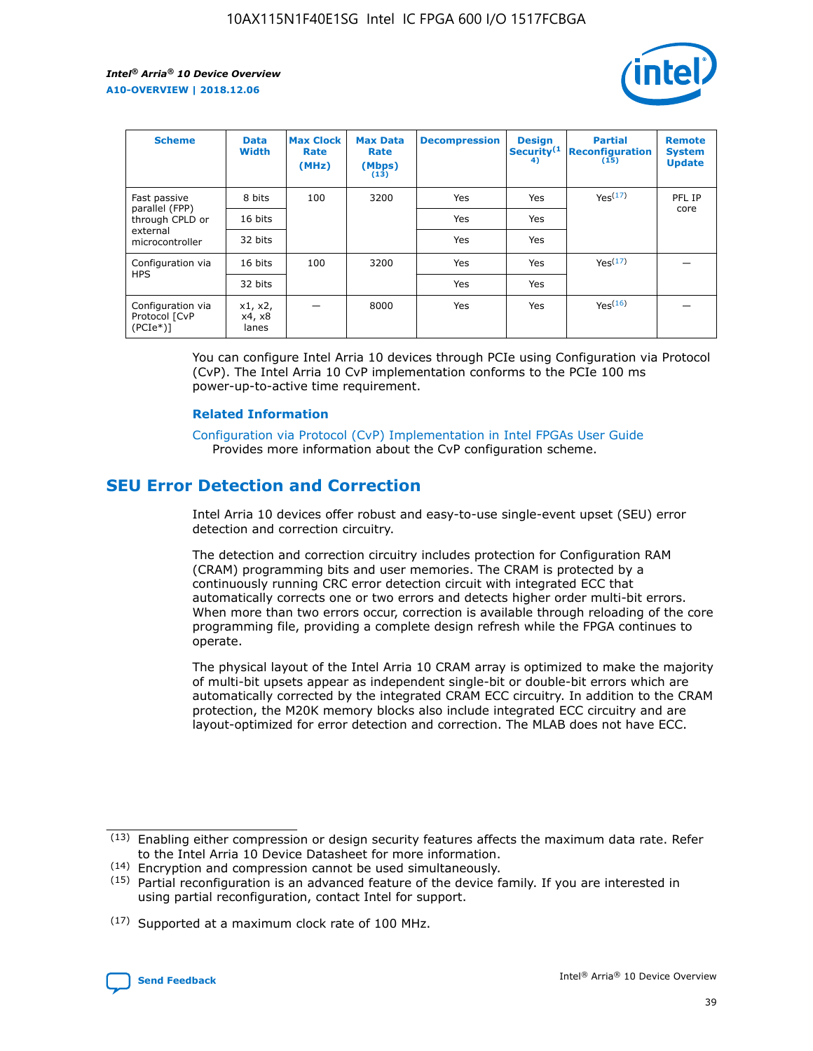| Scheme | Data Width | Max Clock Rate (MHz) | Max Data Rate (Mbps) (13) | Decompression | Design Security(14) | Partial Reconfiguration (15) | Remote System Update |
|---|---|---|---|---|---|---|---|
| Fast passive parallel (FPP) through CPLD or external microcontroller | 8 bits | 100 | 3200 | Yes | Yes | Yes(17) | PFL IP core |
| | 16 bits | | | Yes | Yes | | |
| | 32 bits | | | Yes | Yes | | |
| Configuration via HPS | 16 bits | 100 | 3200 | Yes | Yes | Yes(17) | — |
| | 32 bits | | | Yes | Yes | | |
| Configuration via Protocol [CvP (PCIe*)] | x1, x2, x4, x8 lanes | — | 8000 | Yes | Yes | Yes(16) | — |

You can configure Intel Arria 10 devices through PCIe using Configuration via Protocol (CvP). The Intel Arria 10 CvP implementation conforms to the PCIe 100 ms power-up-to-active time requirement.

### Related Information

Configuration via Protocol (CvP) Implementation in Intel FPGAs User Guide
Provides more information about the CvP configuration scheme.

## SEU Error Detection and Correction

Intel Arria 10 devices offer robust and easy-to-use single-event upset (SEU) error detection and correction circuitry.

The detection and correction circuitry includes protection for Configuration RAM (CRAM) programming bits and user memories. The CRAM is protected by a continuously running CRC error detection circuit with integrated ECC that automatically corrects one or two errors and detects higher order multi-bit errors. When more than two errors occur, correction is available through reloading of the core programming file, providing a complete design refresh while the FPGA continues to operate.

The physical layout of the Intel Arria 10 CRAM array is optimized to make the majority of multi-bit upsets appear as independent single-bit or double-bit errors which are automatically corrected by the integrated CRAM ECC circuitry. In addition to the CRAM protection, the M20K memory blocks also include integrated ECC circuitry and are layout-optimized for error detection and correction. The MLAB does not have ECC.

(13) Enabling either compression or design security features affects the maximum data rate. Refer to the Intel Arria 10 Device Datasheet for more information.

(14) Encryption and compression cannot be used simultaneously.

(15) Partial reconfiguration is an advanced feature of the device family. If you are interested in using partial reconfiguration, contact Intel for support.

(17) Supported at a maximum clock rate of 100 MHz.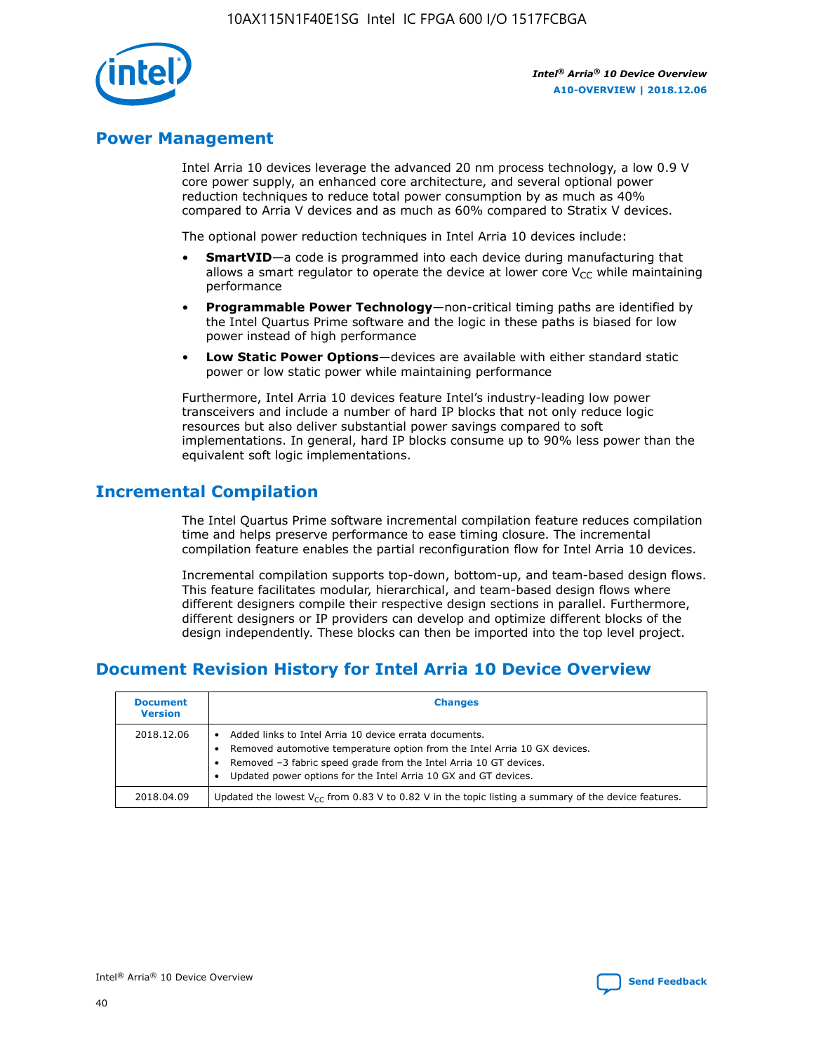## Power Management

Intel Arria 10 devices leverage the advanced 20 nm process technology, a low 0.9 V core power supply, an enhanced core architecture, and several optional power reduction techniques to reduce total power consumption by as much as 40% compared to Arria V devices and as much as 60% compared to Stratix V devices.

The optional power reduction techniques in Intel Arria 10 devices include:

- **SmartVID**—a code is programmed into each device during manufacturing that allows a smart regulator to operate the device at lower core $V_{CC}$ while maintaining performance
- **Programmable Power Technology**—non-critical timing paths are identified by the Intel Quartus Prime software and the logic in these paths is biased for low power instead of high performance
- **Low Static Power Options**—devices are available with either standard static power or low static power while maintaining performance

Furthermore, Intel Arria 10 devices feature Intel's industry-leading low power transceivers and include a number of hard IP blocks that not only reduce logic resources but also deliver substantial power savings compared to soft implementations. In general, hard IP blocks consume up to 90% less power than the equivalent soft logic implementations.

## Incremental Compilation

The Intel Quartus Prime software incremental compilation feature reduces compilation time and helps preserve performance to ease timing closure. The incremental compilation feature enables the partial reconfiguration flow for Intel Arria 10 devices.

Incremental compilation supports top-down, bottom-up, and team-based design flows. This feature facilitates modular, hierarchical, and team-based design flows where different designers compile their respective design sections in parallel. Furthermore, different designers or IP providers can develop and optimize different blocks of the design independently. These blocks can then be imported into the top level project.

## Document Revision History for Intel Arria 10 Device Overview

| Document Version | Changes |
|---|---|
| 2018.12.06 | • Added links to Intel Arria 10 device errata documents.<br>• Removed automotive temperature option from the Intel Arria 10 GX devices.<br>• Removed –3 fabric speed grade from the Intel Arria 10 GT devices.<br>• Updated power options for the Intel Arria 10 GX and GT devices. |
| 2018.04.09 | Updated the lowest $V_{CC}$ from 0.83 V to 0.82 V in the topic listing a summary of the device features. |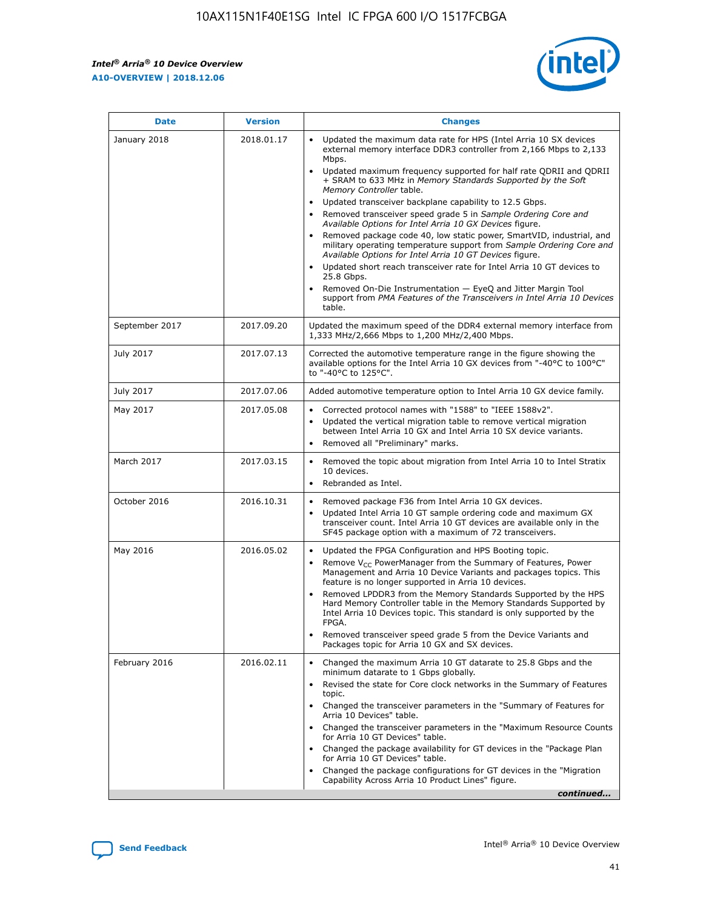| Date | Version | Changes |
| --- | --- | --- |
| January 2018 | 2018.01.17 | • Updated the maximum data rate for HPS (Intel Arria 10 SX devices external memory interface DDR3 controller from 2,166 Mbps to 2,133 Mbps.<br>• Updated maximum frequency supported for half rate QDRII and QDRII + SRAM to 633 MHz in *Memory Standards Supported by the Soft Memory Controller* table.<br>• Updated transceiver backplane capability to 12.5 Gbps.<br>• Removed transceiver speed grade 5 in *Sample Ordering Core and Available Options for Intel Arria 10 GX Devices* figure.<br>• Removed package code 40, low static power, SmartVID, industrial, and military operating temperature support from *Sample Ordering Core and Available Options for Intel Arria 10 GT Devices* figure.<br>• Updated short reach transceiver rate for Intel Arria 10 GT devices to 25.8 Gbps.<br>• Removed On-Die Instrumentation — EyeQ and Jitter Margin Tool support from *PMA Features of the Transceivers in Intel Arria 10 Devices* table. |
| September 2017 | 2017.09.20 | Updated the maximum speed of the DDR4 external memory interface from 1,333 MHz/2,666 Mbps to 1,200 MHz/2,400 Mbps. |
| July 2017 | 2017.07.13 | Corrected the automotive temperature range in the figure showing the available options for the Intel Arria 10 GX devices from "-40°C to 100°C" to "-40°C to 125°C". |
| July 2017 | 2017.07.06 | Added automotive temperature option to Intel Arria 10 GX device family. |
| May 2017 | 2017.05.08 | • Corrected protocol names with "1588" to "IEEE 1588v2".<br>• Updated the vertical migration table to remove vertical migration between Intel Arria 10 GX and Intel Arria 10 SX device variants.<br>• Removed all "Preliminary" marks. |
| March 2017 | 2017.03.15 | • Removed the topic about migration from Intel Arria 10 to Intel Stratix 10 devices.<br>• Rebranded as Intel. |
| October 2016 | 2016.10.31 | • Removed package F36 from Intel Arria 10 GX devices.<br>• Updated Intel Arria 10 GT sample ordering code and maximum GX transceiver count. Intel Arria 10 GT devices are available only in the SF45 package option with a maximum of 72 transceivers. |
| May 2016 | 2016.05.02 | • Updated the FPGA Configuration and HPS Booting topic.<br>• Remove $V_{CC}$ PowerManager from the Summary of Features, Power Management and Arria 10 Device Variants and packages topics. This feature is no longer supported in Arria 10 devices.<br>• Removed LPDDR3 from the Memory Standards Supported by the HPS Hard Memory Controller table in the Memory Standards Supported by Intel Arria 10 Devices topic. This standard is only supported by the FPGA.<br>• Removed transceiver speed grade 5 from the Device Variants and Packages topic for Arria 10 GX and SX devices. |
| February 2016 | 2016.02.11 | • Changed the maximum Arria 10 GT datarate to 25.8 Gbps and the minimum datarate to 1 Gbps globally.<br>• Revised the state for Core clock networks in the Summary of Features topic.<br>• Changed the transceiver parameters in the "Summary of Features for Arria 10 Devices" table.<br>• Changed the transceiver parameters in the "Maximum Resource Counts for Arria 10 GT Devices" table.<br>• Changed the package availability for GT devices in the "Package Plan for Arria 10 GT Devices" table.<br>• Changed the package configurations for GT devices in the "Migration Capability Across Arria 10 Product Lines" figure. |

*continued...*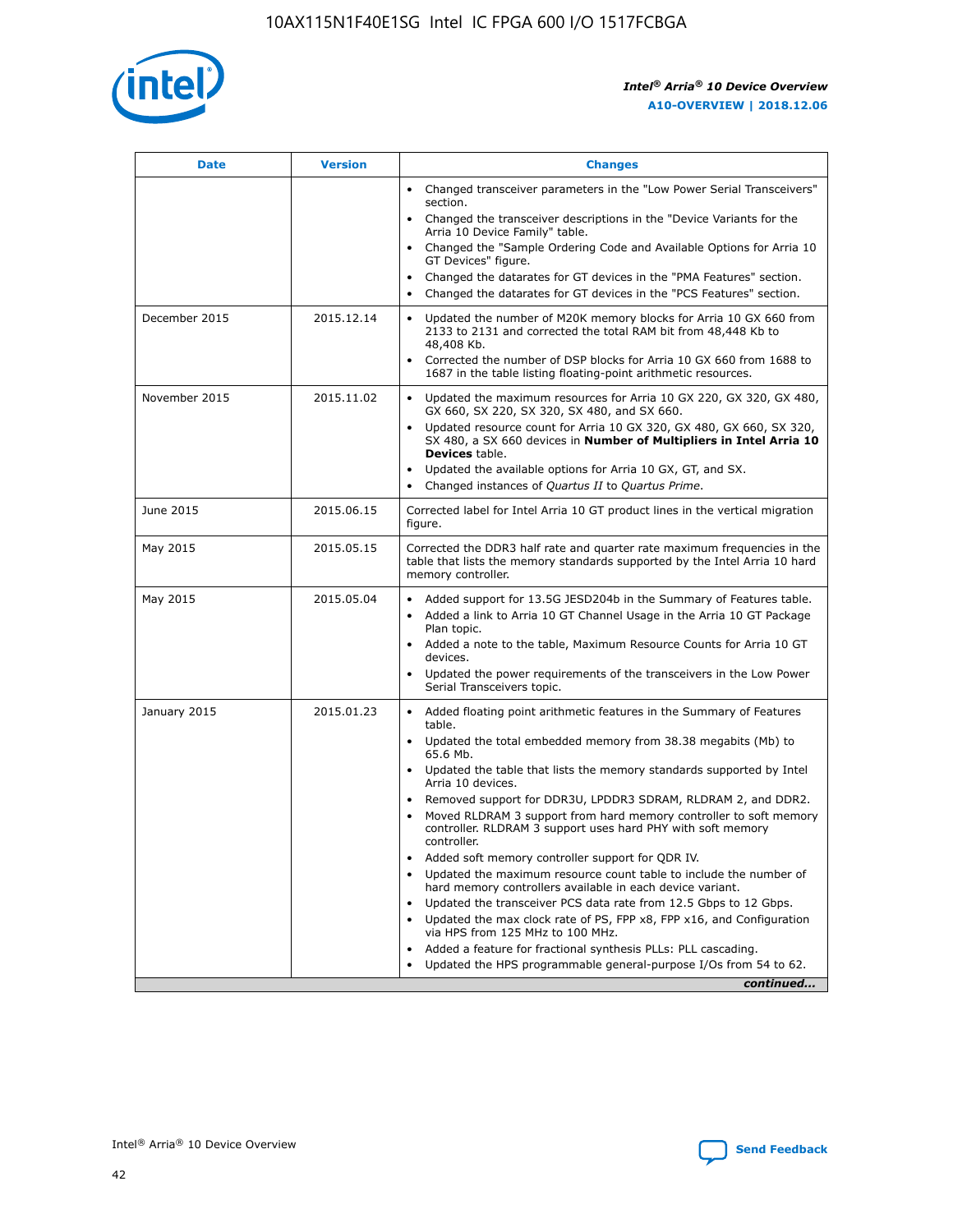| Date | Version | Changes |
| --- | --- | --- |
| | | • Changed transceiver parameters in the "Low Power Serial Transceivers" section.<br>• Changed the transceiver descriptions in the "Device Variants for the Arria 10 Device Family" table.<br>• Changed the "Sample Ordering Code and Available Options for Arria 10 GT Devices" figure.<br>• Changed the datarates for GT devices in the "PMA Features" section.<br>• Changed the datarates for GT devices in the "PCS Features" section. |
| December 2015 | 2015.12.14 | • Updated the number of M20K memory blocks for Arria 10 GX 660 from 2133 to 2131 and corrected the total RAM bit from 48,448 Kb to 48,408 Kb.<br>• Corrected the number of DSP blocks for Arria 10 GX 660 from 1688 to 1687 in the table listing floating-point arithmetic resources. |
| November 2015 | 2015.11.02 | • Updated the maximum resources for Arria 10 GX 220, GX 320, GX 480, GX 660, SX 220, SX 320, SX 480, and SX 660.<br>• Updated resource count for Arria 10 GX 320, GX 480, GX 660, SX 320, SX 480, a SX 660 devices in **Number of Multipliers in Intel Arria 10 Devices** table.<br>• Updated the available options for Arria 10 GX, GT, and SX.<br>• Changed instances of *Quartus II* to *Quartus Prime*. |
| June 2015 | 2015.06.15 | Corrected label for Intel Arria 10 GT product lines in the vertical migration figure. |
| May 2015 | 2015.05.15 | Corrected the DDR3 half rate and quarter rate maximum frequencies in the table that lists the memory standards supported by the Intel Arria 10 hard memory controller. |
| May 2015 | 2015.05.04 | • Added support for 13.5G JESD204b in the Summary of Features table.<br>• Added a link to Arria 10 GT Channel Usage in the Arria 10 GT Package Plan topic.<br>• Added a note to the table, Maximum Resource Counts for Arria 10 GT devices.<br>• Updated the power requirements of the transceivers in the Low Power Serial Transceivers topic. |
| January 2015 | 2015.01.23 | • Added floating point arithmetic features in the Summary of Features table.<br>• Updated the total embedded memory from 38.38 megabits (Mb) to 65.6 Mb.<br>• Updated the table that lists the memory standards supported by Intel Arria 10 devices.<br>• Removed support for DDR3U, LPDDR3 SDRAM, RLDRAM 2, and DDR2.<br>• Moved RLDRAM 3 support from hard memory controller to soft memory controller. RLDRAM 3 support uses hard PHY with soft memory controller.<br>• Added soft memory controller support for QDR IV.<br>• Updated the maximum resource count table to include the number of hard memory controllers available in each device variant.<br>• Updated the transceiver PCS data rate from 12.5 Gbps to 12 Gbps.<br>• Updated the max clock rate of PS, FPP x8, FPP x16, and Configuration via HPS from 125 MHz to 100 MHz.<br>• Added a feature for fractional synthesis PLLs: PLL cascading.<br>• Updated the HPS programmable general-purpose I/Os from 54 to 62. |

*continued...*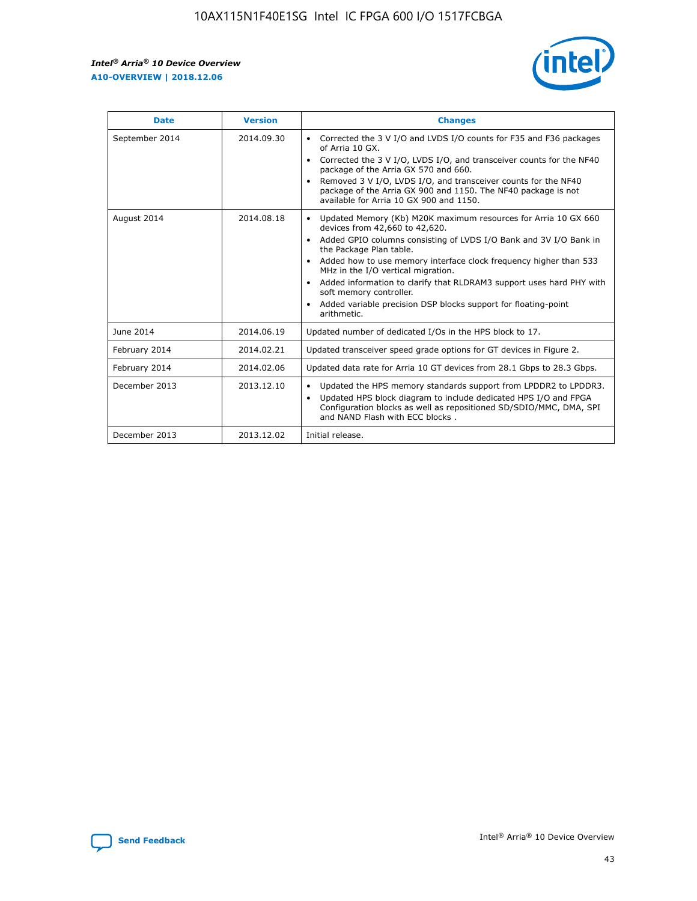| Date | Version | Changes |
| --- | --- | --- |
| September 2014 | 2014.09.30 | • Corrected the 3 V I/O and LVDS I/O counts for F35 and F36 packages of Arria 10 GX.<br>• Corrected the 3 V I/O, LVDS I/O, and transceiver counts for the NF40 package of the Arria GX 570 and 660.<br>• Removed 3 V I/O, LVDS I/O, and transceiver counts for the NF40 package of the Arria GX 900 and 1150. The NF40 package is not available for Arria 10 GX 900 and 1150. |
| August 2014 | 2014.08.18 | • Updated Memory (Kb) M20K maximum resources for Arria 10 GX 660 devices from 42,660 to 42,620.<br>• Added GPIO columns consisting of LVDS I/O Bank and 3V I/O Bank in the Package Plan table.<br>• Added how to use memory interface clock frequency higher than 533 MHz in the I/O vertical migration.<br>• Added information to clarify that RLDRAM3 support uses hard PHY with soft memory controller.<br>• Added variable precision DSP blocks support for floating-point arithmetic. |
| June 2014 | 2014.06.19 | Updated number of dedicated I/Os in the HPS block to 17. |
| February 2014 | 2014.02.21 | Updated transceiver speed grade options for GT devices in Figure 2. |
| February 2014 | 2014.02.06 | Updated data rate for Arria 10 GT devices from 28.1 Gbps to 28.3 Gbps. |
| December 2013 | 2013.12.10 | • Updated the HPS memory standards support from LPDDR2 to LPDDR3.<br>• Updated HPS block diagram to include dedicated HPS I/O and FPGA Configuration blocks as well as repositioned SD/SDIO/MMC, DMA, SPI and NAND Flash with ECC blocks . |
| December 2013 | 2013.12.02 | Initial release. |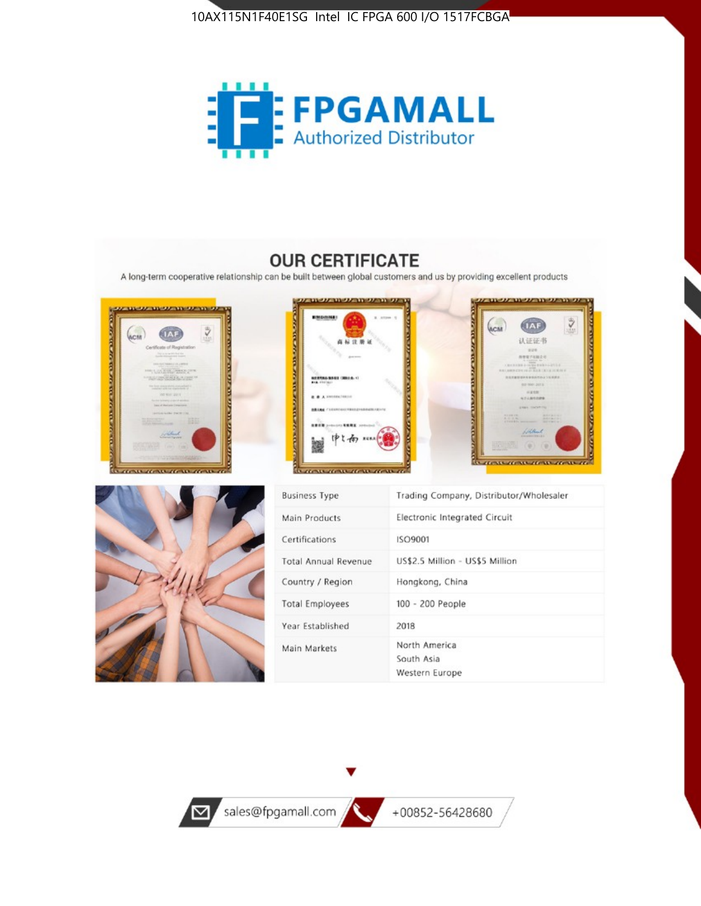FPGAMALL
Authorized Distributor

## OUR CERTIFICATE

A long-term cooperative relationship can be built between global customers and us by providing excellent products

| | |
|---|---|
| Business Type | Trading Company, Distributor/Wholesaler |
| Main Products | Electronic Integrated Circuit |
| Certifications | ISO9001 |
| Total Annual Revenue | US$2.5 Million - US$5 Million |
| Country / Region | Hongkong, China |
| Total Employees | 100 - 200 People |
| Year Established | 2018 |
| Main Markets | North America<br>South Asia<br>Western Europe |

sales@fpgamall.com

+00852-56428680